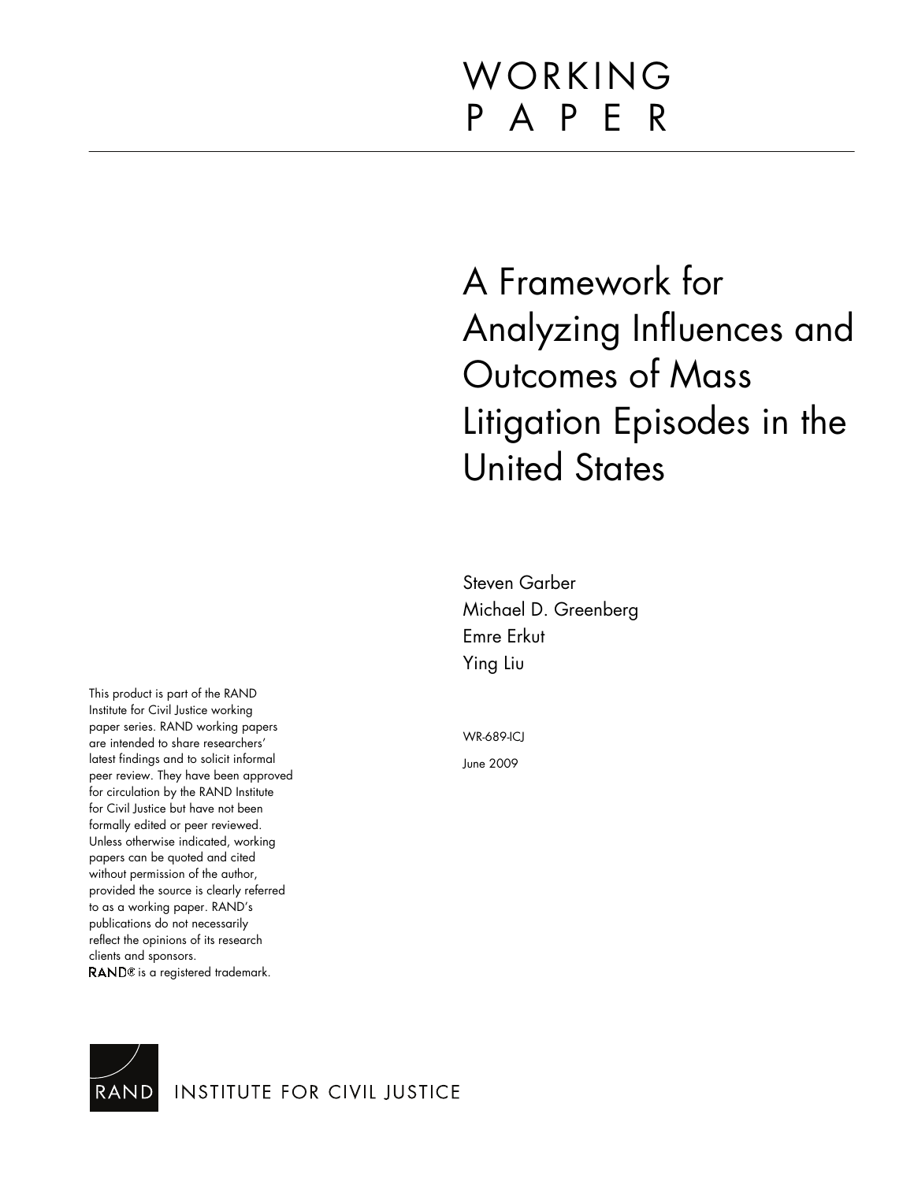# WORKING PAPER

# A Framework for Analyzing Influences and Outcomes of Mass Litigation Episodes in the United States

Steven Garber
Michael D. Greenberg
Emre Erkut
Ying Liu

WR-689-ICJ

June 2009

This product is part of the RAND Institute for Civil Justice working paper series. RAND working papers are intended to share researchers' latest findings and to solicit informal peer review. They have been approved for circulation by the RAND Institute for Civil Justice but have not been formally edited or peer reviewed. Unless otherwise indicated, working papers can be quoted and cited without permission of the author, provided the source is clearly referred to as a working paper. RAND's publications do not necessarily reflect the opinions of its research clients and sponsors. RAND® is a registered trademark.

RAND INSTITUTE FOR CIVIL JUSTICE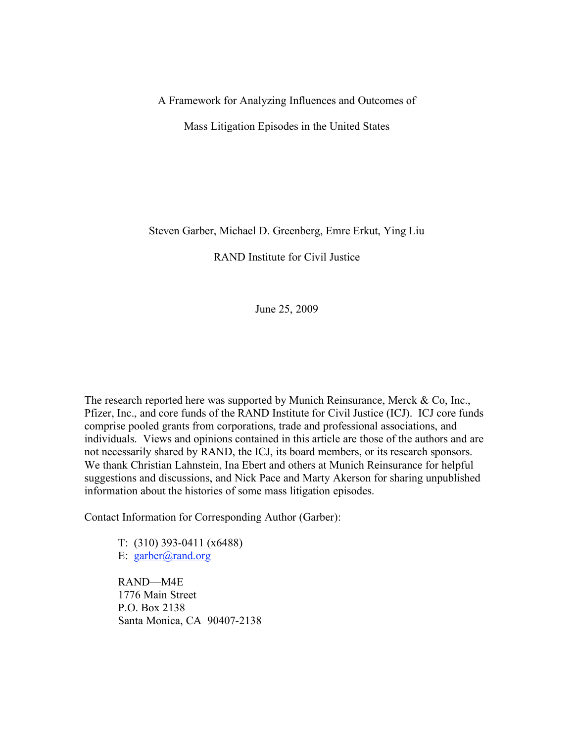# A Framework for Analyzing Influences and Outcomes of Mass Litigation Episodes in the United States

Steven Garber, Michael D. Greenberg, Emre Erkut, Ying Liu

RAND Institute for Civil Justice

June 25, 2009

The research reported here was supported by Munich Reinsurance, Merck & Co, Inc., Pfizer, Inc., and core funds of the RAND Institute for Civil Justice (ICJ). ICJ core funds comprise pooled grants from corporations, trade and professional associations, and individuals. Views and opinions contained in this article are those of the authors and are not necessarily shared by RAND, the ICJ, its board members, or its research sponsors. We thank Christian Lahnstein, Ina Ebert and others at Munich Reinsurance for helpful suggestions and discussions, and Nick Pace and Marty Akerson for sharing unpublished information about the histories of some mass litigation episodes.

Contact Information for Corresponding Author (Garber):

T: (310) 393-0411 (x6488)
E: garber@rand.org

RAND—M4E
1776 Main Street
P.O. Box 2138
Santa Monica, CA 90407-2138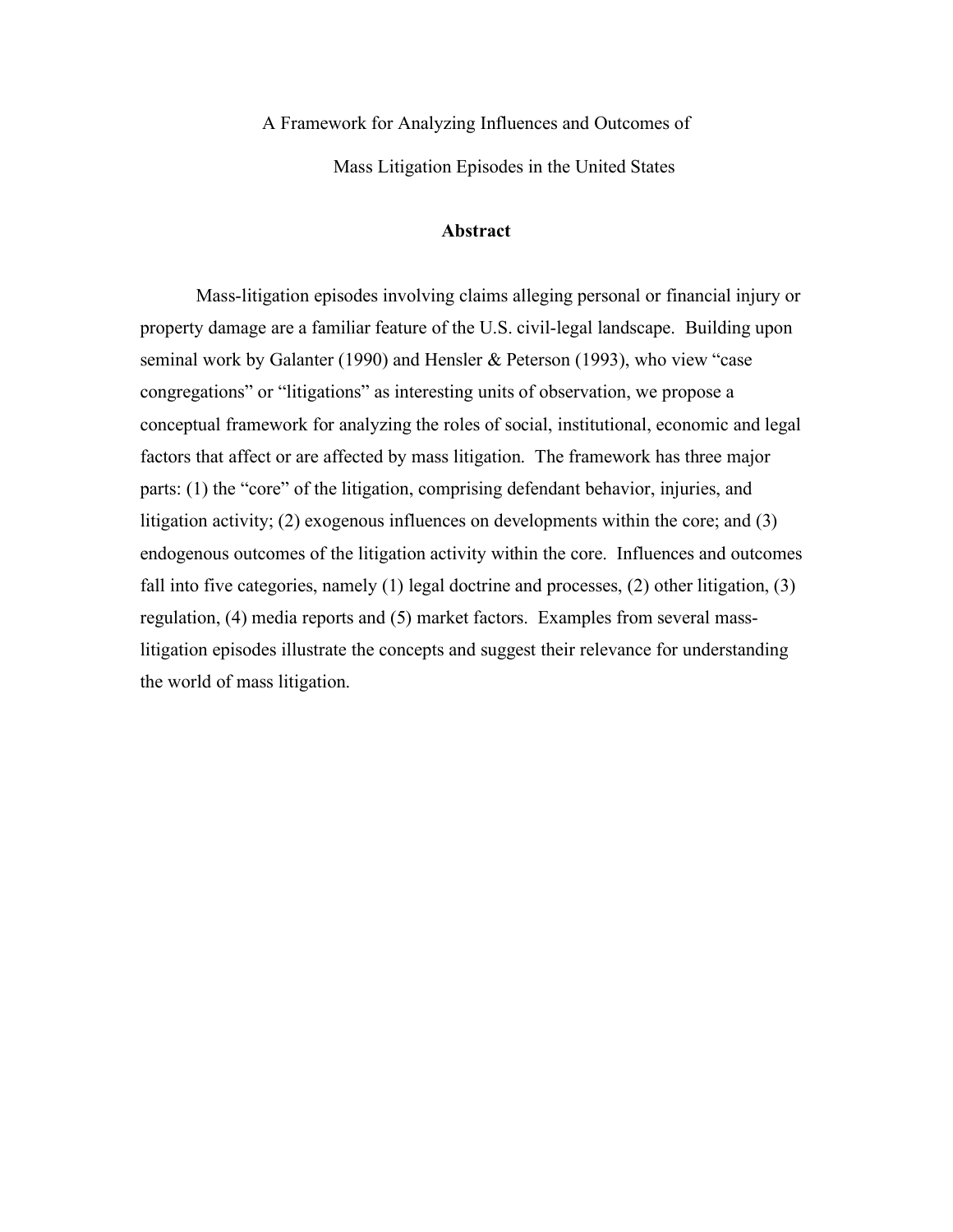A Framework for Analyzing Influences and Outcomes of

Mass Litigation Episodes in the United States

## Abstract

Mass-litigation episodes involving claims alleging personal or financial injury or property damage are a familiar feature of the U.S. civil-legal landscape. Building upon seminal work by Galanter (1990) and Hensler & Peterson (1993), who view "case congregations" or "litigations" as interesting units of observation, we propose a conceptual framework for analyzing the roles of social, institutional, economic and legal factors that affect or are affected by mass litigation. The framework has three major parts: (1) the "core" of the litigation, comprising defendant behavior, injuries, and litigation activity; (2) exogenous influences on developments within the core; and (3) endogenous outcomes of the litigation activity within the core. Influences and outcomes fall into five categories, namely (1) legal doctrine and processes, (2) other litigation, (3) regulation, (4) media reports and (5) market factors. Examples from several mass-litigation episodes illustrate the concepts and suggest their relevance for understanding the world of mass litigation.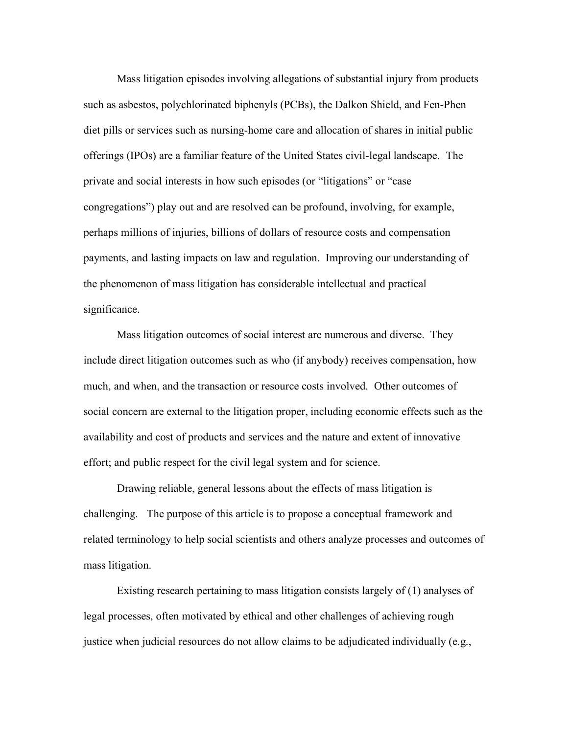Mass litigation episodes involving allegations of substantial injury from products such as asbestos, polychlorinated biphenyls (PCBs), the Dalkon Shield, and Fen-Phen diet pills or services such as nursing-home care and allocation of shares in initial public offerings (IPOs) are a familiar feature of the United States civil-legal landscape. The private and social interests in how such episodes (or "litigations" or "case congregations") play out and are resolved can be profound, involving, for example, perhaps millions of injuries, billions of dollars of resource costs and compensation payments, and lasting impacts on law and regulation. Improving our understanding of the phenomenon of mass litigation has considerable intellectual and practical significance.

Mass litigation outcomes of social interest are numerous and diverse. They include direct litigation outcomes such as who (if anybody) receives compensation, how much, and when, and the transaction or resource costs involved. Other outcomes of social concern are external to the litigation proper, including economic effects such as the availability and cost of products and services and the nature and extent of innovative effort; and public respect for the civil legal system and for science.

Drawing reliable, general lessons about the effects of mass litigation is challenging. The purpose of this article is to propose a conceptual framework and related terminology to help social scientists and others analyze processes and outcomes of mass litigation.

Existing research pertaining to mass litigation consists largely of (1) analyses of legal processes, often motivated by ethical and other challenges of achieving rough justice when judicial resources do not allow claims to be adjudicated individually (e.g.,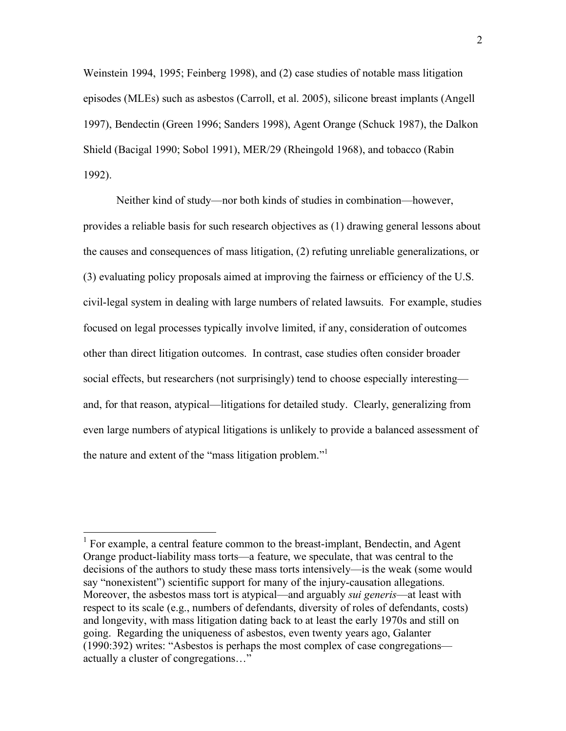Weinstein 1994, 1995; Feinberg 1998), and (2) case studies of notable mass litigation episodes (MLEs) such as asbestos (Carroll, et al. 2005), silicone breast implants (Angell 1997), Bendectin (Green 1996; Sanders 1998), Agent Orange (Schuck 1987), the Dalkon Shield (Bacigal 1990; Sobol 1991), MER/29 (Rheingold 1968), and tobacco (Rabin 1992).

Neither kind of study—nor both kinds of studies in combination—however, provides a reliable basis for such research objectives as (1) drawing general lessons about the causes and consequences of mass litigation, (2) refuting unreliable generalizations, or (3) evaluating policy proposals aimed at improving the fairness or efficiency of the U.S. civil-legal system in dealing with large numbers of related lawsuits. For example, studies focused on legal processes typically involve limited, if any, consideration of outcomes other than direct litigation outcomes. In contrast, case studies often consider broader social effects, but researchers (not surprisingly) tend to choose especially interesting—and, for that reason, atypical—litigations for detailed study. Clearly, generalizing from even large numbers of atypical litigations is unlikely to provide a balanced assessment of the nature and extent of the "mass litigation problem."[1]

---

[1] For example, a central feature common to the breast-implant, Bendectin, and Agent Orange product-liability mass torts—a feature, we speculate, that was central to the decisions of the authors to study these mass torts intensively—is the weak (some would say "nonexistent") scientific support for many of the injury-causation allegations. Moreover, the asbestos mass tort is atypical—and arguably *sui generis*—at least with respect to its scale (e.g., numbers of defendants, diversity of roles of defendants, costs) and longevity, with mass litigation dating back to at least the early 1970s and still on going. Regarding the uniqueness of asbestos, even twenty years ago, Galanter (1990:392) writes: "Asbestos is perhaps the most complex of case congregations—actually a cluster of congregations…"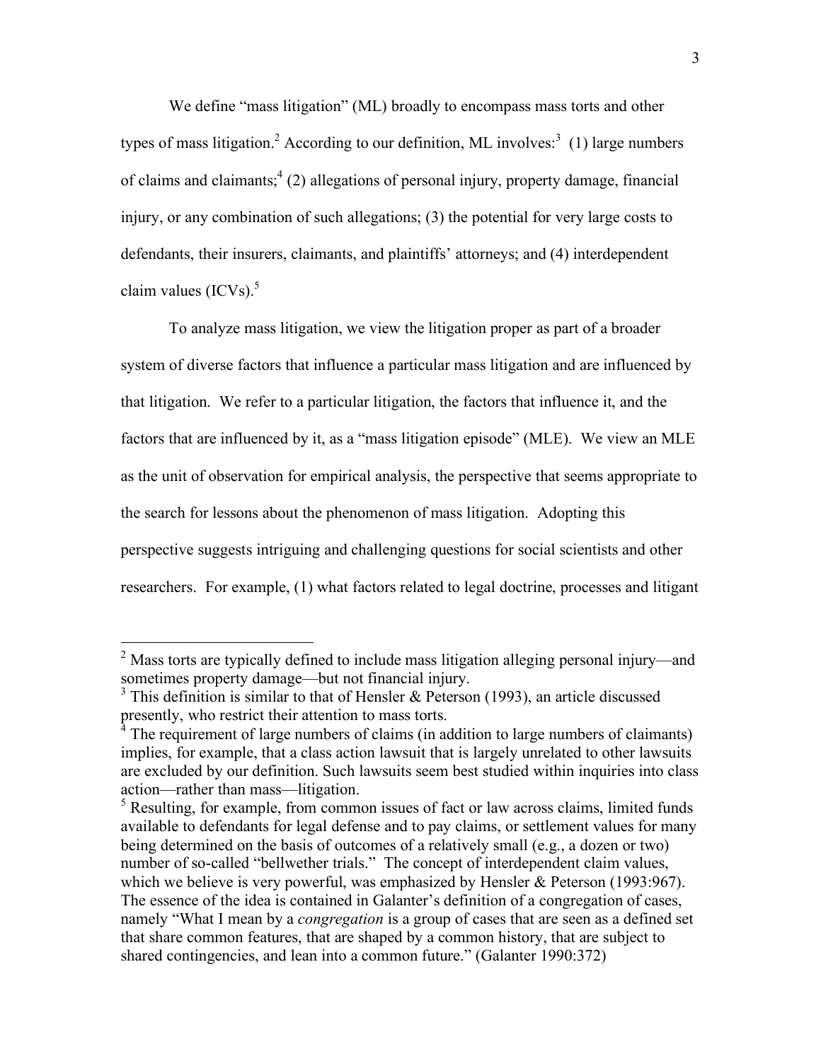We define "mass litigation" (ML) broadly to encompass mass torts and other types of mass litigation.[2] According to our definition, ML involves:[3] (1) large numbers of claims and claimants;[4] (2) allegations of personal injury, property damage, financial injury, or any combination of such allegations; (3) the potential for very large costs to defendants, their insurers, claimants, and plaintiffs' attorneys; and (4) interdependent claim values (ICVs).[5]

To analyze mass litigation, we view the litigation proper as part of a broader system of diverse factors that influence a particular mass litigation and are influenced by that litigation. We refer to a particular litigation, the factors that influence it, and the factors that are influenced by it, as a "mass litigation episode" (MLE). We view an MLE as the unit of observation for empirical analysis, the perspective that seems appropriate to the search for lessons about the phenomenon of mass litigation. Adopting this perspective suggests intriguing and challenging questions for social scientists and other researchers. For example, (1) what factors related to legal doctrine, processes and litigant

---

[2] Mass torts are typically defined to include mass litigation alleging personal injury—and sometimes property damage—but not financial injury.

[3] This definition is similar to that of Hensler & Peterson (1993), an article discussed presently, who restrict their attention to mass torts.

[4] The requirement of large numbers of claims (in addition to large numbers of claimants) implies, for example, that a class action lawsuit that is largely unrelated to other lawsuits are excluded by our definition. Such lawsuits seem best studied within inquiries into class action—rather than mass—litigation.

[5] Resulting, for example, from common issues of fact or law across claims, limited funds available to defendants for legal defense and to pay claims, or settlement values for many being determined on the basis of outcomes of a relatively small (e.g., a dozen or two) number of so-called "bellwether trials." The concept of interdependent claim values, which we believe is very powerful, was emphasized by Hensler & Peterson (1993:967). The essence of the idea is contained in Galanter's definition of a congregation of cases, namely "What I mean by a *congregation* is a group of cases that are seen as a defined set that share common features, that are shaped by a common history, that are subject to shared contingencies, and lean into a common future." (Galanter 1990:372)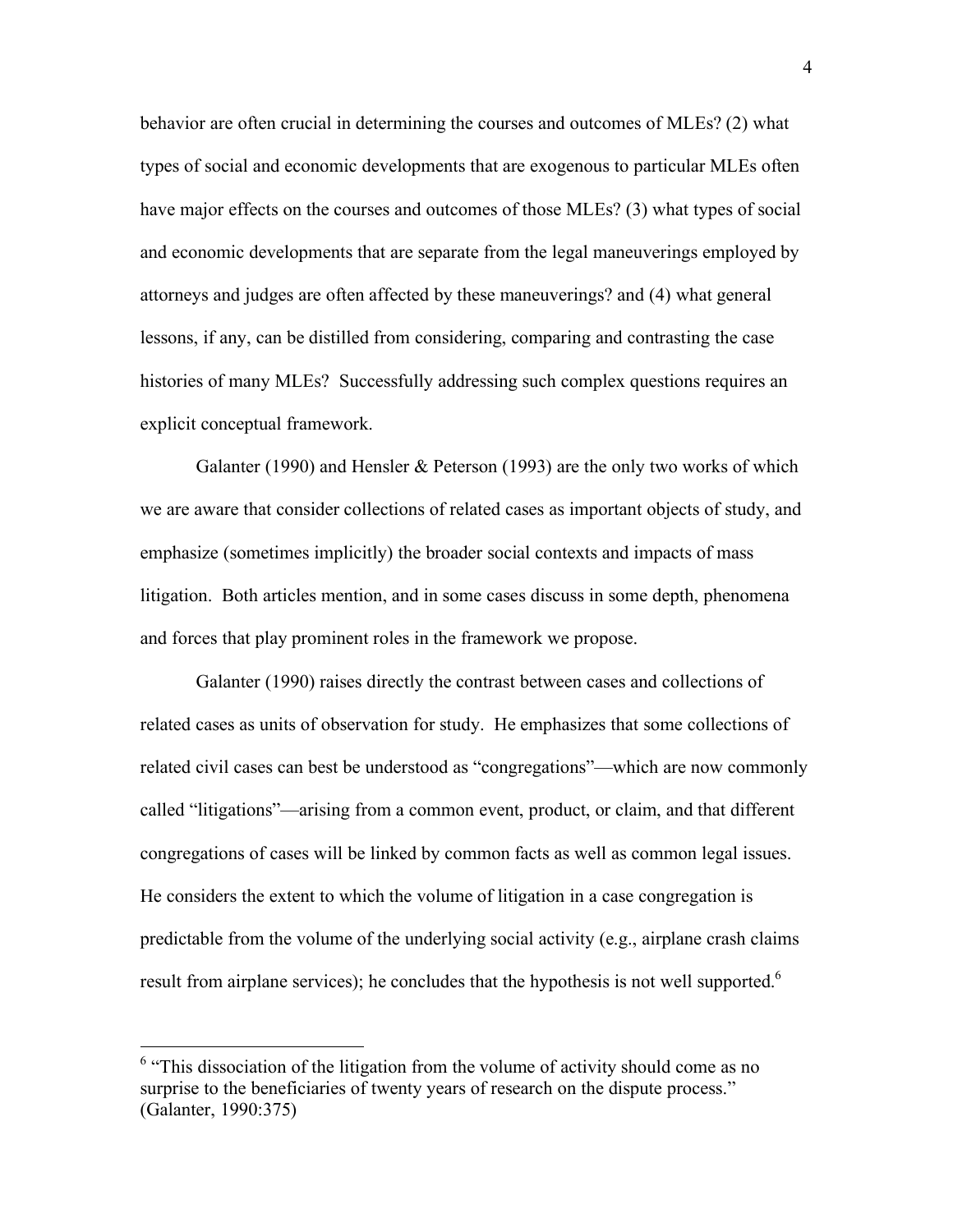behavior are often crucial in determining the courses and outcomes of MLEs? (2) what types of social and economic developments that are exogenous to particular MLEs often have major effects on the courses and outcomes of those MLEs? (3) what types of social and economic developments that are separate from the legal maneuverings employed by attorneys and judges are often affected by these maneuverings? and (4) what general lessons, if any, can be distilled from considering, comparing and contrasting the case histories of many MLEs? Successfully addressing such complex questions requires an explicit conceptual framework.

Galanter (1990) and Hensler & Peterson (1993) are the only two works of which we are aware that consider collections of related cases as important objects of study, and emphasize (sometimes implicitly) the broader social contexts and impacts of mass litigation. Both articles mention, and in some cases discuss in some depth, phenomena and forces that play prominent roles in the framework we propose.

Galanter (1990) raises directly the contrast between cases and collections of related cases as units of observation for study. He emphasizes that some collections of related civil cases can best be understood as "congregations"—which are now commonly called "litigations"—arising from a common event, product, or claim, and that different congregations of cases will be linked by common facts as well as common legal issues. He considers the extent to which the volume of litigation in a case congregation is predictable from the volume of the underlying social activity (e.g., airplane crash claims result from airplane services); he concludes that the hypothesis is not well supported.[6]

[6] "This dissociation of the litigation from the volume of activity should come as no surprise to the beneficiaries of twenty years of research on the dispute process." (Galanter, 1990:375)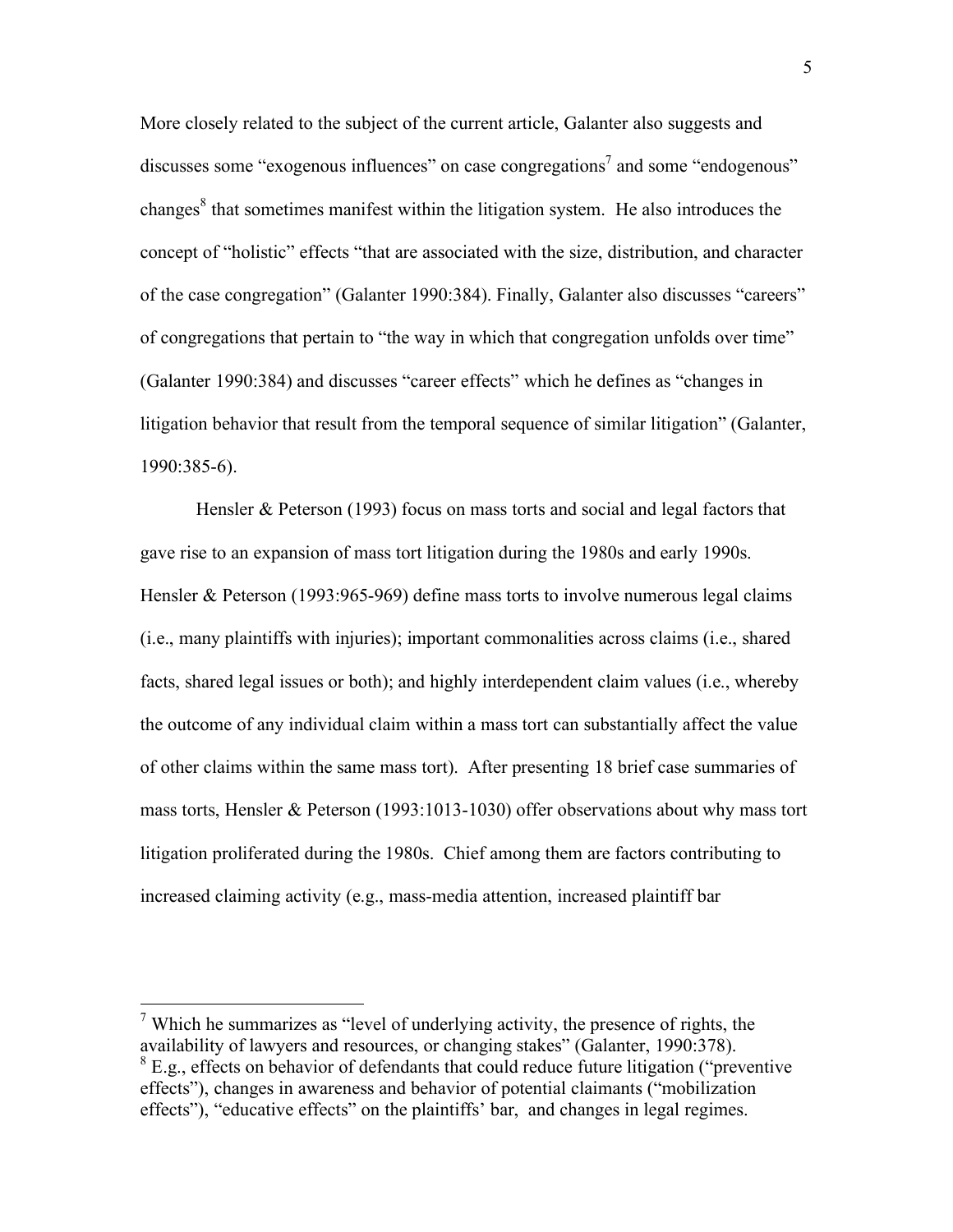More closely related to the subject of the current article, Galanter also suggests and discusses some "exogenous influences" on case congregations[7] and some "endogenous" changes[8] that sometimes manifest within the litigation system. He also introduces the concept of "holistic" effects "that are associated with the size, distribution, and character of the case congregation" (Galanter 1990:384). Finally, Galanter also discusses "careers" of congregations that pertain to "the way in which that congregation unfolds over time" (Galanter 1990:384) and discusses "career effects" which he defines as "changes in litigation behavior that result from the temporal sequence of similar litigation" (Galanter, 1990:385-6).

Hensler & Peterson (1993) focus on mass torts and social and legal factors that gave rise to an expansion of mass tort litigation during the 1980s and early 1990s. Hensler & Peterson (1993:965-969) define mass torts to involve numerous legal claims (i.e., many plaintiffs with injuries); important commonalities across claims (i.e., shared facts, shared legal issues or both); and highly interdependent claim values (i.e., whereby the outcome of any individual claim within a mass tort can substantially affect the value of other claims within the same mass tort). After presenting 18 brief case summaries of mass torts, Hensler & Peterson (1993:1013-1030) offer observations about why mass tort litigation proliferated during the 1980s. Chief among them are factors contributing to increased claiming activity (e.g., mass-media attention, increased plaintiff bar

[7] Which he summarizes as "level of underlying activity, the presence of rights, the availability of lawyers and resources, or changing stakes" (Galanter, 1990:378).

[8] E.g., effects on behavior of defendants that could reduce future litigation ("preventive effects"), changes in awareness and behavior of potential claimants ("mobilization effects"), "educative effects" on the plaintiffs' bar, and changes in legal regimes.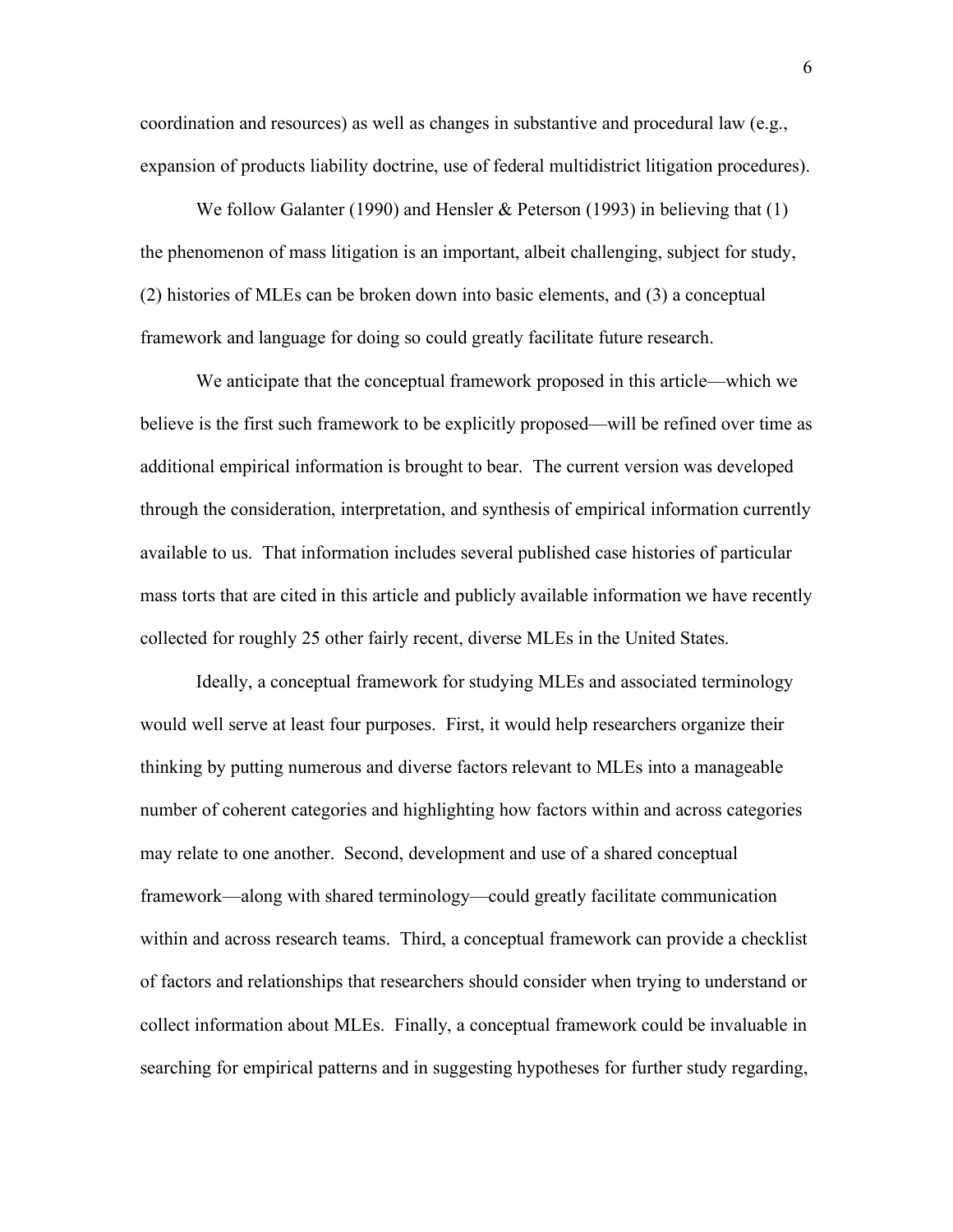coordination and resources) as well as changes in substantive and procedural law (e.g., expansion of products liability doctrine, use of federal multidistrict litigation procedures).

We follow Galanter (1990) and Hensler & Peterson (1993) in believing that (1) the phenomenon of mass litigation is an important, albeit challenging, subject for study, (2) histories of MLEs can be broken down into basic elements, and (3) a conceptual framework and language for doing so could greatly facilitate future research.

We anticipate that the conceptual framework proposed in this article—which we believe is the first such framework to be explicitly proposed—will be refined over time as additional empirical information is brought to bear. The current version was developed through the consideration, interpretation, and synthesis of empirical information currently available to us. That information includes several published case histories of particular mass torts that are cited in this article and publicly available information we have recently collected for roughly 25 other fairly recent, diverse MLEs in the United States.

Ideally, a conceptual framework for studying MLEs and associated terminology would well serve at least four purposes. First, it would help researchers organize their thinking by putting numerous and diverse factors relevant to MLEs into a manageable number of coherent categories and highlighting how factors within and across categories may relate to one another. Second, development and use of a shared conceptual framework—along with shared terminology—could greatly facilitate communication within and across research teams. Third, a conceptual framework can provide a checklist of factors and relationships that researchers should consider when trying to understand or collect information about MLEs. Finally, a conceptual framework could be invaluable in searching for empirical patterns and in suggesting hypotheses for further study regarding,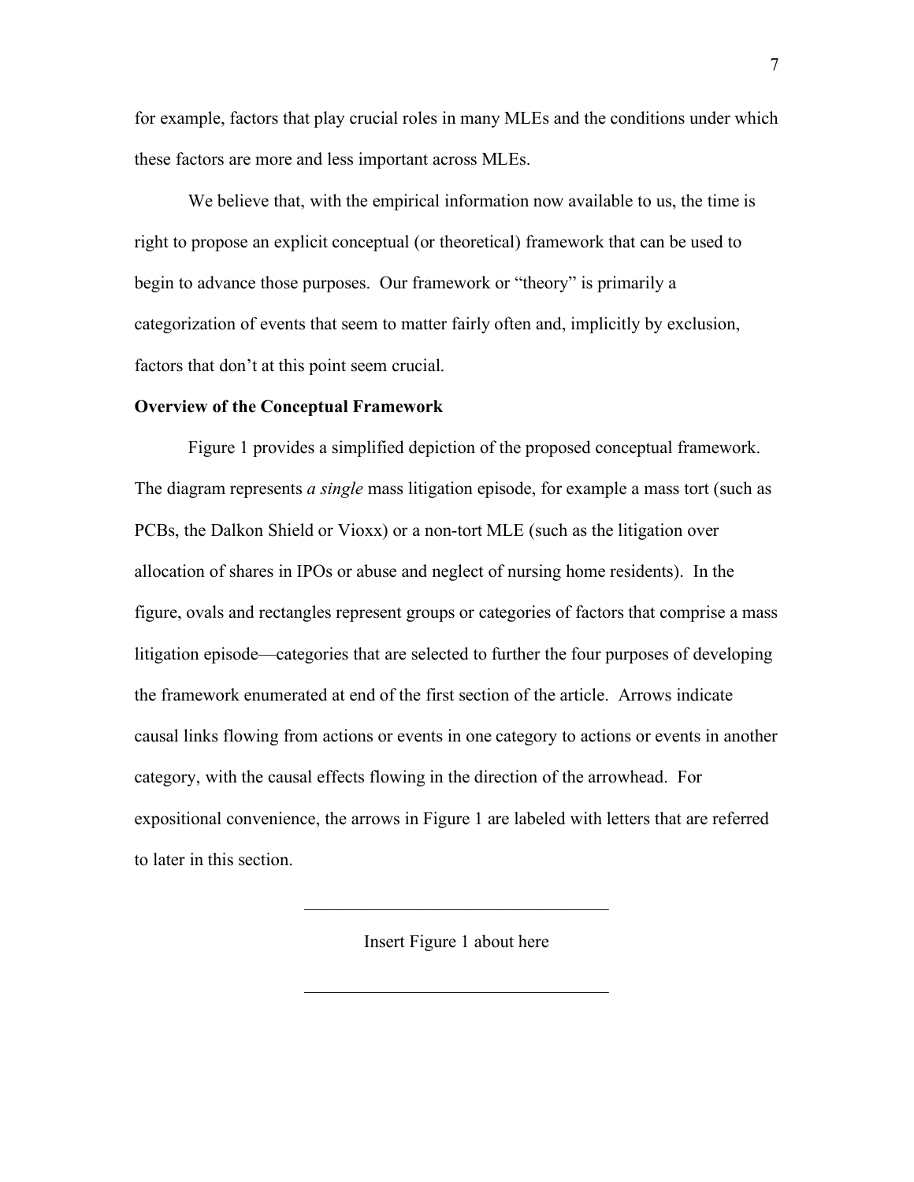for example, factors that play crucial roles in many MLEs and the conditions under which these factors are more and less important across MLEs.

We believe that, with the empirical information now available to us, the time is right to propose an explicit conceptual (or theoretical) framework that can be used to begin to advance those purposes. Our framework or "theory" is primarily a categorization of events that seem to matter fairly often and, implicitly by exclusion, factors that don't at this point seem crucial.

**Overview of the Conceptual Framework**

Figure 1 provides a simplified depiction of the proposed conceptual framework. The diagram represents *a single* mass litigation episode, for example a mass tort (such as PCBs, the Dalkon Shield or Vioxx) or a non-tort MLE (such as the litigation over allocation of shares in IPOs or abuse and neglect of nursing home residents). In the figure, ovals and rectangles represent groups or categories of factors that comprise a mass litigation episode—categories that are selected to further the four purposes of developing the framework enumerated at end of the first section of the article. Arrows indicate causal links flowing from actions or events in one category to actions or events in another category, with the causal effects flowing in the direction of the arrowhead. For expositional convenience, the arrows in Figure 1 are labeled with letters that are referred to later in this section.

---

Insert Figure 1 about here

---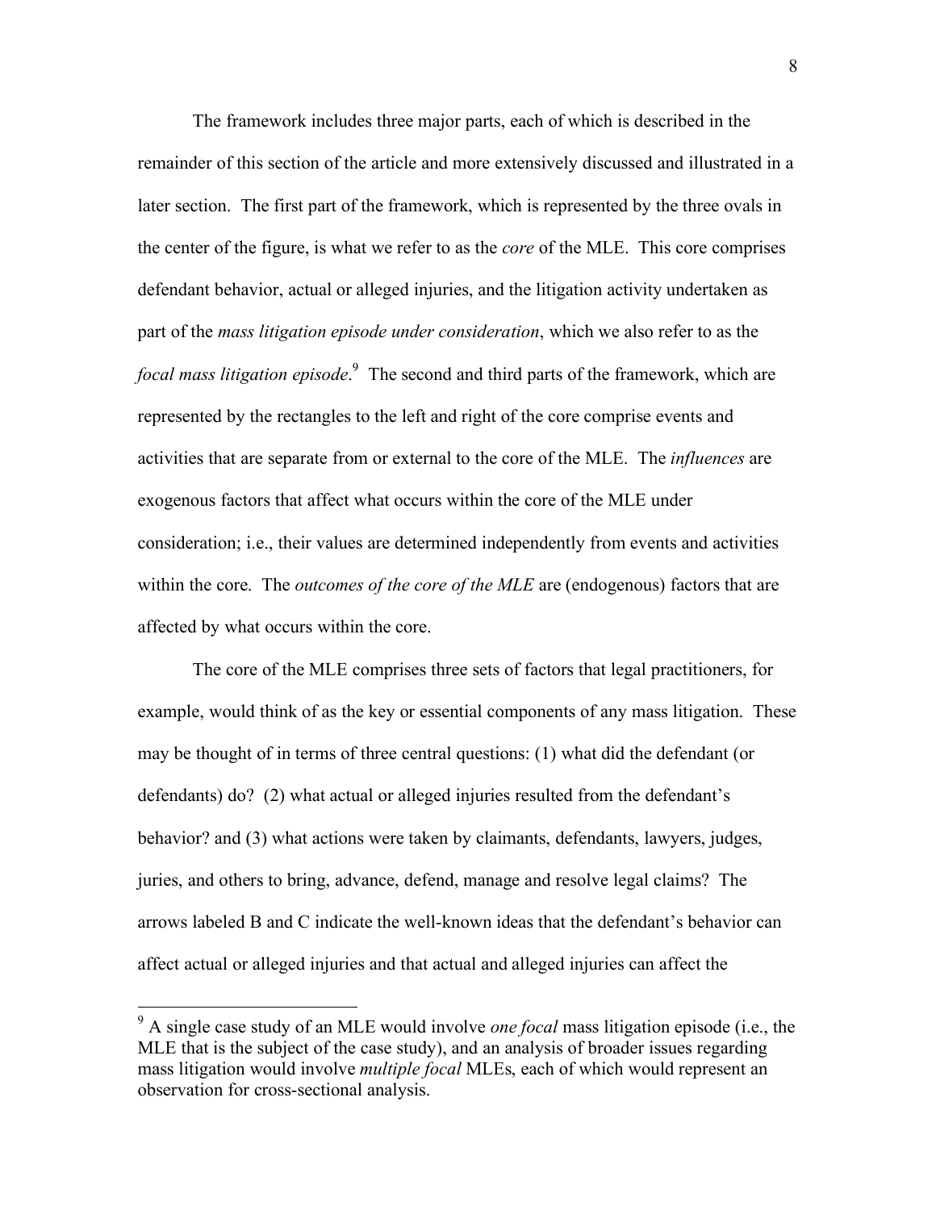The framework includes three major parts, each of which is described in the remainder of this section of the article and more extensively discussed and illustrated in a later section. The first part of the framework, which is represented by the three ovals in the center of the figure, is what we refer to as the *core* of the MLE. This core comprises defendant behavior, actual or alleged injuries, and the litigation activity undertaken as part of the *mass litigation episode under consideration*, which we also refer to as the *focal mass litigation episode*.[9] The second and third parts of the framework, which are represented by the rectangles to the left and right of the core comprise events and activities that are separate from or external to the core of the MLE. The *influences* are exogenous factors that affect what occurs within the core of the MLE under consideration; i.e., their values are determined independently from events and activities within the core. The *outcomes of the core of the MLE* are (endogenous) factors that are affected by what occurs within the core.

The core of the MLE comprises three sets of factors that legal practitioners, for example, would think of as the key or essential components of any mass litigation. These may be thought of in terms of three central questions: (1) what did the defendant (or defendants) do? (2) what actual or alleged injuries resulted from the defendant's behavior? and (3) what actions were taken by claimants, defendants, lawyers, judges, juries, and others to bring, advance, defend, manage and resolve legal claims? The arrows labeled B and C indicate the well-known ideas that the defendant's behavior can affect actual or alleged injuries and that actual and alleged injuries can affect the

[9] A single case study of an MLE would involve *one focal* mass litigation episode (i.e., the MLE that is the subject of the case study), and an analysis of broader issues regarding mass litigation would involve *multiple focal* MLEs, each of which would represent an observation for cross-sectional analysis.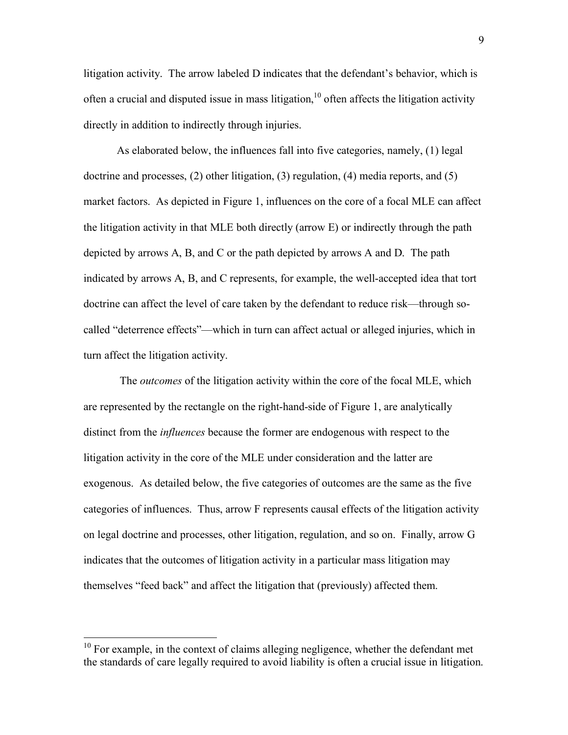litigation activity. The arrow labeled D indicates that the defendant's behavior, which is often a crucial and disputed issue in mass litigation,[10] often affects the litigation activity directly in addition to indirectly through injuries.

As elaborated below, the influences fall into five categories, namely, (1) legal doctrine and processes, (2) other litigation, (3) regulation, (4) media reports, and (5) market factors. As depicted in Figure 1, influences on the core of a focal MLE can affect the litigation activity in that MLE both directly (arrow E) or indirectly through the path depicted by arrows A, B, and C or the path depicted by arrows A and D. The path indicated by arrows A, B, and C represents, for example, the well-accepted idea that tort doctrine can affect the level of care taken by the defendant to reduce risk—through so-called "deterrence effects"—which in turn can affect actual or alleged injuries, which in turn affect the litigation activity.

The *outcomes* of the litigation activity within the core of the focal MLE, which are represented by the rectangle on the right-hand-side of Figure 1, are analytically distinct from the *influences* because the former are endogenous with respect to the litigation activity in the core of the MLE under consideration and the latter are exogenous. As detailed below, the five categories of outcomes are the same as the five categories of influences. Thus, arrow F represents causal effects of the litigation activity on legal doctrine and processes, other litigation, regulation, and so on. Finally, arrow G indicates that the outcomes of litigation activity in a particular mass litigation may themselves "feed back" and affect the litigation that (previously) affected them.

[10] For example, in the context of claims alleging negligence, whether the defendant met the standards of care legally required to avoid liability is often a crucial issue in litigation.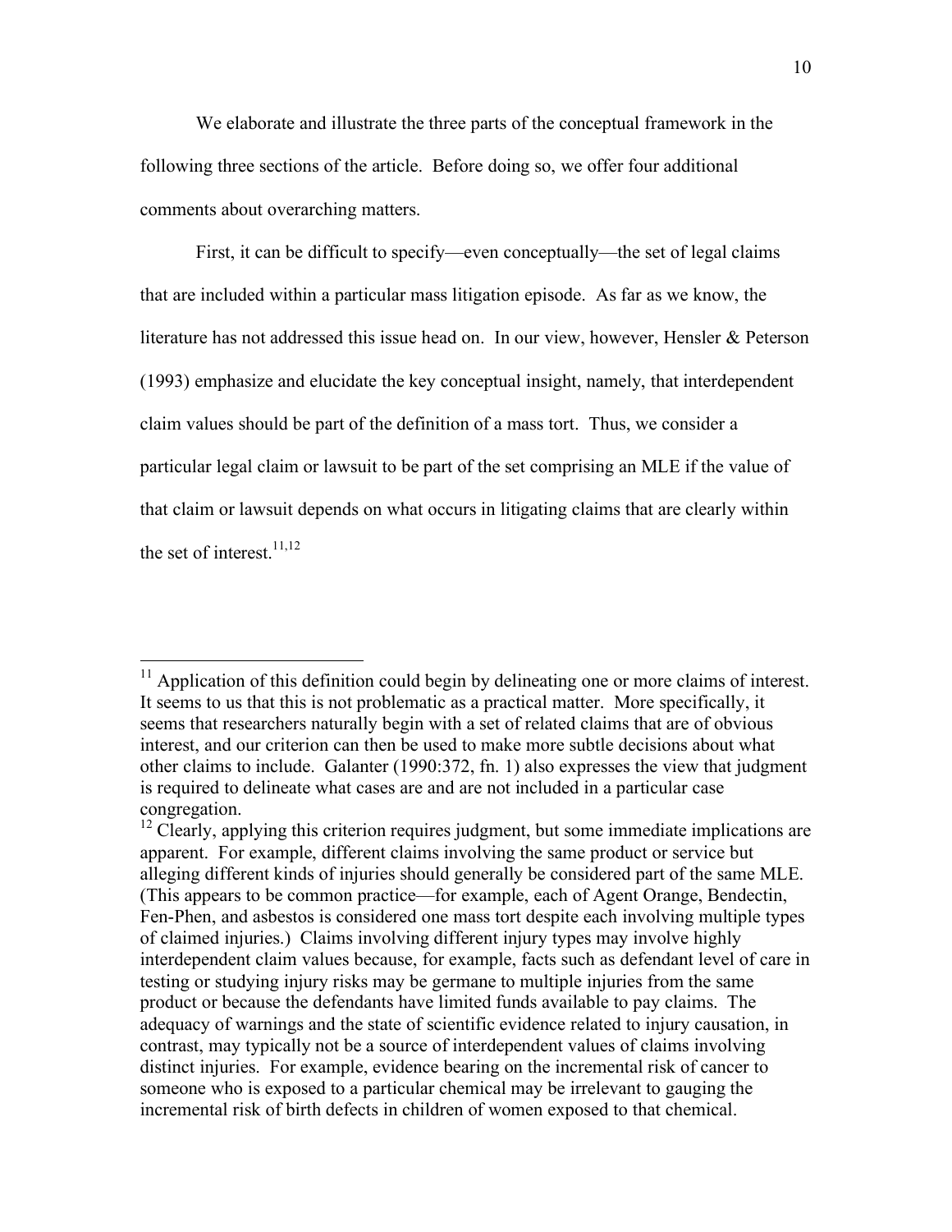We elaborate and illustrate the three parts of the conceptual framework in the following three sections of the article. Before doing so, we offer four additional comments about overarching matters.

First, it can be difficult to specify—even conceptually—the set of legal claims that are included within a particular mass litigation episode. As far as we know, the literature has not addressed this issue head on. In our view, however, Hensler & Peterson (1993) emphasize and elucidate the key conceptual insight, namely, that interdependent claim values should be part of the definition of a mass tort. Thus, we consider a particular legal claim or lawsuit to be part of the set comprising an MLE if the value of that claim or lawsuit depends on what occurs in litigating claims that are clearly within the set of interest.[11,12]

---

[11] Application of this definition could begin by delineating one or more claims of interest. It seems to us that this is not problematic as a practical matter. More specifically, it seems that researchers naturally begin with a set of related claims that are of obvious interest, and our criterion can then be used to make more subtle decisions about what other claims to include. Galanter (1990:372, fn. 1) also expresses the view that judgment is required to delineate what cases are and are not included in a particular case congregation.

[12] Clearly, applying this criterion requires judgment, but some immediate implications are apparent. For example, different claims involving the same product or service but alleging different kinds of injuries should generally be considered part of the same MLE. (This appears to be common practice—for example, each of Agent Orange, Bendectin, Fen-Phen, and asbestos is considered one mass tort despite each involving multiple types of claimed injuries.) Claims involving different injury types may involve highly interdependent claim values because, for example, facts such as defendant level of care in testing or studying injury risks may be germane to multiple injuries from the same product or because the defendants have limited funds available to pay claims. The adequacy of warnings and the state of scientific evidence related to injury causation, in contrast, may typically not be a source of interdependent values of claims involving distinct injuries. For example, evidence bearing on the incremental risk of cancer to someone who is exposed to a particular chemical may be irrelevant to gauging the incremental risk of birth defects in children of women exposed to that chemical.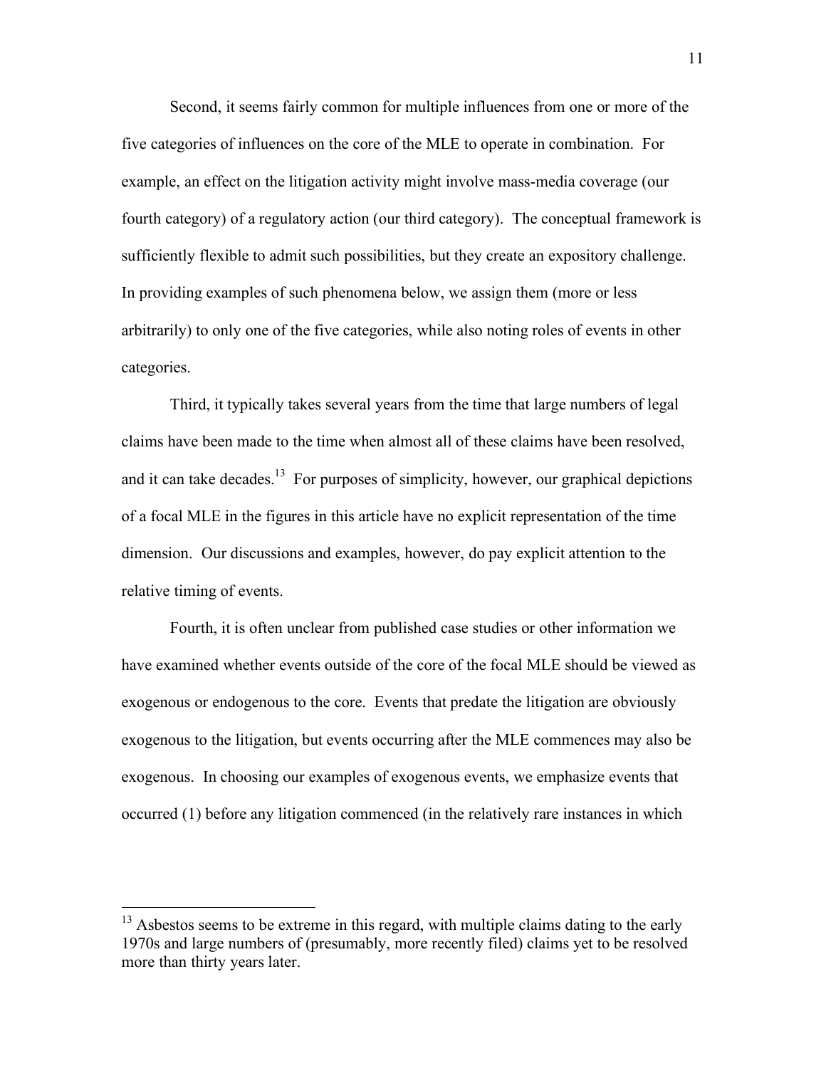Second, it seems fairly common for multiple influences from one or more of the five categories of influences on the core of the MLE to operate in combination. For example, an effect on the litigation activity might involve mass-media coverage (our fourth category) of a regulatory action (our third category). The conceptual framework is sufficiently flexible to admit such possibilities, but they create an expository challenge. In providing examples of such phenomena below, we assign them (more or less arbitrarily) to only one of the five categories, while also noting roles of events in other categories.

Third, it typically takes several years from the time that large numbers of legal claims have been made to the time when almost all of these claims have been resolved, and it can take decades.[13] For purposes of simplicity, however, our graphical depictions of a focal MLE in the figures in this article have no explicit representation of the time dimension. Our discussions and examples, however, do pay explicit attention to the relative timing of events.

Fourth, it is often unclear from published case studies or other information we have examined whether events outside of the core of the focal MLE should be viewed as exogenous or endogenous to the core. Events that predate the litigation are obviously exogenous to the litigation, but events occurring after the MLE commences may also be exogenous. In choosing our examples of exogenous events, we emphasize events that occurred (1) before any litigation commenced (in the relatively rare instances in which

---

[13] Asbestos seems to be extreme in this regard, with multiple claims dating to the early 1970s and large numbers of (presumably, more recently filed) claims yet to be resolved more than thirty years later.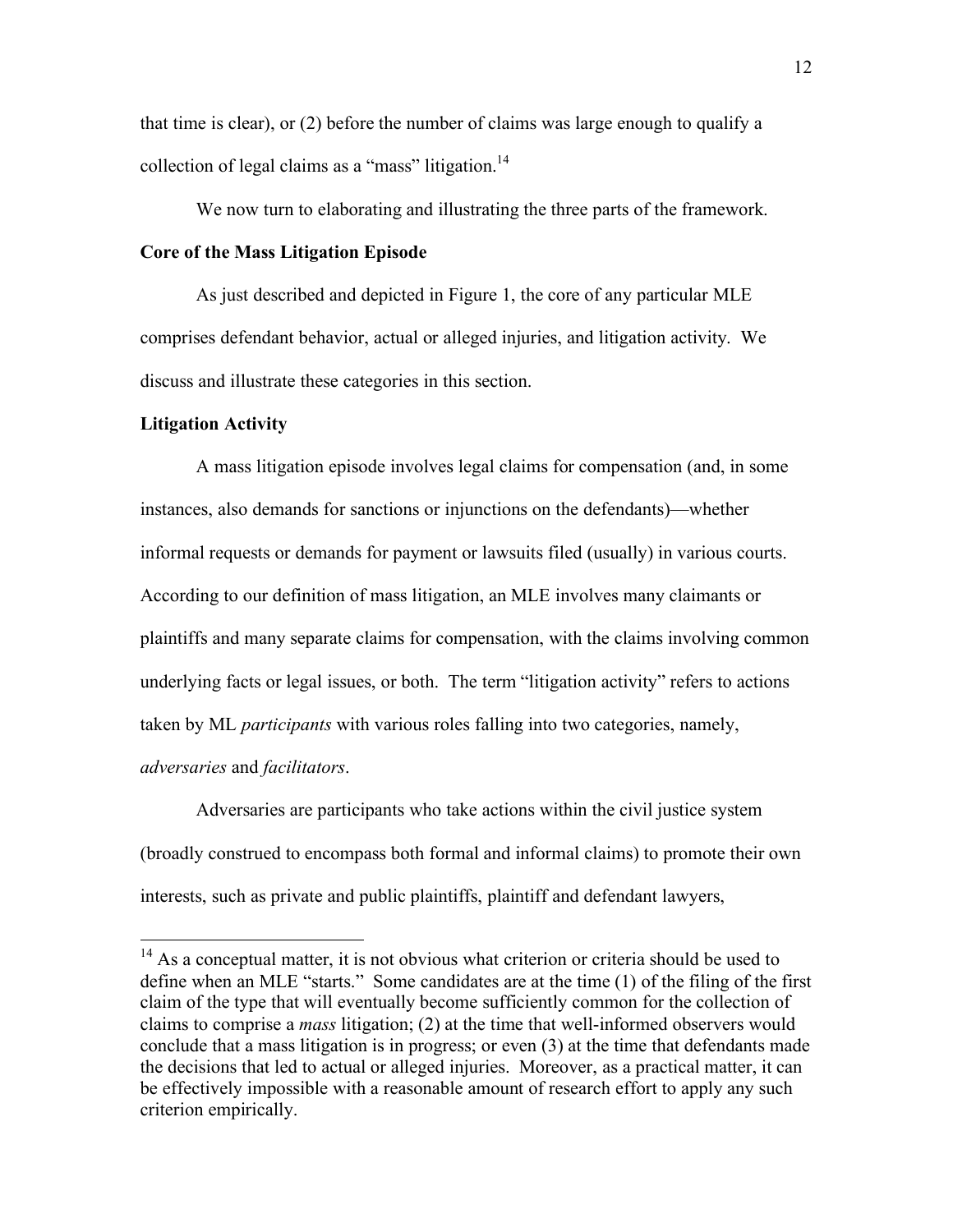that time is clear), or (2) before the number of claims was large enough to qualify a collection of legal claims as a "mass" litigation.[14]

We now turn to elaborating and illustrating the three parts of the framework.

**Core of the Mass Litigation Episode**

As just described and depicted in Figure 1, the core of any particular MLE comprises defendant behavior, actual or alleged injuries, and litigation activity. We discuss and illustrate these categories in this section.

**Litigation Activity**

A mass litigation episode involves legal claims for compensation (and, in some instances, also demands for sanctions or injunctions on the defendants)—whether informal requests or demands for payment or lawsuits filed (usually) in various courts. According to our definition of mass litigation, an MLE involves many claimants or plaintiffs and many separate claims for compensation, with the claims involving common underlying facts or legal issues, or both. The term "litigation activity" refers to actions taken by ML *participants* with various roles falling into two categories, namely, *adversaries* and *facilitators*.

Adversaries are participants who take actions within the civil justice system (broadly construed to encompass both formal and informal claims) to promote their own interests, such as private and public plaintiffs, plaintiff and defendant lawyers,

---

[14] As a conceptual matter, it is not obvious what criterion or criteria should be used to define when an MLE "starts." Some candidates are at the time (1) of the filing of the first claim of the type that will eventually become sufficiently common for the collection of claims to comprise a *mass* litigation; (2) at the time that well-informed observers would conclude that a mass litigation is in progress; or even (3) at the time that defendants made the decisions that led to actual or alleged injuries. Moreover, as a practical matter, it can be effectively impossible with a reasonable amount of research effort to apply any such criterion empirically.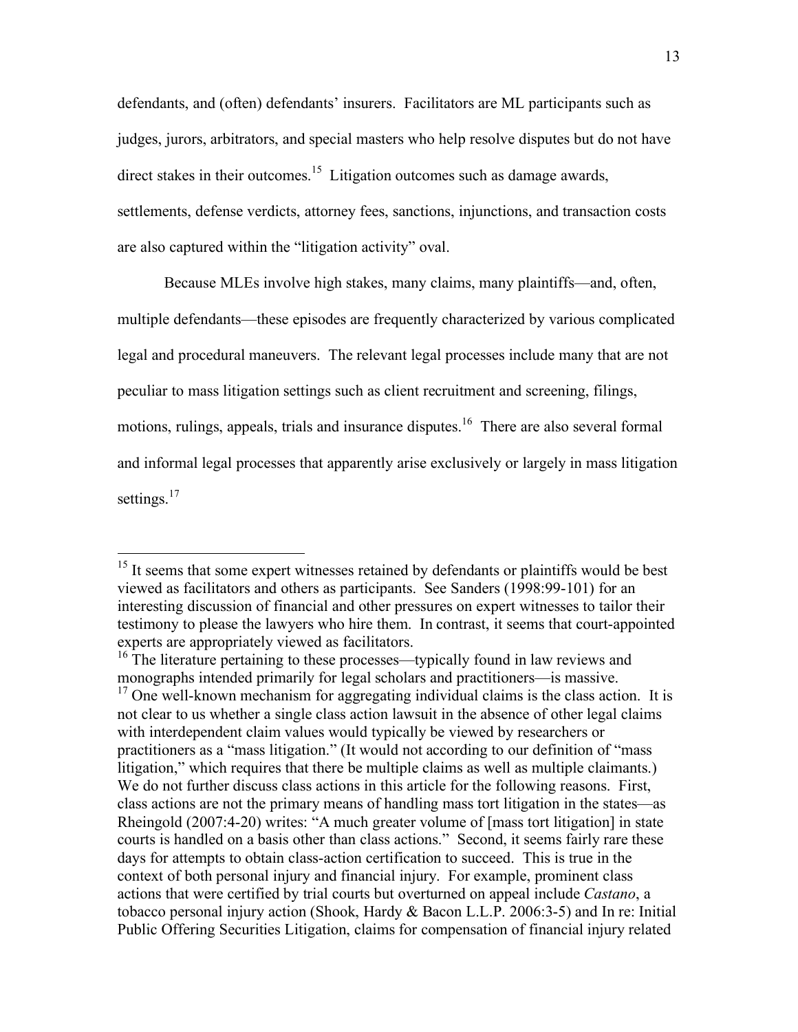defendants, and (often) defendants' insurers. Facilitators are ML participants such as judges, jurors, arbitrators, and special masters who help resolve disputes but do not have direct stakes in their outcomes.[15] Litigation outcomes such as damage awards, settlements, defense verdicts, attorney fees, sanctions, injunctions, and transaction costs are also captured within the "litigation activity" oval.

Because MLEs involve high stakes, many claims, many plaintiffs—and, often, multiple defendants—these episodes are frequently characterized by various complicated legal and procedural maneuvers. The relevant legal processes include many that are not peculiar to mass litigation settings such as client recruitment and screening, filings, motions, rulings, appeals, trials and insurance disputes.[16] There are also several formal and informal legal processes that apparently arise exclusively or largely in mass litigation settings.[17]

---

[15] It seems that some expert witnesses retained by defendants or plaintiffs would be best viewed as facilitators and others as participants. See Sanders (1998:99-101) for an interesting discussion of financial and other pressures on expert witnesses to tailor their testimony to please the lawyers who hire them. In contrast, it seems that court-appointed experts are appropriately viewed as facilitators.

[16] The literature pertaining to these processes—typically found in law reviews and monographs intended primarily for legal scholars and practitioners—is massive.

[17] One well-known mechanism for aggregating individual claims is the class action. It is not clear to us whether a single class action lawsuit in the absence of other legal claims with interdependent claim values would typically be viewed by researchers or practitioners as a "mass litigation." (It would not according to our definition of "mass litigation," which requires that there be multiple claims as well as multiple claimants.) We do not further discuss class actions in this article for the following reasons. First, class actions are not the primary means of handling mass tort litigation in the states—as Rheingold (2007:4-20) writes: "A much greater volume of [mass tort litigation] in state courts is handled on a basis other than class actions." Second, it seems fairly rare these days for attempts to obtain class-action certification to succeed. This is true in the context of both personal injury and financial injury. For example, prominent class actions that were certified by trial courts but overturned on appeal include *Castano*, a tobacco personal injury action (Shook, Hardy & Bacon L.L.P. 2006:3-5) and In re: Initial Public Offering Securities Litigation, claims for compensation of financial injury related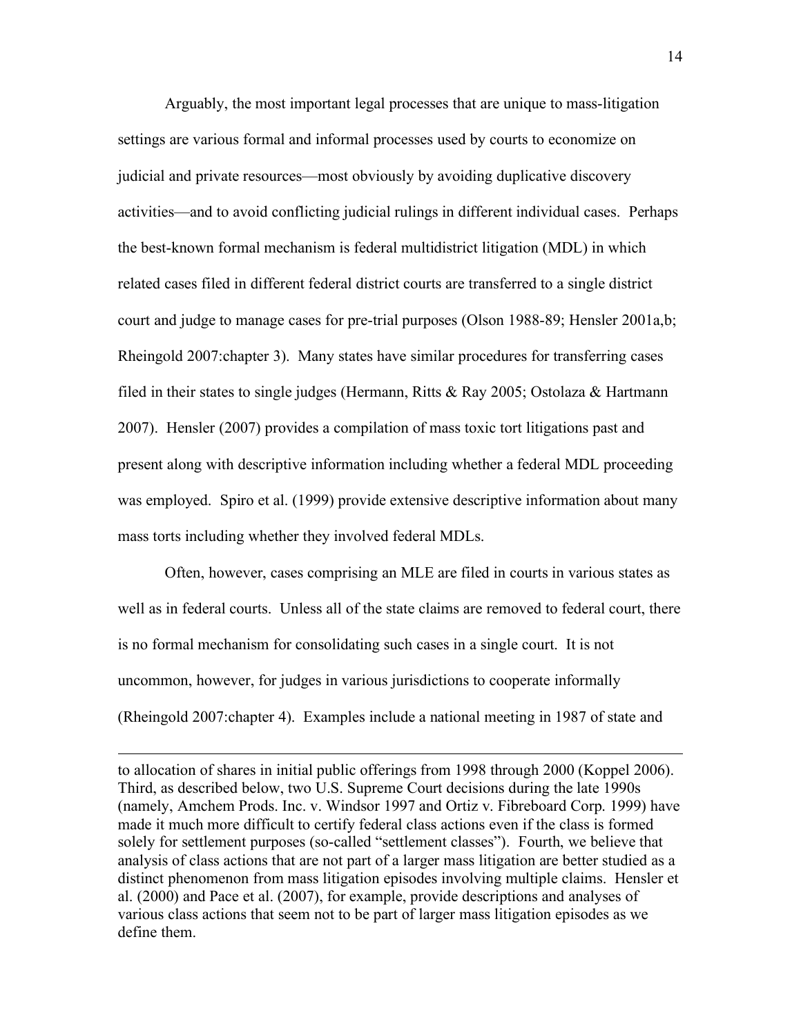Arguably, the most important legal processes that are unique to mass-litigation settings are various formal and informal processes used by courts to economize on judicial and private resources—most obviously by avoiding duplicative discovery activities—and to avoid conflicting judicial rulings in different individual cases. Perhaps the best-known formal mechanism is federal multidistrict litigation (MDL) in which related cases filed in different federal district courts are transferred to a single district court and judge to manage cases for pre-trial purposes (Olson 1988-89; Hensler 2001a,b; Rheingold 2007:chapter 3). Many states have similar procedures for transferring cases filed in their states to single judges (Hermann, Ritts & Ray 2005; Ostolaza & Hartmann 2007). Hensler (2007) provides a compilation of mass toxic tort litigations past and present along with descriptive information including whether a federal MDL proceeding was employed. Spiro et al. (1999) provide extensive descriptive information about many mass torts including whether they involved federal MDLs.

Often, however, cases comprising an MLE are filed in courts in various states as well as in federal courts. Unless all of the state claims are removed to federal court, there is no formal mechanism for consolidating such cases in a single court. It is not uncommon, however, for judges in various jurisdictions to cooperate informally (Rheingold 2007:chapter 4). Examples include a national meeting in 1987 of state and

---

to allocation of shares in initial public offerings from 1998 through 2000 (Koppel 2006). Third, as described below, two U.S. Supreme Court decisions during the late 1990s (namely, Amchem Prods. Inc. v. Windsor 1997 and Ortiz v. Fibreboard Corp. 1999) have made it much more difficult to certify federal class actions even if the class is formed solely for settlement purposes (so-called "settlement classes"). Fourth, we believe that analysis of class actions that are not part of a larger mass litigation are better studied as a distinct phenomenon from mass litigation episodes involving multiple claims. Hensler et al. (2000) and Pace et al. (2007), for example, provide descriptions and analyses of various class actions that seem not to be part of larger mass litigation episodes as we define them.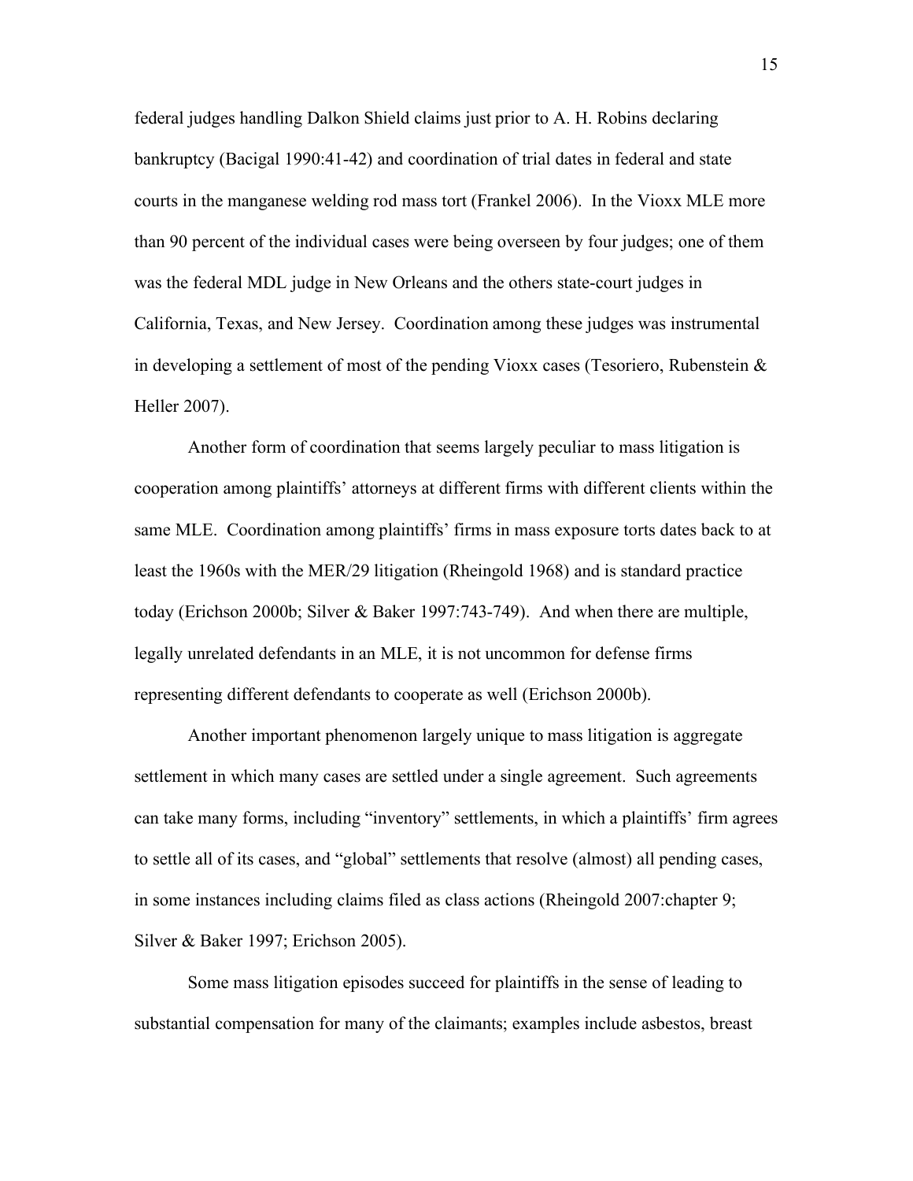federal judges handling Dalkon Shield claims just prior to A. H. Robins declaring bankruptcy (Bacigal 1990:41-42) and coordination of trial dates in federal and state courts in the manganese welding rod mass tort (Frankel 2006). In the Vioxx MLE more than 90 percent of the individual cases were being overseen by four judges; one of them was the federal MDL judge in New Orleans and the others state-court judges in California, Texas, and New Jersey. Coordination among these judges was instrumental in developing a settlement of most of the pending Vioxx cases (Tesoriero, Rubenstein & Heller 2007).

Another form of coordination that seems largely peculiar to mass litigation is cooperation among plaintiffs' attorneys at different firms with different clients within the same MLE. Coordination among plaintiffs' firms in mass exposure torts dates back to at least the 1960s with the MER/29 litigation (Rheingold 1968) and is standard practice today (Erichson 2000b; Silver & Baker 1997:743-749). And when there are multiple, legally unrelated defendants in an MLE, it is not uncommon for defense firms representing different defendants to cooperate as well (Erichson 2000b).

Another important phenomenon largely unique to mass litigation is aggregate settlement in which many cases are settled under a single agreement. Such agreements can take many forms, including "inventory" settlements, in which a plaintiffs' firm agrees to settle all of its cases, and "global" settlements that resolve (almost) all pending cases, in some instances including claims filed as class actions (Rheingold 2007:chapter 9; Silver & Baker 1997; Erichson 2005).

Some mass litigation episodes succeed for plaintiffs in the sense of leading to substantial compensation for many of the claimants; examples include asbestos, breast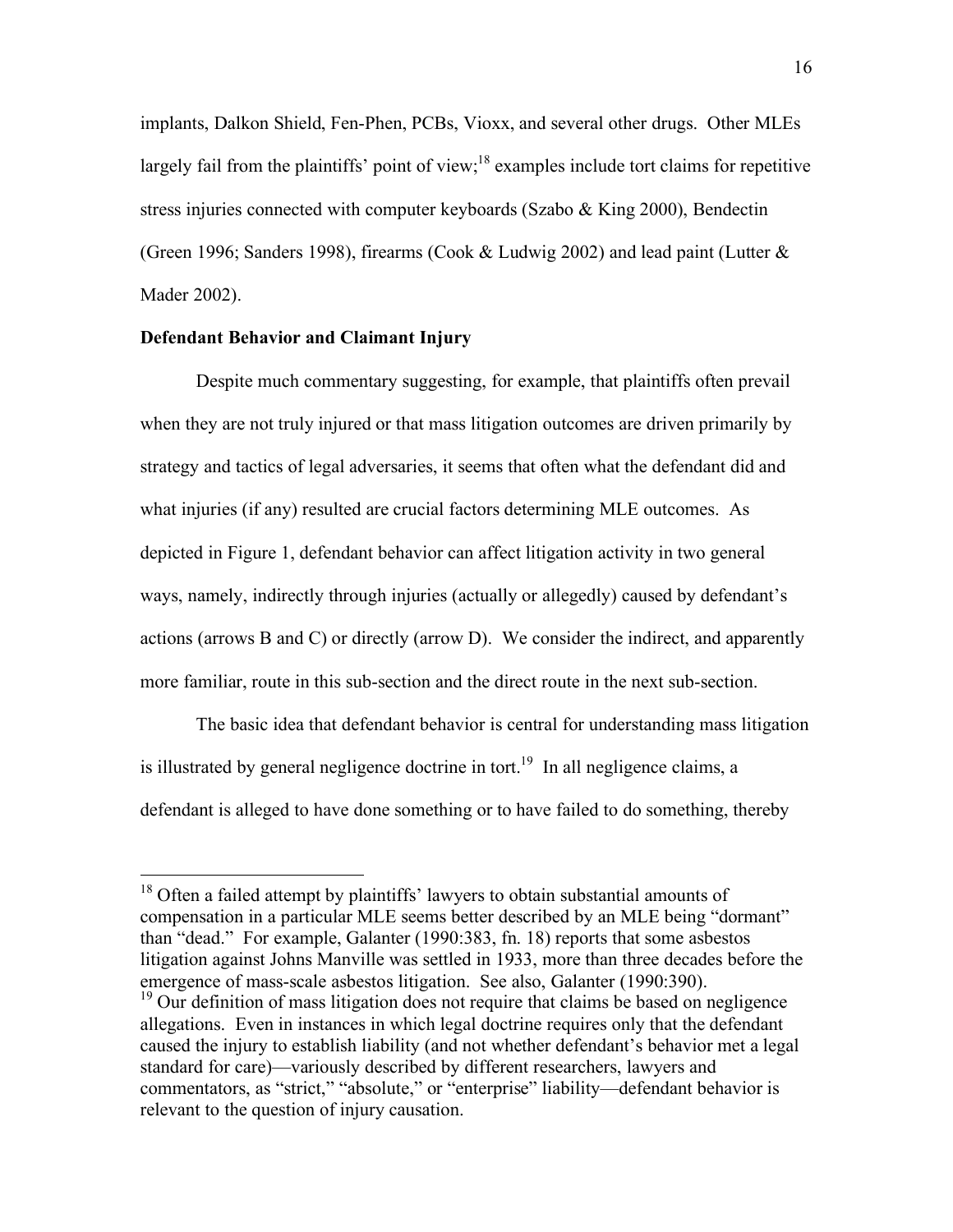implants, Dalkon Shield, Fen-Phen, PCBs, Vioxx, and several other drugs. Other MLEs largely fail from the plaintiffs' point of view;[18] examples include tort claims for repetitive stress injuries connected with computer keyboards (Szabo & King 2000), Bendectin (Green 1996; Sanders 1998), firearms (Cook & Ludwig 2002) and lead paint (Lutter & Mader 2002).

**Defendant Behavior and Claimant Injury**

Despite much commentary suggesting, for example, that plaintiffs often prevail when they are not truly injured or that mass litigation outcomes are driven primarily by strategy and tactics of legal adversaries, it seems that often what the defendant did and what injuries (if any) resulted are crucial factors determining MLE outcomes. As depicted in Figure 1, defendant behavior can affect litigation activity in two general ways, namely, indirectly through injuries (actually or allegedly) caused by defendant's actions (arrows B and C) or directly (arrow D). We consider the indirect, and apparently more familiar, route in this sub-section and the direct route in the next sub-section.

The basic idea that defendant behavior is central for understanding mass litigation is illustrated by general negligence doctrine in tort.[19] In all negligence claims, a defendant is alleged to have done something or to have failed to do something, thereby

---

[18] Often a failed attempt by plaintiffs' lawyers to obtain substantial amounts of compensation in a particular MLE seems better described by an MLE being "dormant" than "dead." For example, Galanter (1990:383, fn. 18) reports that some asbestos litigation against Johns Manville was settled in 1933, more than three decades before the emergence of mass-scale asbestos litigation. See also, Galanter (1990:390).

[19] Our definition of mass litigation does not require that claims be based on negligence allegations. Even in instances in which legal doctrine requires only that the defendant caused the injury to establish liability (and not whether defendant's behavior met a legal standard for care)—variously described by different researchers, lawyers and commentators, as "strict," "absolute," or "enterprise" liability—defendant behavior is relevant to the question of injury causation.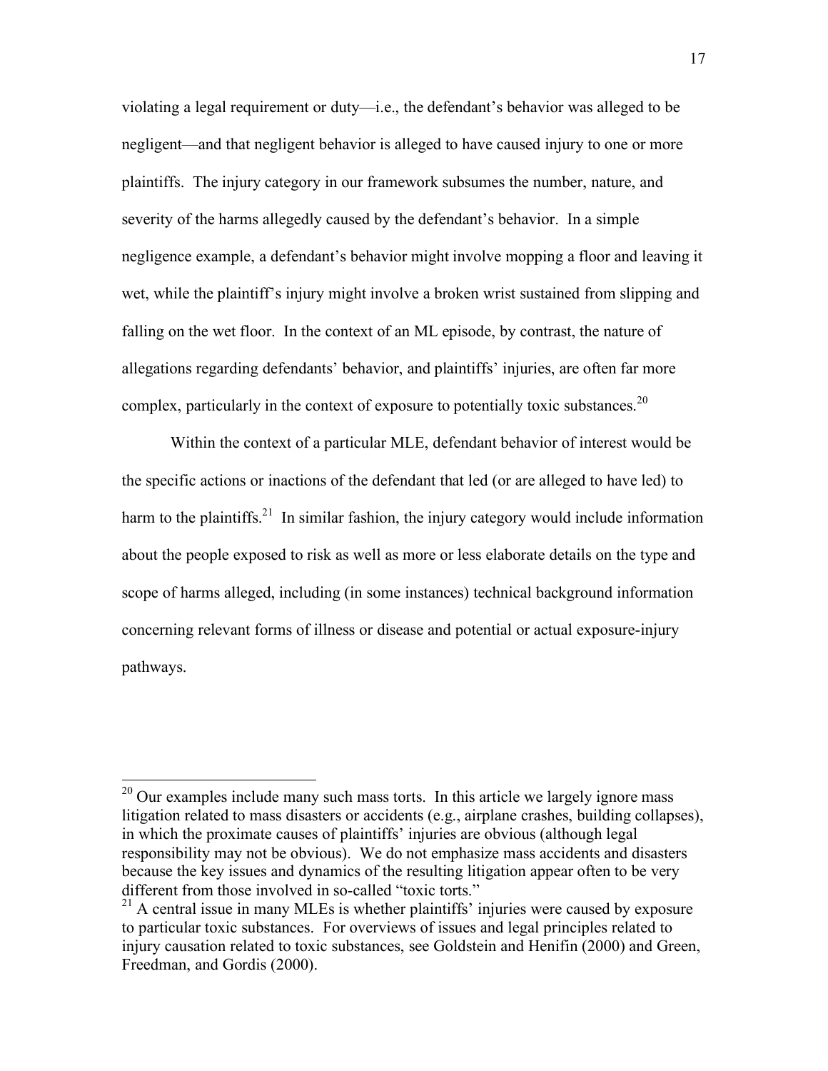violating a legal requirement or duty—i.e., the defendant's behavior was alleged to be negligent—and that negligent behavior is alleged to have caused injury to one or more plaintiffs. The injury category in our framework subsumes the number, nature, and severity of the harms allegedly caused by the defendant's behavior. In a simple negligence example, a defendant's behavior might involve mopping a floor and leaving it wet, while the plaintiff's injury might involve a broken wrist sustained from slipping and falling on the wet floor. In the context of an ML episode, by contrast, the nature of allegations regarding defendants' behavior, and plaintiffs' injuries, are often far more complex, particularly in the context of exposure to potentially toxic substances.[20]

Within the context of a particular MLE, defendant behavior of interest would be the specific actions or inactions of the defendant that led (or are alleged to have led) to harm to the plaintiffs.[21] In similar fashion, the injury category would include information about the people exposed to risk as well as more or less elaborate details on the type and scope of harms alleged, including (in some instances) technical background information concerning relevant forms of illness or disease and potential or actual exposure-injury pathways.

---

[20] Our examples include many such mass torts. In this article we largely ignore mass litigation related to mass disasters or accidents (e.g., airplane crashes, building collapses), in which the proximate causes of plaintiffs' injuries are obvious (although legal responsibility may not be obvious). We do not emphasize mass accidents and disasters because the key issues and dynamics of the resulting litigation appear often to be very different from those involved in so-called "toxic torts."

[21] A central issue in many MLEs is whether plaintiffs' injuries were caused by exposure to particular toxic substances. For overviews of issues and legal principles related to injury causation related to toxic substances, see Goldstein and Henifin (2000) and Green, Freedman, and Gordis (2000).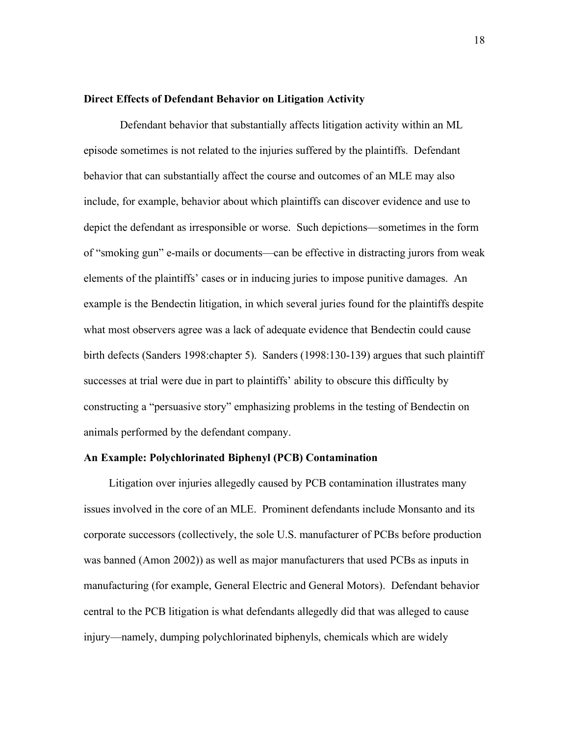**Direct Effects of Defendant Behavior on Litigation Activity**

Defendant behavior that substantially affects litigation activity within an ML episode sometimes is not related to the injuries suffered by the plaintiffs. Defendant behavior that can substantially affect the course and outcomes of an MLE may also include, for example, behavior about which plaintiffs can discover evidence and use to depict the defendant as irresponsible or worse. Such depictions—sometimes in the form of "smoking gun" e-mails or documents—can be effective in distracting jurors from weak elements of the plaintiffs' cases or in inducing juries to impose punitive damages. An example is the Bendectin litigation, in which several juries found for the plaintiffs despite what most observers agree was a lack of adequate evidence that Bendectin could cause birth defects (Sanders 1998:chapter 5). Sanders (1998:130-139) argues that such plaintiff successes at trial were due in part to plaintiffs' ability to obscure this difficulty by constructing a "persuasive story" emphasizing problems in the testing of Bendectin on animals performed by the defendant company.

**An Example: Polychlorinated Biphenyl (PCB) Contamination**

Litigation over injuries allegedly caused by PCB contamination illustrates many issues involved in the core of an MLE. Prominent defendants include Monsanto and its corporate successors (collectively, the sole U.S. manufacturer of PCBs before production was banned (Amon 2002)) as well as major manufacturers that used PCBs as inputs in manufacturing (for example, General Electric and General Motors). Defendant behavior central to the PCB litigation is what defendants allegedly did that was alleged to cause injury—namely, dumping polychlorinated biphenyls, chemicals which are widely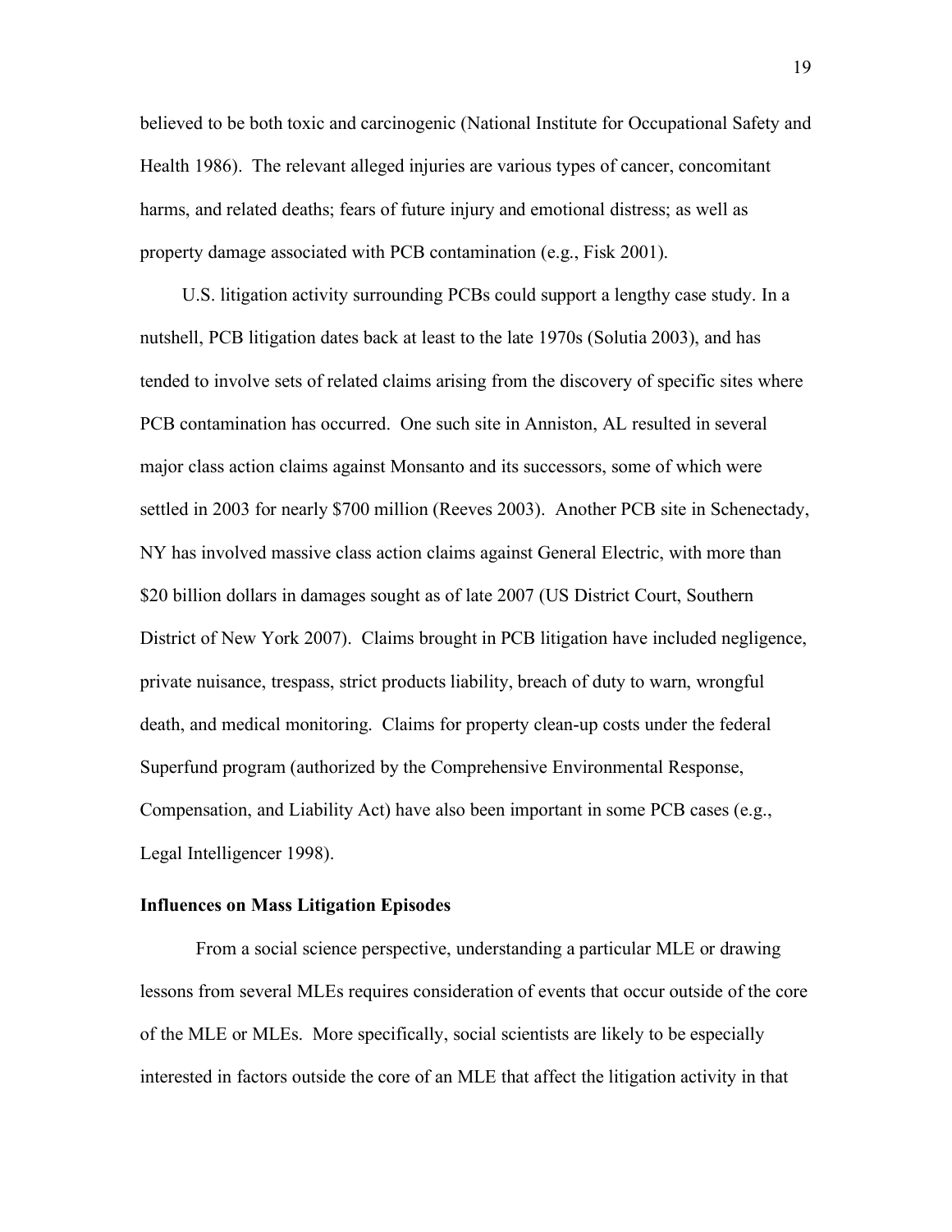believed to be both toxic and carcinogenic (National Institute for Occupational Safety and Health 1986). The relevant alleged injuries are various types of cancer, concomitant harms, and related deaths; fears of future injury and emotional distress; as well as property damage associated with PCB contamination (e.g., Fisk 2001).

U.S. litigation activity surrounding PCBs could support a lengthy case study. In a nutshell, PCB litigation dates back at least to the late 1970s (Solutia 2003), and has tended to involve sets of related claims arising from the discovery of specific sites where PCB contamination has occurred. One such site in Anniston, AL resulted in several major class action claims against Monsanto and its successors, some of which were settled in 2003 for nearly $700 million (Reeves 2003). Another PCB site in Schenectady, NY has involved massive class action claims against General Electric, with more than $20 billion dollars in damages sought as of late 2007 (US District Court, Southern District of New York 2007). Claims brought in PCB litigation have included negligence, private nuisance, trespass, strict products liability, breach of duty to warn, wrongful death, and medical monitoring. Claims for property clean-up costs under the federal Superfund program (authorized by the Comprehensive Environmental Response, Compensation, and Liability Act) have also been important in some PCB cases (e.g., Legal Intelligencer 1998).

**Influences on Mass Litigation Episodes**

From a social science perspective, understanding a particular MLE or drawing lessons from several MLEs requires consideration of events that occur outside of the core of the MLE or MLEs. More specifically, social scientists are likely to be especially interested in factors outside the core of an MLE that affect the litigation activity in that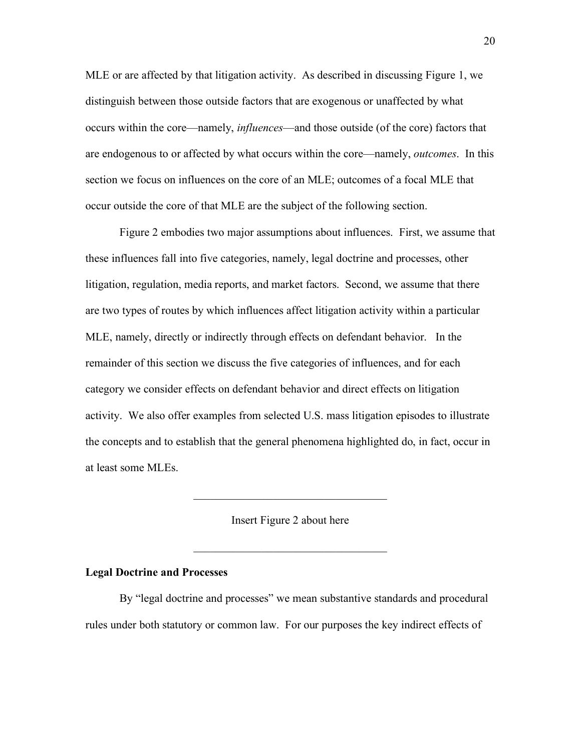MLE or are affected by that litigation activity. As described in discussing Figure 1, we distinguish between those outside factors that are exogenous or unaffected by what occurs within the core—namely, *influences*—and those outside (of the core) factors that are endogenous to or affected by what occurs within the core—namely, *outcomes*. In this section we focus on influences on the core of an MLE; outcomes of a focal MLE that occur outside the core of that MLE are the subject of the following section.

Figure 2 embodies two major assumptions about influences. First, we assume that these influences fall into five categories, namely, legal doctrine and processes, other litigation, regulation, media reports, and market factors. Second, we assume that there are two types of routes by which influences affect litigation activity within a particular MLE, namely, directly or indirectly through effects on defendant behavior. In the remainder of this section we discuss the five categories of influences, and for each category we consider effects on defendant behavior and direct effects on litigation activity. We also offer examples from selected U.S. mass litigation episodes to illustrate the concepts and to establish that the general phenomena highlighted do, in fact, occur in at least some MLEs.

---

Insert Figure 2 about here

---

**Legal Doctrine and Processes**

By "legal doctrine and processes" we mean substantive standards and procedural rules under both statutory or common law. For our purposes the key indirect effects of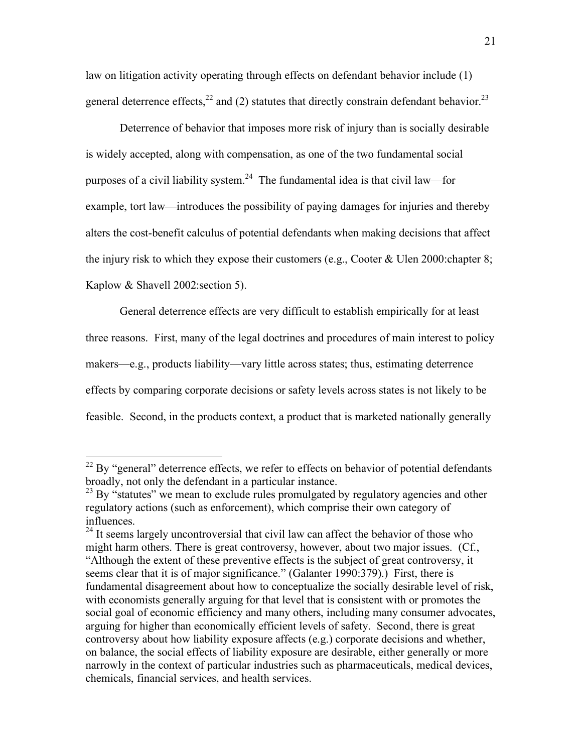law on litigation activity operating through effects on defendant behavior include (1) general deterrence effects,[22] and (2) statutes that directly constrain defendant behavior.[23]

Deterrence of behavior that imposes more risk of injury than is socially desirable is widely accepted, along with compensation, as one of the two fundamental social purposes of a civil liability system.[24] The fundamental idea is that civil law—for example, tort law—introduces the possibility of paying damages for injuries and thereby alters the cost-benefit calculus of potential defendants when making decisions that affect the injury risk to which they expose their customers (e.g., Cooter & Ulen 2000:chapter 8; Kaplow & Shavell 2002:section 5).

General deterrence effects are very difficult to establish empirically for at least three reasons. First, many of the legal doctrines and procedures of main interest to policy makers—e.g., products liability—vary little across states; thus, estimating deterrence effects by comparing corporate decisions or safety levels across states is not likely to be feasible. Second, in the products context, a product that is marketed nationally generally

---

[22] By "general" deterrence effects, we refer to effects on behavior of potential defendants broadly, not only the defendant in a particular instance.

[23] By "statutes" we mean to exclude rules promulgated by regulatory agencies and other regulatory actions (such as enforcement), which comprise their own category of influences.

[24] It seems largely uncontroversial that civil law can affect the behavior of those who might harm others. There is great controversy, however, about two major issues. (Cf., "Although the extent of these preventive effects is the subject of great controversy, it seems clear that it is of major significance." (Galanter 1990:379).) First, there is fundamental disagreement about how to conceptualize the socially desirable level of risk, with economists generally arguing for that level that is consistent with or promotes the social goal of economic efficiency and many others, including many consumer advocates, arguing for higher than economically efficient levels of safety. Second, there is great controversy about how liability exposure affects (e.g.) corporate decisions and whether, on balance, the social effects of liability exposure are desirable, either generally or more narrowly in the context of particular industries such as pharmaceuticals, medical devices, chemicals, financial services, and health services.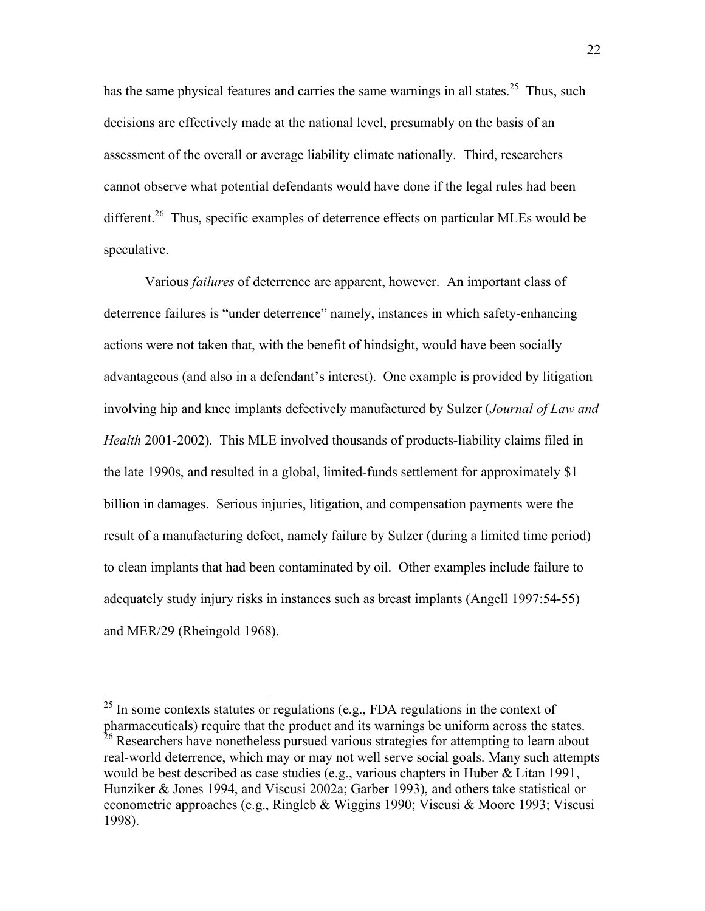has the same physical features and carries the same warnings in all states.[25] Thus, such decisions are effectively made at the national level, presumably on the basis of an assessment of the overall or average liability climate nationally. Third, researchers cannot observe what potential defendants would have done if the legal rules had been different.[26] Thus, specific examples of deterrence effects on particular MLEs would be speculative.

Various *failures* of deterrence are apparent, however. An important class of deterrence failures is "under deterrence" namely, instances in which safety-enhancing actions were not taken that, with the benefit of hindsight, would have been socially advantageous (and also in a defendant's interest). One example is provided by litigation involving hip and knee implants defectively manufactured by Sulzer (*Journal of Law and Health* 2001-2002). This MLE involved thousands of products-liability claims filed in the late 1990s, and resulted in a global, limited-funds settlement for approximately $1 billion in damages. Serious injuries, litigation, and compensation payments were the result of a manufacturing defect, namely failure by Sulzer (during a limited time period) to clean implants that had been contaminated by oil. Other examples include failure to adequately study injury risks in instances such as breast implants (Angell 1997:54-55) and MER/29 (Rheingold 1968).

---

[25] In some contexts statutes or regulations (e.g., FDA regulations in the context of pharmaceuticals) require that the product and its warnings be uniform across the states.

[26] Researchers have nonetheless pursued various strategies for attempting to learn about real-world deterrence, which may or may not well serve social goals. Many such attempts would be best described as case studies (e.g., various chapters in Huber & Litan 1991, Hunziker & Jones 1994, and Viscusi 2002a; Garber 1993), and others take statistical or econometric approaches (e.g., Ringleb & Wiggins 1990; Viscusi & Moore 1993; Viscusi 1998).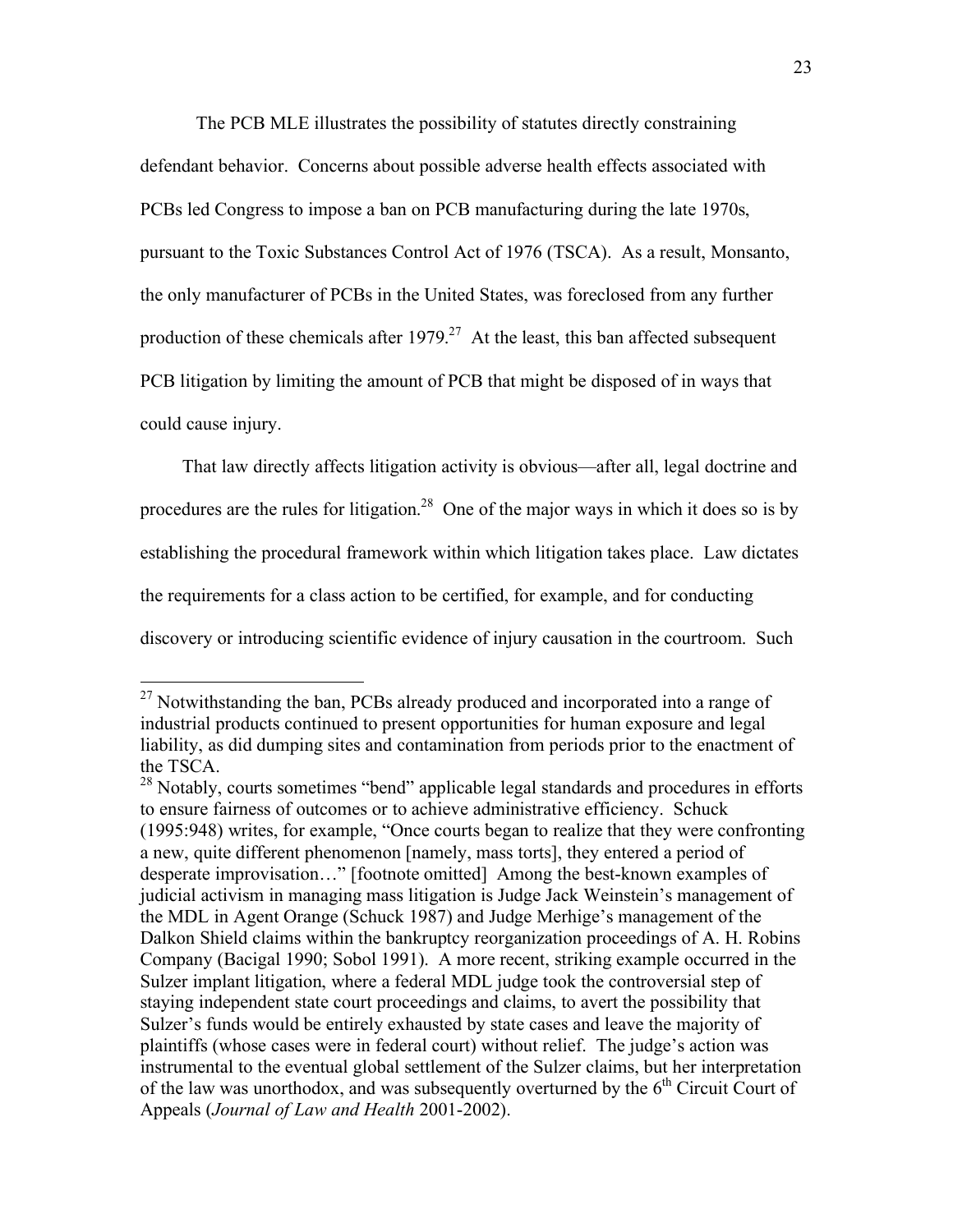The PCB MLE illustrates the possibility of statutes directly constraining defendant behavior. Concerns about possible adverse health effects associated with PCBs led Congress to impose a ban on PCB manufacturing during the late 1970s, pursuant to the Toxic Substances Control Act of 1976 (TSCA). As a result, Monsanto, the only manufacturer of PCBs in the United States, was foreclosed from any further production of these chemicals after 1979.[27] At the least, this ban affected subsequent PCB litigation by limiting the amount of PCB that might be disposed of in ways that could cause injury.

That law directly affects litigation activity is obvious—after all, legal doctrine and procedures are the rules for litigation.[28] One of the major ways in which it does so is by establishing the procedural framework within which litigation takes place. Law dictates the requirements for a class action to be certified, for example, and for conducting discovery or introducing scientific evidence of injury causation in the courtroom. Such

---

[27] Notwithstanding the ban, PCBs already produced and incorporated into a range of industrial products continued to present opportunities for human exposure and legal liability, as did dumping sites and contamination from periods prior to the enactment of the TSCA.

[28] Notably, courts sometimes "bend" applicable legal standards and procedures in efforts to ensure fairness of outcomes or to achieve administrative efficiency. Schuck (1995:948) writes, for example, "Once courts began to realize that they were confronting a new, quite different phenomenon [namely, mass torts], they entered a period of desperate improvisation…" [footnote omitted] Among the best-known examples of judicial activism in managing mass litigation is Judge Jack Weinstein's management of the MDL in Agent Orange (Schuck 1987) and Judge Merhige's management of the Dalkon Shield claims within the bankruptcy reorganization proceedings of A. H. Robins Company (Bacigal 1990; Sobol 1991). A more recent, striking example occurred in the Sulzer implant litigation, where a federal MDL judge took the controversial step of staying independent state court proceedings and claims, to avert the possibility that Sulzer's funds would be entirely exhausted by state cases and leave the majority of plaintiffs (whose cases were in federal court) without relief. The judge's action was instrumental to the eventual global settlement of the Sulzer claims, but her interpretation of the law was unorthodox, and was subsequently overturned by the 6th Circuit Court of Appeals (*Journal of Law and Health* 2001-2002).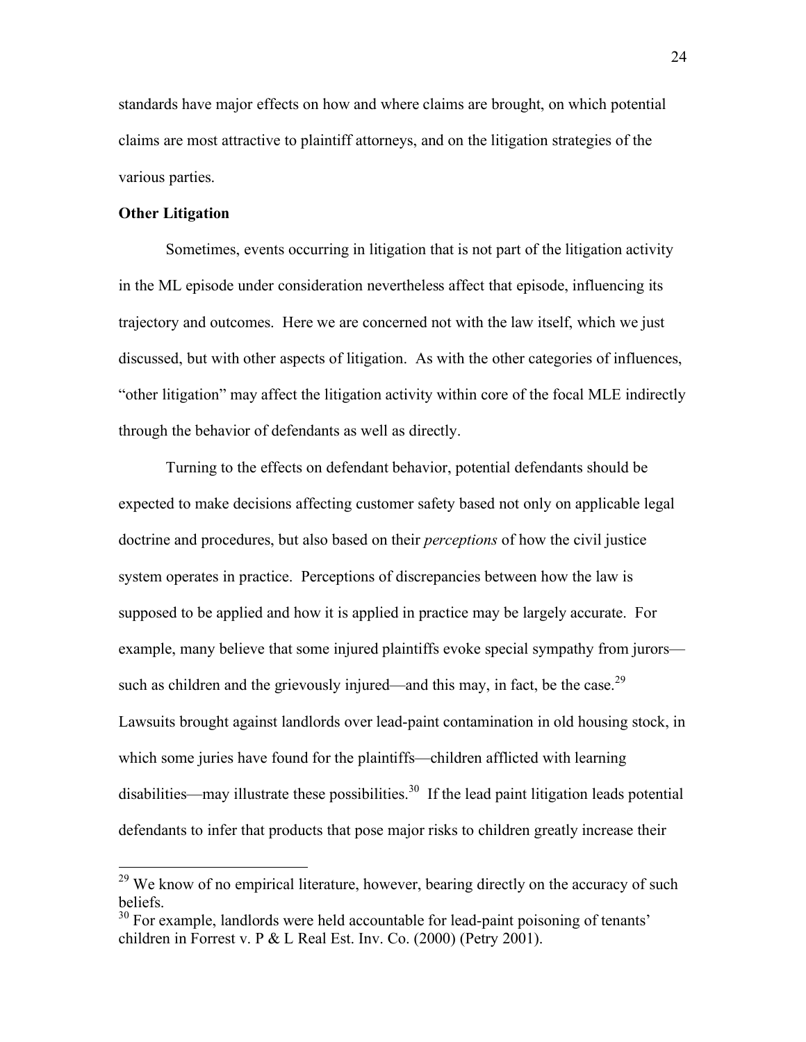standards have major effects on how and where claims are brought, on which potential claims are most attractive to plaintiff attorneys, and on the litigation strategies of the various parties.

**Other Litigation**

Sometimes, events occurring in litigation that is not part of the litigation activity in the ML episode under consideration nevertheless affect that episode, influencing its trajectory and outcomes. Here we are concerned not with the law itself, which we just discussed, but with other aspects of litigation. As with the other categories of influences, "other litigation" may affect the litigation activity within core of the focal MLE indirectly through the behavior of defendants as well as directly.

Turning to the effects on defendant behavior, potential defendants should be expected to make decisions affecting customer safety based not only on applicable legal doctrine and procedures, but also based on their *perceptions* of how the civil justice system operates in practice. Perceptions of discrepancies between how the law is supposed to be applied and how it is applied in practice may be largely accurate. For example, many believe that some injured plaintiffs evoke special sympathy from jurors—such as children and the grievously injured—and this may, in fact, be the case.[29] Lawsuits brought against landlords over lead-paint contamination in old housing stock, in which some juries have found for the plaintiffs—children afflicted with learning disabilities—may illustrate these possibilities.[30] If the lead paint litigation leads potential defendants to infer that products that pose major risks to children greatly increase their

---

[29] We know of no empirical literature, however, bearing directly on the accuracy of such beliefs.

[30] For example, landlords were held accountable for lead-paint poisoning of tenants' children in Forrest v. P & L Real Est. Inv. Co. (2000) (Petry 2001).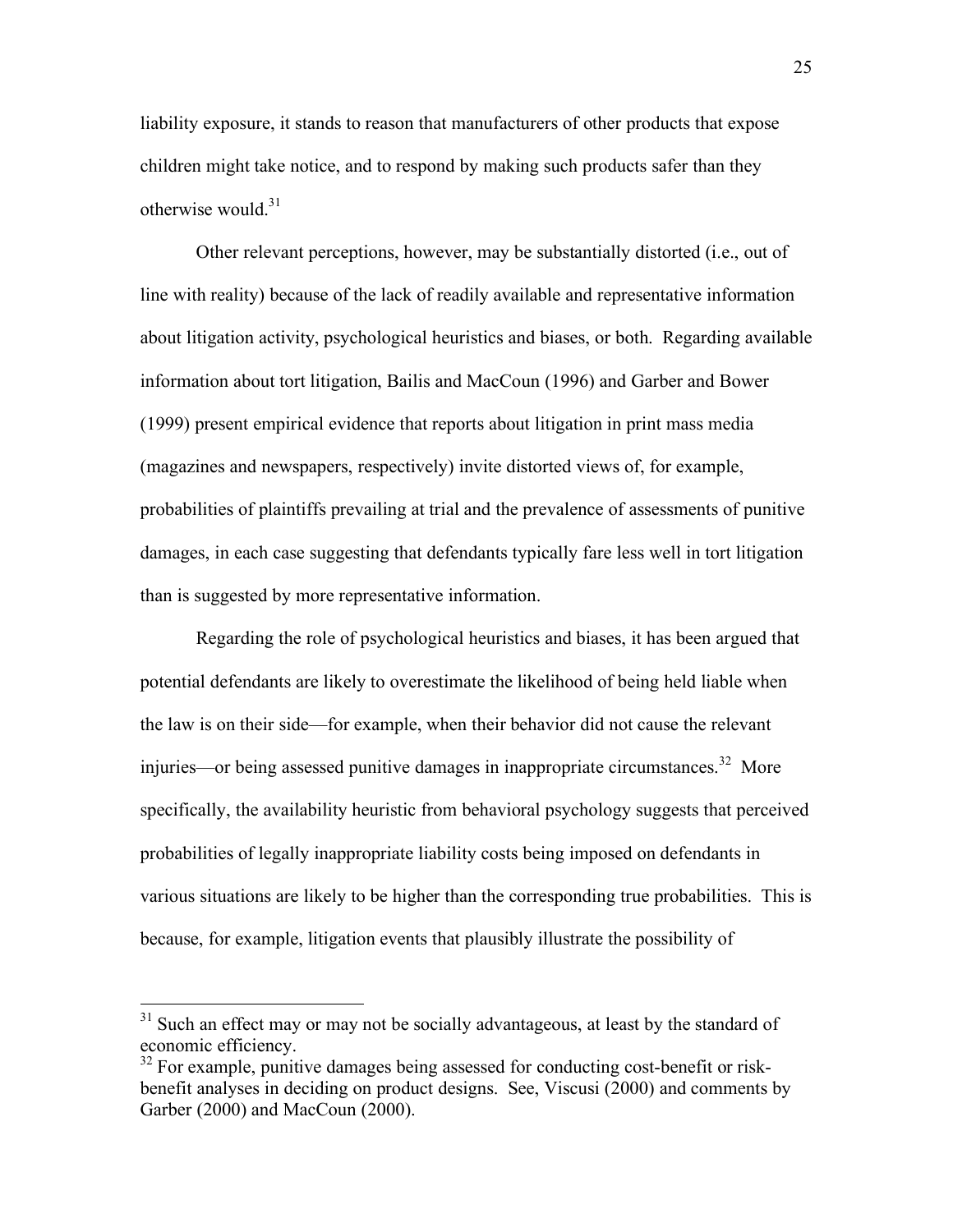liability exposure, it stands to reason that manufacturers of other products that expose children might take notice, and to respond by making such products safer than they otherwise would.[31]

Other relevant perceptions, however, may be substantially distorted (i.e., out of line with reality) because of the lack of readily available and representative information about litigation activity, psychological heuristics and biases, or both. Regarding available information about tort litigation, Bailis and MacCoun (1996) and Garber and Bower (1999) present empirical evidence that reports about litigation in print mass media (magazines and newspapers, respectively) invite distorted views of, for example, probabilities of plaintiffs prevailing at trial and the prevalence of assessments of punitive damages, in each case suggesting that defendants typically fare less well in tort litigation than is suggested by more representative information.

Regarding the role of psychological heuristics and biases, it has been argued that potential defendants are likely to overestimate the likelihood of being held liable when the law is on their side—for example, when their behavior did not cause the relevant injuries—or being assessed punitive damages in inappropriate circumstances.[32] More specifically, the availability heuristic from behavioral psychology suggests that perceived probabilities of legally inappropriate liability costs being imposed on defendants in various situations are likely to be higher than the corresponding true probabilities. This is because, for example, litigation events that plausibly illustrate the possibility of

---

[31] Such an effect may or may not be socially advantageous, at least by the standard of economic efficiency.

[32] For example, punitive damages being assessed for conducting cost-benefit or risk-benefit analyses in deciding on product designs. See, Viscusi (2000) and comments by Garber (2000) and MacCoun (2000).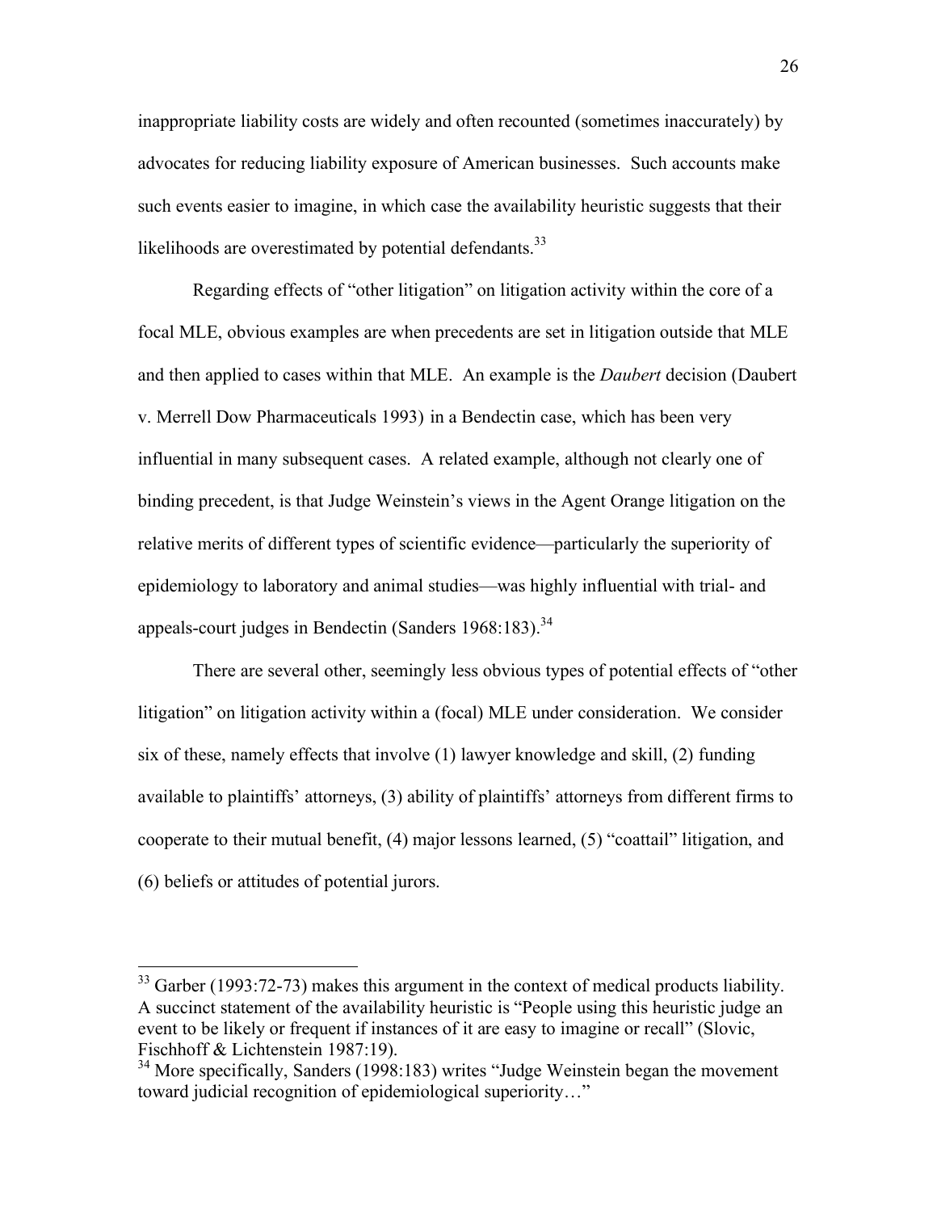inappropriate liability costs are widely and often recounted (sometimes inaccurately) by advocates for reducing liability exposure of American businesses. Such accounts make such events easier to imagine, in which case the availability heuristic suggests that their likelihoods are overestimated by potential defendants.[33]

Regarding effects of "other litigation" on litigation activity within the core of a focal MLE, obvious examples are when precedents are set in litigation outside that MLE and then applied to cases within that MLE. An example is the *Daubert* decision (Daubert v. Merrell Dow Pharmaceuticals 1993) in a Bendectin case, which has been very influential in many subsequent cases. A related example, although not clearly one of binding precedent, is that Judge Weinstein's views in the Agent Orange litigation on the relative merits of different types of scientific evidence—particularly the superiority of epidemiology to laboratory and animal studies—was highly influential with trial- and appeals-court judges in Bendectin (Sanders 1968:183).[34]

There are several other, seemingly less obvious types of potential effects of "other litigation" on litigation activity within a (focal) MLE under consideration. We consider six of these, namely effects that involve (1) lawyer knowledge and skill, (2) funding available to plaintiffs' attorneys, (3) ability of plaintiffs' attorneys from different firms to cooperate to their mutual benefit, (4) major lessons learned, (5) "coattail" litigation, and (6) beliefs or attitudes of potential jurors.

---

[33] Garber (1993:72-73) makes this argument in the context of medical products liability. A succinct statement of the availability heuristic is "People using this heuristic judge an event to be likely or frequent if instances of it are easy to imagine or recall" (Slovic, Fischhoff & Lichtenstein 1987:19).

[34] More specifically, Sanders (1998:183) writes "Judge Weinstein began the movement toward judicial recognition of epidemiological superiority…"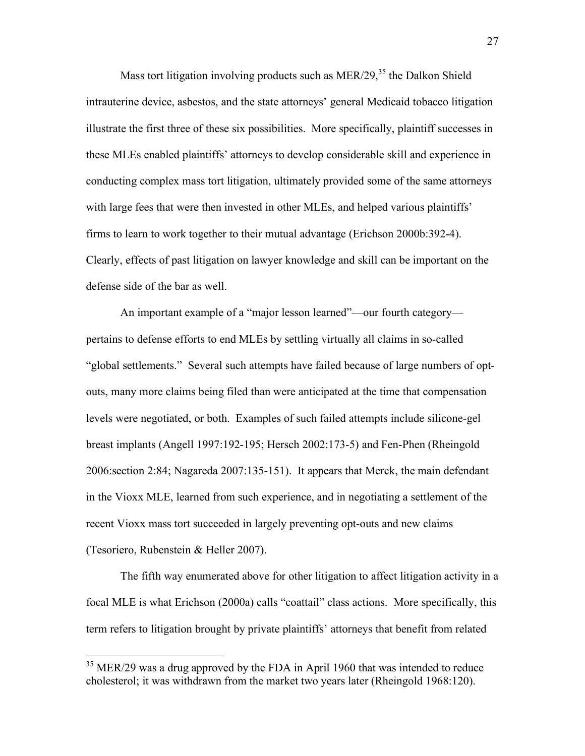Mass tort litigation involving products such as MER/29,[35] the Dalkon Shield intrauterine device, asbestos, and the state attorneys' general Medicaid tobacco litigation illustrate the first three of these six possibilities. More specifically, plaintiff successes in these MLEs enabled plaintiffs' attorneys to develop considerable skill and experience in conducting complex mass tort litigation, ultimately provided some of the same attorneys with large fees that were then invested in other MLEs, and helped various plaintiffs' firms to learn to work together to their mutual advantage (Erichson 2000b:392-4). Clearly, effects of past litigation on lawyer knowledge and skill can be important on the defense side of the bar as well.

An important example of a "major lesson learned"—our fourth category—pertains to defense efforts to end MLEs by settling virtually all claims in so-called "global settlements." Several such attempts have failed because of large numbers of opt-outs, many more claims being filed than were anticipated at the time that compensation levels were negotiated, or both. Examples of such failed attempts include silicone-gel breast implants (Angell 1997:192-195; Hersch 2002:173-5) and Fen-Phen (Rheingold 2006:section 2:84; Nagareda 2007:135-151). It appears that Merck, the main defendant in the Vioxx MLE, learned from such experience, and in negotiating a settlement of the recent Vioxx mass tort succeeded in largely preventing opt-outs and new claims (Tesoriero, Rubenstein & Heller 2007).

The fifth way enumerated above for other litigation to affect litigation activity in a focal MLE is what Erichson (2000a) calls "coattail" class actions. More specifically, this term refers to litigation brought by private plaintiffs' attorneys that benefit from related

---

[35] MER/29 was a drug approved by the FDA in April 1960 that was intended to reduce cholesterol; it was withdrawn from the market two years later (Rheingold 1968:120).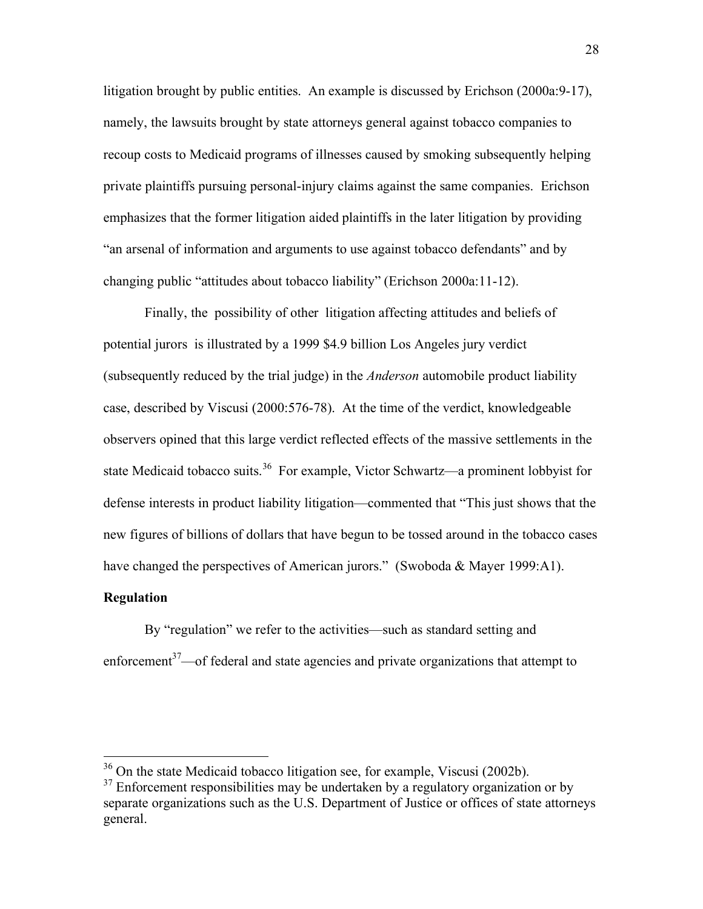litigation brought by public entities. An example is discussed by Erichson (2000a:9-17), namely, the lawsuits brought by state attorneys general against tobacco companies to recoup costs to Medicaid programs of illnesses caused by smoking subsequently helping private plaintiffs pursuing personal-injury claims against the same companies. Erichson emphasizes that the former litigation aided plaintiffs in the later litigation by providing "an arsenal of information and arguments to use against tobacco defendants" and by changing public "attitudes about tobacco liability" (Erichson 2000a:11-12).

Finally, the possibility of other litigation affecting attitudes and beliefs of potential jurors is illustrated by a 1999 $4.9 billion Los Angeles jury verdict (subsequently reduced by the trial judge) in the *Anderson* automobile product liability case, described by Viscusi (2000:576-78). At the time of the verdict, knowledgeable observers opined that this large verdict reflected effects of the massive settlements in the state Medicaid tobacco suits.[36] For example, Victor Schwartz—a prominent lobbyist for defense interests in product liability litigation—commented that "This just shows that the new figures of billions of dollars that have begun to be tossed around in the tobacco cases have changed the perspectives of American jurors." (Swoboda & Mayer 1999:A1).

**Regulation**

By "regulation" we refer to the activities—such as standard setting and enforcement[37]—of federal and state agencies and private organizations that attempt to

---

[36] On the state Medicaid tobacco litigation see, for example, Viscusi (2002b).

[37] Enforcement responsibilities may be undertaken by a regulatory organization or by separate organizations such as the U.S. Department of Justice or offices of state attorneys general.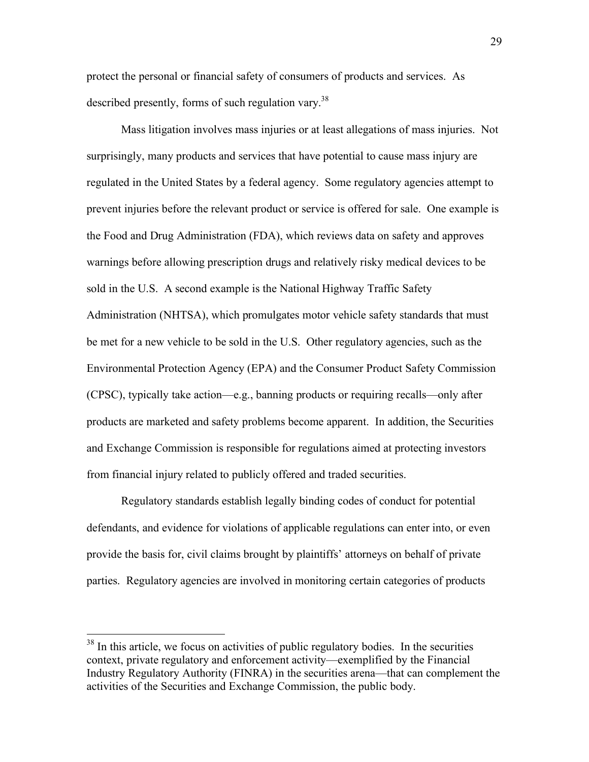protect the personal or financial safety of consumers of products and services. As described presently, forms of such regulation vary.[38]

Mass litigation involves mass injuries or at least allegations of mass injuries. Not surprisingly, many products and services that have potential to cause mass injury are regulated in the United States by a federal agency. Some regulatory agencies attempt to prevent injuries before the relevant product or service is offered for sale. One example is the Food and Drug Administration (FDA), which reviews data on safety and approves warnings before allowing prescription drugs and relatively risky medical devices to be sold in the U.S. A second example is the National Highway Traffic Safety Administration (NHTSA), which promulgates motor vehicle safety standards that must be met for a new vehicle to be sold in the U.S. Other regulatory agencies, such as the Environmental Protection Agency (EPA) and the Consumer Product Safety Commission (CPSC), typically take action—e.g., banning products or requiring recalls—only after products are marketed and safety problems become apparent. In addition, the Securities and Exchange Commission is responsible for regulations aimed at protecting investors from financial injury related to publicly offered and traded securities.

Regulatory standards establish legally binding codes of conduct for potential defendants, and evidence for violations of applicable regulations can enter into, or even provide the basis for, civil claims brought by plaintiffs' attorneys on behalf of private parties. Regulatory agencies are involved in monitoring certain categories of products

---

[38] In this article, we focus on activities of public regulatory bodies. In the securities context, private regulatory and enforcement activity—exemplified by the Financial Industry Regulatory Authority (FINRA) in the securities arena—that can complement the activities of the Securities and Exchange Commission, the public body.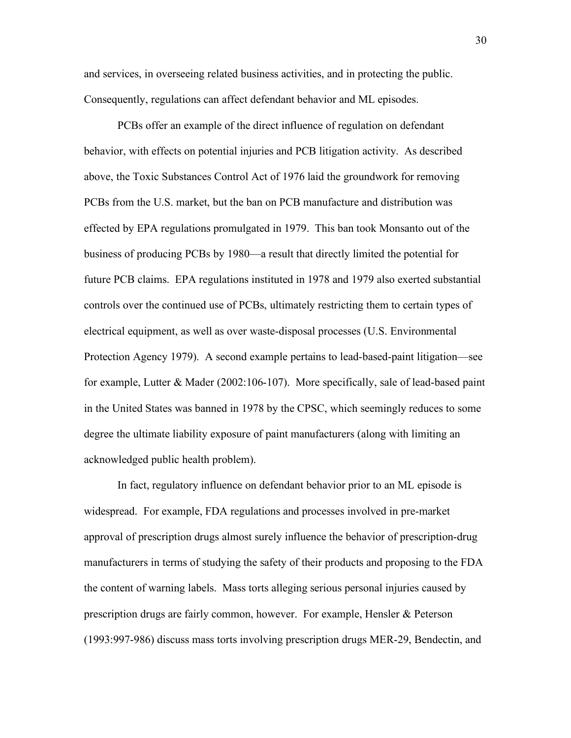and services, in overseeing related business activities, and in protecting the public. Consequently, regulations can affect defendant behavior and ML episodes.

PCBs offer an example of the direct influence of regulation on defendant behavior, with effects on potential injuries and PCB litigation activity. As described above, the Toxic Substances Control Act of 1976 laid the groundwork for removing PCBs from the U.S. market, but the ban on PCB manufacture and distribution was effected by EPA regulations promulgated in 1979. This ban took Monsanto out of the business of producing PCBs by 1980—a result that directly limited the potential for future PCB claims. EPA regulations instituted in 1978 and 1979 also exerted substantial controls over the continued use of PCBs, ultimately restricting them to certain types of electrical equipment, as well as over waste-disposal processes (U.S. Environmental Protection Agency 1979). A second example pertains to lead-based-paint litigation—see for example, Lutter & Mader (2002:106-107). More specifically, sale of lead-based paint in the United States was banned in 1978 by the CPSC, which seemingly reduces to some degree the ultimate liability exposure of paint manufacturers (along with limiting an acknowledged public health problem).

In fact, regulatory influence on defendant behavior prior to an ML episode is widespread. For example, FDA regulations and processes involved in pre-market approval of prescription drugs almost surely influence the behavior of prescription-drug manufacturers in terms of studying the safety of their products and proposing to the FDA the content of warning labels. Mass torts alleging serious personal injuries caused by prescription drugs are fairly common, however. For example, Hensler & Peterson (1993:997-986) discuss mass torts involving prescription drugs MER-29, Bendectin, and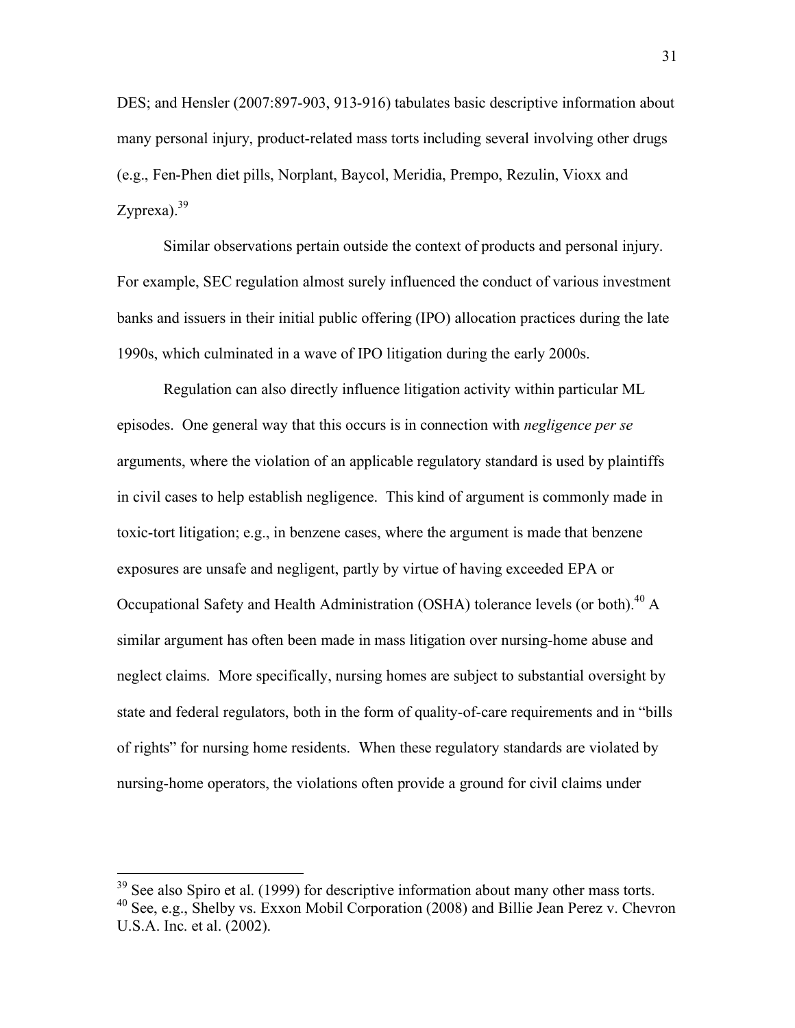DES; and Hensler (2007:897-903, 913-916) tabulates basic descriptive information about many personal injury, product-related mass torts including several involving other drugs (e.g., Fen-Phen diet pills, Norplant, Baycol, Meridia, Prempo, Rezulin, Vioxx and Zyprexa).[39]

Similar observations pertain outside the context of products and personal injury. For example, SEC regulation almost surely influenced the conduct of various investment banks and issuers in their initial public offering (IPO) allocation practices during the late 1990s, which culminated in a wave of IPO litigation during the early 2000s.

Regulation can also directly influence litigation activity within particular ML episodes. One general way that this occurs is in connection with *negligence per se* arguments, where the violation of an applicable regulatory standard is used by plaintiffs in civil cases to help establish negligence. This kind of argument is commonly made in toxic-tort litigation; e.g., in benzene cases, where the argument is made that benzene exposures are unsafe and negligent, partly by virtue of having exceeded EPA or Occupational Safety and Health Administration (OSHA) tolerance levels (or both).[40] A similar argument has often been made in mass litigation over nursing-home abuse and neglect claims. More specifically, nursing homes are subject to substantial oversight by state and federal regulators, both in the form of quality-of-care requirements and in "bills of rights" for nursing home residents. When these regulatory standards are violated by nursing-home operators, the violations often provide a ground for civil claims under

---

[39] See also Spiro et al. (1999) for descriptive information about many other mass torts.

[40] See, e.g., Shelby vs. Exxon Mobil Corporation (2008) and Billie Jean Perez v. Chevron U.S.A. Inc. et al. (2002).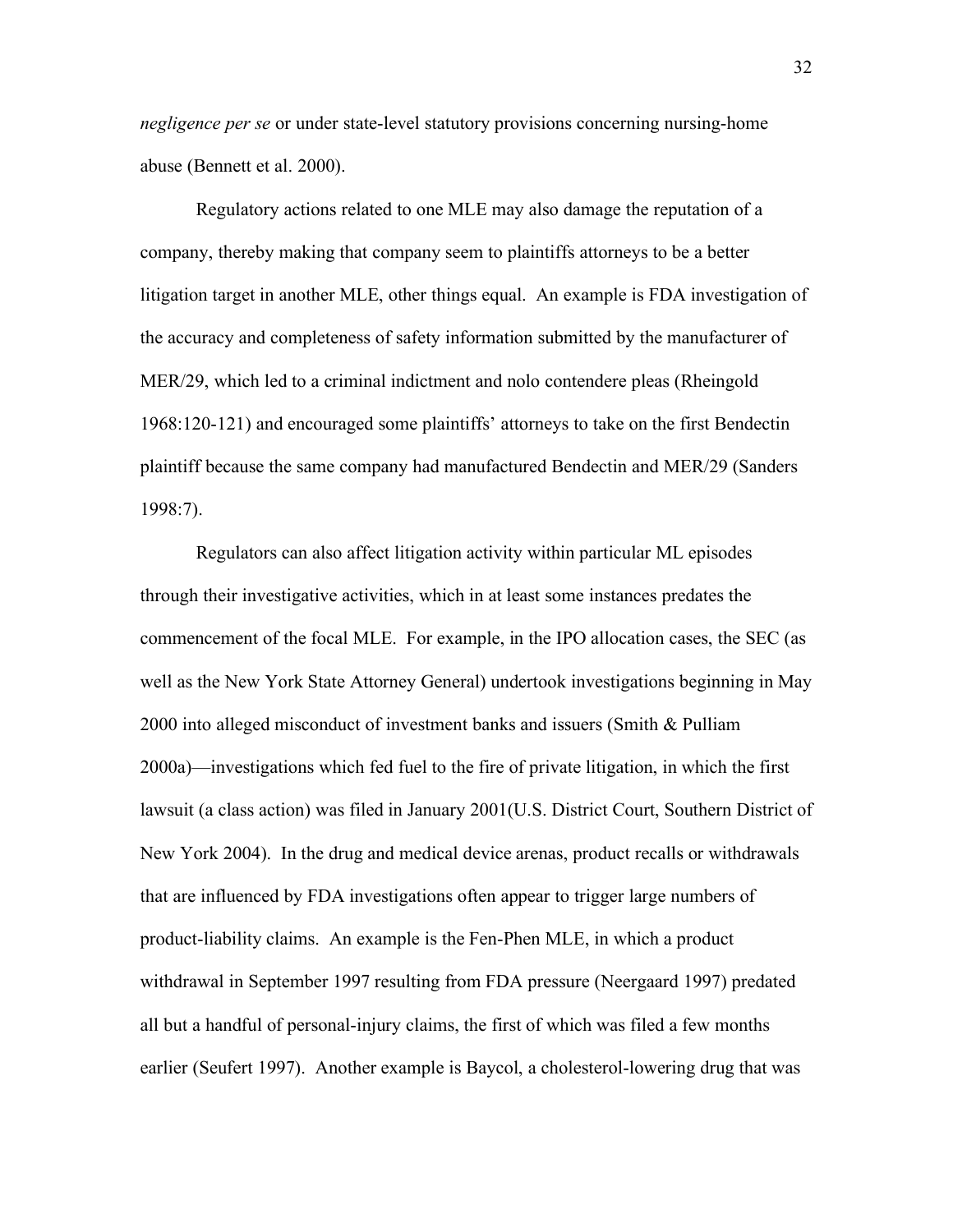*negligence per se* or under state-level statutory provisions concerning nursing-home abuse (Bennett et al. 2000).

Regulatory actions related to one MLE may also damage the reputation of a company, thereby making that company seem to plaintiffs attorneys to be a better litigation target in another MLE, other things equal. An example is FDA investigation of the accuracy and completeness of safety information submitted by the manufacturer of MER/29, which led to a criminal indictment and nolo contendere pleas (Rheingold 1968:120-121) and encouraged some plaintiffs' attorneys to take on the first Bendectin plaintiff because the same company had manufactured Bendectin and MER/29 (Sanders 1998:7).

Regulators can also affect litigation activity within particular ML episodes through their investigative activities, which in at least some instances predates the commencement of the focal MLE. For example, in the IPO allocation cases, the SEC (as well as the New York State Attorney General) undertook investigations beginning in May 2000 into alleged misconduct of investment banks and issuers (Smith & Pulliam 2000a)—investigations which fed fuel to the fire of private litigation, in which the first lawsuit (a class action) was filed in January 2001(U.S. District Court, Southern District of New York 2004). In the drug and medical device arenas, product recalls or withdrawals that are influenced by FDA investigations often appear to trigger large numbers of product-liability claims. An example is the Fen-Phen MLE, in which a product withdrawal in September 1997 resulting from FDA pressure (Neergaard 1997) predated all but a handful of personal-injury claims, the first of which was filed a few months earlier (Seufert 1997). Another example is Baycol, a cholesterol-lowering drug that was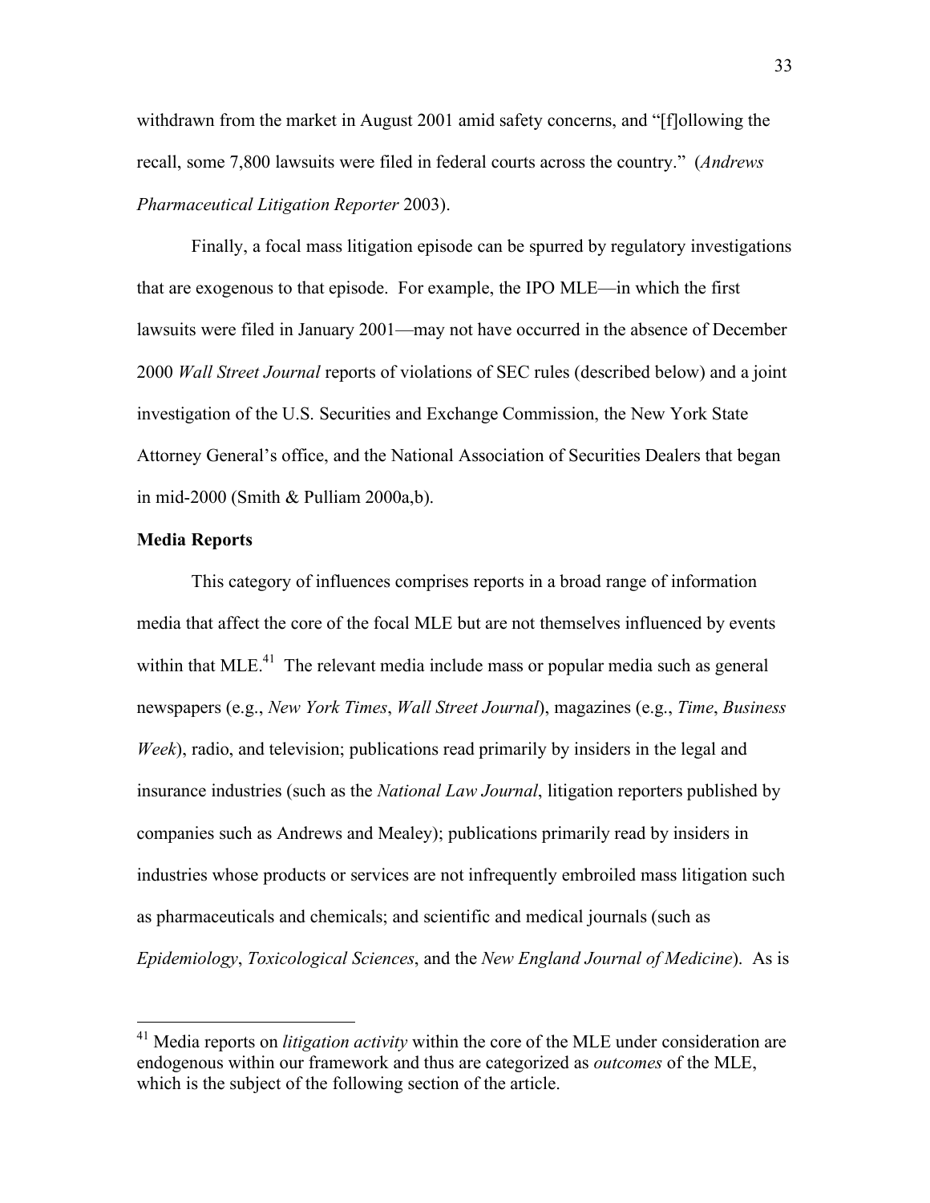withdrawn from the market in August 2001 amid safety concerns, and "[f]ollowing the recall, some 7,800 lawsuits were filed in federal courts across the country." (*Andrews Pharmaceutical Litigation Reporter* 2003).

Finally, a focal mass litigation episode can be spurred by regulatory investigations that are exogenous to that episode. For example, the IPO MLE—in which the first lawsuits were filed in January 2001—may not have occurred in the absence of December 2000 *Wall Street Journal* reports of violations of SEC rules (described below) and a joint investigation of the U.S. Securities and Exchange Commission, the New York State Attorney General's office, and the National Association of Securities Dealers that began in mid-2000 (Smith & Pulliam 2000a,b).

**Media Reports**

This category of influences comprises reports in a broad range of information media that affect the core of the focal MLE but are not themselves influenced by events within that MLE.[41] The relevant media include mass or popular media such as general newspapers (e.g., *New York Times*, *Wall Street Journal*), magazines (e.g., *Time*, *Business Week*), radio, and television; publications read primarily by insiders in the legal and insurance industries (such as the *National Law Journal*, litigation reporters published by companies such as Andrews and Mealey); publications primarily read by insiders in industries whose products or services are not infrequently embroiled mass litigation such as pharmaceuticals and chemicals; and scientific and medical journals (such as *Epidemiology*, *Toxicological Sciences*, and the *New England Journal of Medicine*). As is

[41] Media reports on *litigation activity* within the core of the MLE under consideration are endogenous within our framework and thus are categorized as *outcomes* of the MLE, which is the subject of the following section of the article.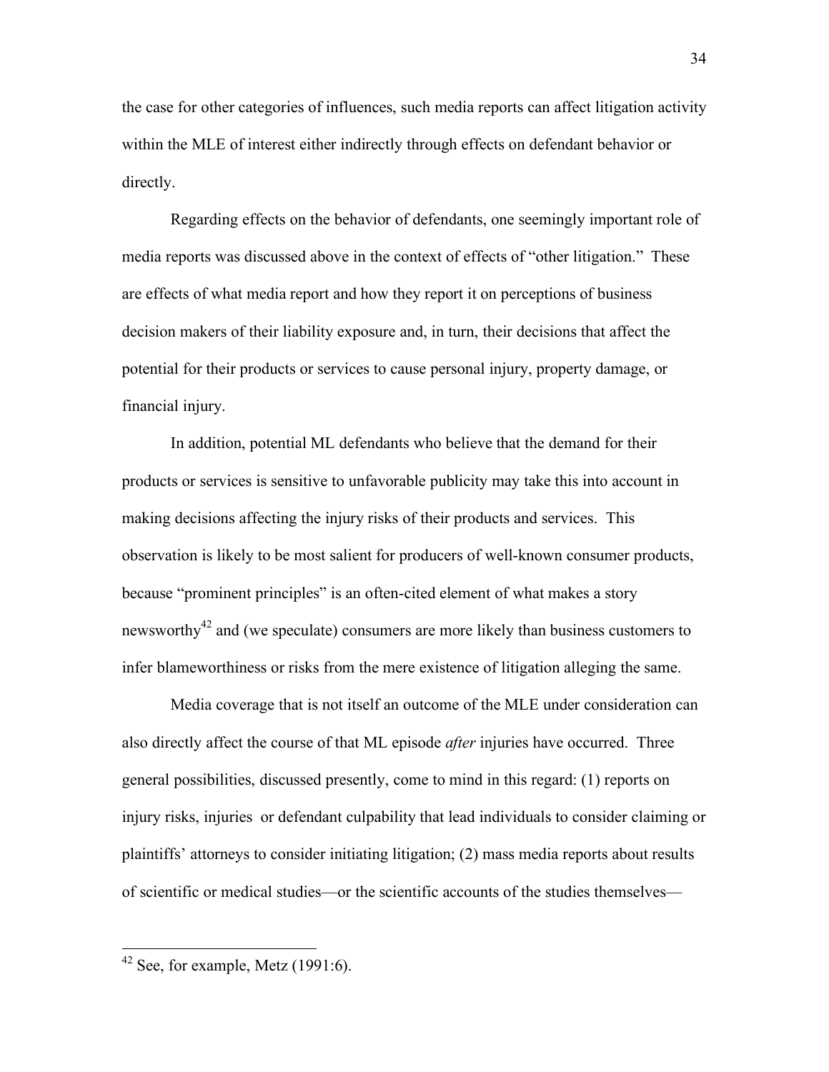the case for other categories of influences, such media reports can affect litigation activity within the MLE of interest either indirectly through effects on defendant behavior or directly.

Regarding effects on the behavior of defendants, one seemingly important role of media reports was discussed above in the context of effects of "other litigation." These are effects of what media report and how they report it on perceptions of business decision makers of their liability exposure and, in turn, their decisions that affect the potential for their products or services to cause personal injury, property damage, or financial injury.

In addition, potential ML defendants who believe that the demand for their products or services is sensitive to unfavorable publicity may take this into account in making decisions affecting the injury risks of their products and services. This observation is likely to be most salient for producers of well-known consumer products, because "prominent principles" is an often-cited element of what makes a story newsworthy[42] and (we speculate) consumers are more likely than business customers to infer blameworthiness or risks from the mere existence of litigation alleging the same.

Media coverage that is not itself an outcome of the MLE under consideration can also directly affect the course of that ML episode *after* injuries have occurred. Three general possibilities, discussed presently, come to mind in this regard: (1) reports on injury risks, injuries or defendant culpability that lead individuals to consider claiming or plaintiffs' attorneys to consider initiating litigation; (2) mass media reports about results of scientific or medical studies—or the scientific accounts of the studies themselves—

[42] See, for example, Metz (1991:6).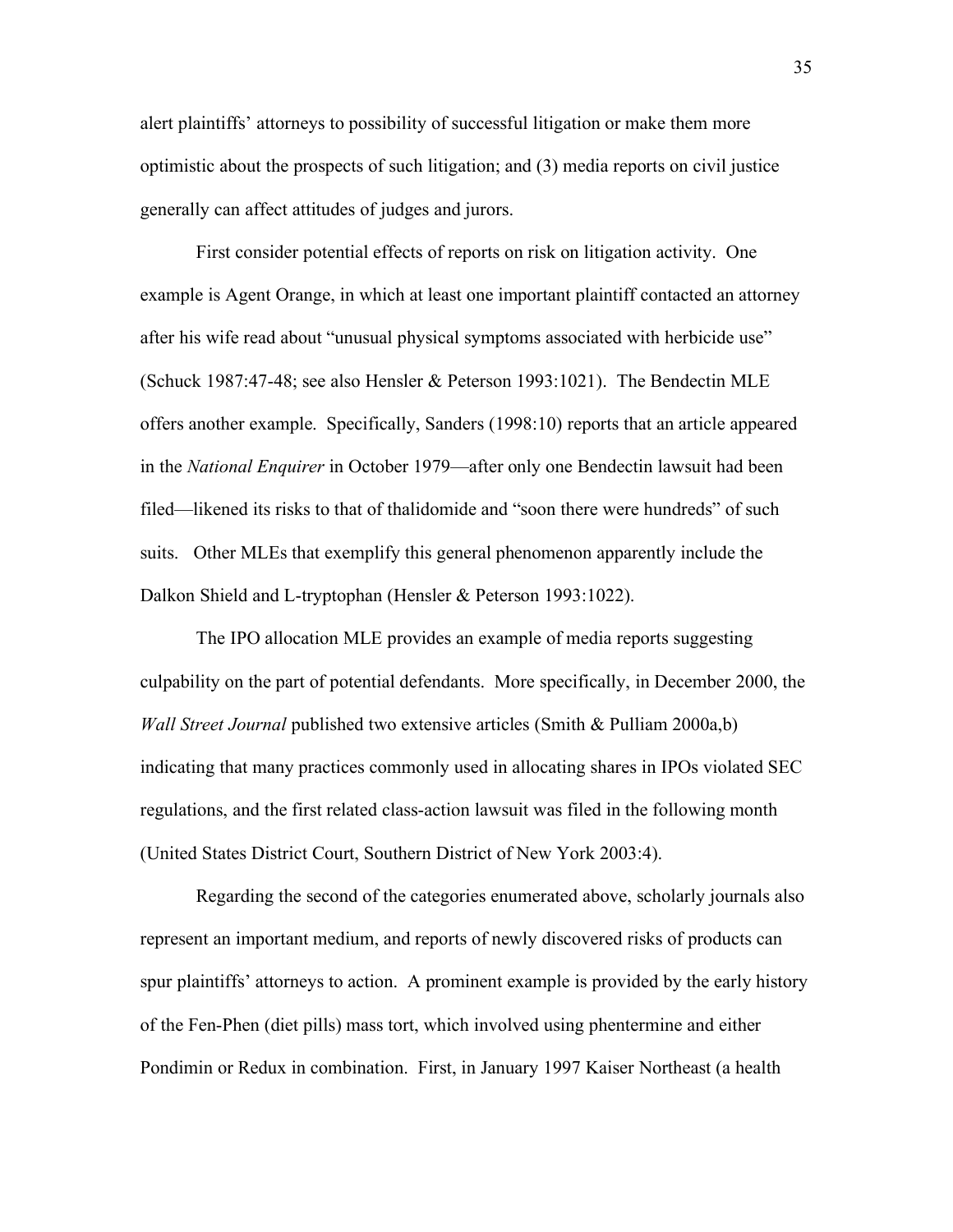alert plaintiffs' attorneys to possibility of successful litigation or make them more optimistic about the prospects of such litigation; and (3) media reports on civil justice generally can affect attitudes of judges and jurors.

First consider potential effects of reports on risk on litigation activity. One example is Agent Orange, in which at least one important plaintiff contacted an attorney after his wife read about "unusual physical symptoms associated with herbicide use" (Schuck 1987:47-48; see also Hensler & Peterson 1993:1021). The Bendectin MLE offers another example. Specifically, Sanders (1998:10) reports that an article appeared in the *National Enquirer* in October 1979—after only one Bendectin lawsuit had been filed—likened its risks to that of thalidomide and "soon there were hundreds" of such suits. Other MLEs that exemplify this general phenomenon apparently include the Dalkon Shield and L-tryptophan (Hensler & Peterson 1993:1022).

The IPO allocation MLE provides an example of media reports suggesting culpability on the part of potential defendants. More specifically, in December 2000, the *Wall Street Journal* published two extensive articles (Smith & Pulliam 2000a,b) indicating that many practices commonly used in allocating shares in IPOs violated SEC regulations, and the first related class-action lawsuit was filed in the following month (United States District Court, Southern District of New York 2003:4).

Regarding the second of the categories enumerated above, scholarly journals also represent an important medium, and reports of newly discovered risks of products can spur plaintiffs' attorneys to action. A prominent example is provided by the early history of the Fen-Phen (diet pills) mass tort, which involved using phentermine and either Pondimin or Redux in combination. First, in January 1997 Kaiser Northeast (a health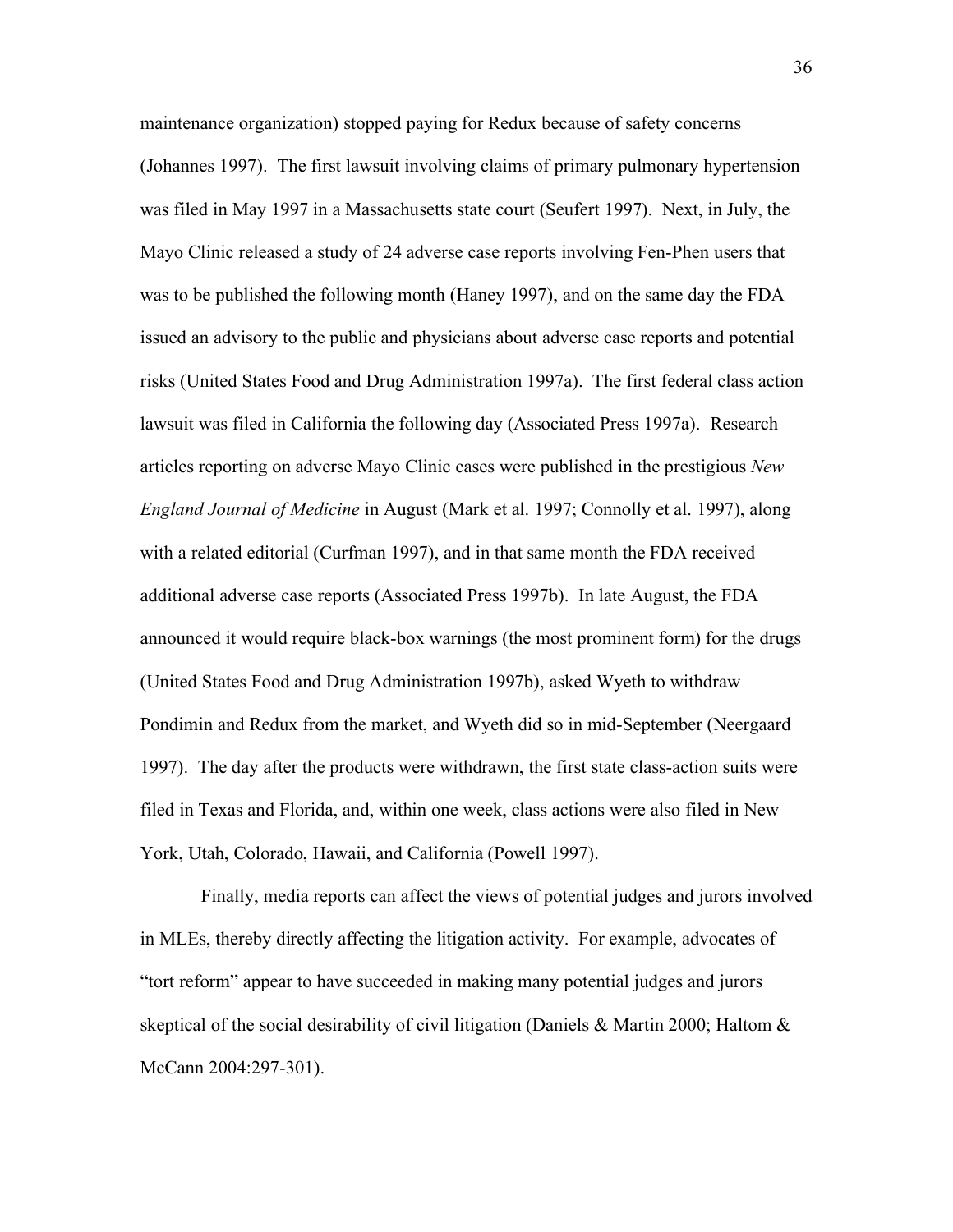maintenance organization) stopped paying for Redux because of safety concerns (Johannes 1997). The first lawsuit involving claims of primary pulmonary hypertension was filed in May 1997 in a Massachusetts state court (Seufert 1997). Next, in July, the Mayo Clinic released a study of 24 adverse case reports involving Fen-Phen users that was to be published the following month (Haney 1997), and on the same day the FDA issued an advisory to the public and physicians about adverse case reports and potential risks (United States Food and Drug Administration 1997a). The first federal class action lawsuit was filed in California the following day (Associated Press 1997a). Research articles reporting on adverse Mayo Clinic cases were published in the prestigious *New England Journal of Medicine* in August (Mark et al. 1997; Connolly et al. 1997), along with a related editorial (Curfman 1997), and in that same month the FDA received additional adverse case reports (Associated Press 1997b). In late August, the FDA announced it would require black-box warnings (the most prominent form) for the drugs (United States Food and Drug Administration 1997b), asked Wyeth to withdraw Pondimin and Redux from the market, and Wyeth did so in mid-September (Neergaard 1997). The day after the products were withdrawn, the first state class-action suits were filed in Texas and Florida, and, within one week, class actions were also filed in New York, Utah, Colorado, Hawaii, and California (Powell 1997).

Finally, media reports can affect the views of potential judges and jurors involved in MLEs, thereby directly affecting the litigation activity. For example, advocates of "tort reform" appear to have succeeded in making many potential judges and jurors skeptical of the social desirability of civil litigation (Daniels & Martin 2000; Haltom & McCann 2004:297-301).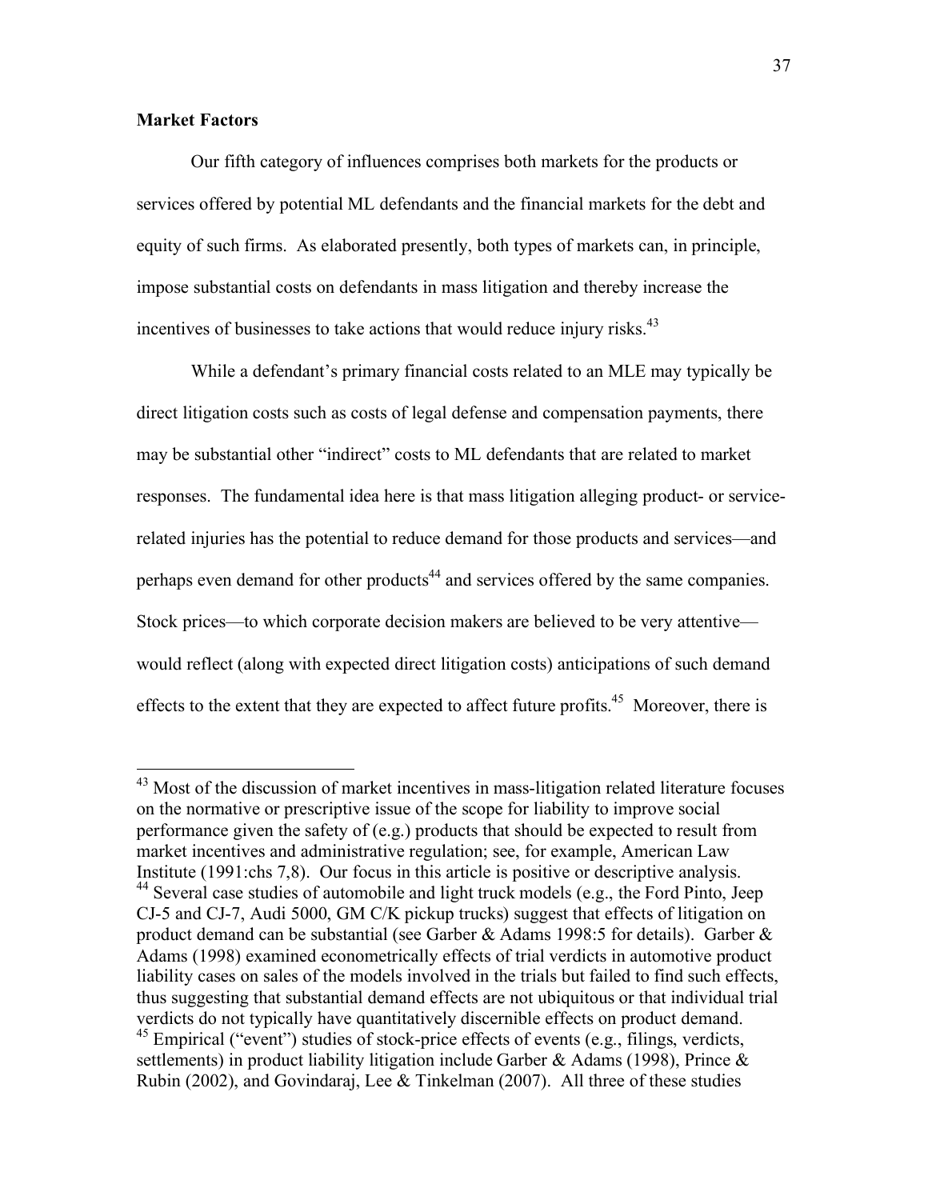**Market Factors**

Our fifth category of influences comprises both markets for the products or services offered by potential ML defendants and the financial markets for the debt and equity of such firms. As elaborated presently, both types of markets can, in principle, impose substantial costs on defendants in mass litigation and thereby increase the incentives of businesses to take actions that would reduce injury risks.[43]

While a defendant's primary financial costs related to an MLE may typically be direct litigation costs such as costs of legal defense and compensation payments, there may be substantial other "indirect" costs to ML defendants that are related to market responses. The fundamental idea here is that mass litigation alleging product- or service-related injuries has the potential to reduce demand for those products and services—and perhaps even demand for other products[44] and services offered by the same companies. Stock prices—to which corporate decision makers are believed to be very attentive—would reflect (along with expected direct litigation costs) anticipations of such demand effects to the extent that they are expected to affect future profits.[45] Moreover, there is

---

[43] Most of the discussion of market incentives in mass-litigation related literature focuses on the normative or prescriptive issue of the scope for liability to improve social performance given the safety of (e.g.) products that should be expected to result from market incentives and administrative regulation; see, for example, American Law Institute (1991:chs 7,8). Our focus in this article is positive or descriptive analysis.

[44] Several case studies of automobile and light truck models (e.g., the Ford Pinto, Jeep CJ-5 and CJ-7, Audi 5000, GM C/K pickup trucks) suggest that effects of litigation on product demand can be substantial (see Garber & Adams 1998:5 for details). Garber & Adams (1998) examined econometrically effects of trial verdicts in automotive product liability cases on sales of the models involved in the trials but failed to find such effects, thus suggesting that substantial demand effects are not ubiquitous or that individual trial verdicts do not typically have quantitatively discernible effects on product demand.

[45] Empirical ("event") studies of stock-price effects of events (e.g., filings, verdicts, settlements) in product liability litigation include Garber & Adams (1998), Prince & Rubin (2002), and Govindaraj, Lee & Tinkelman (2007). All three of these studies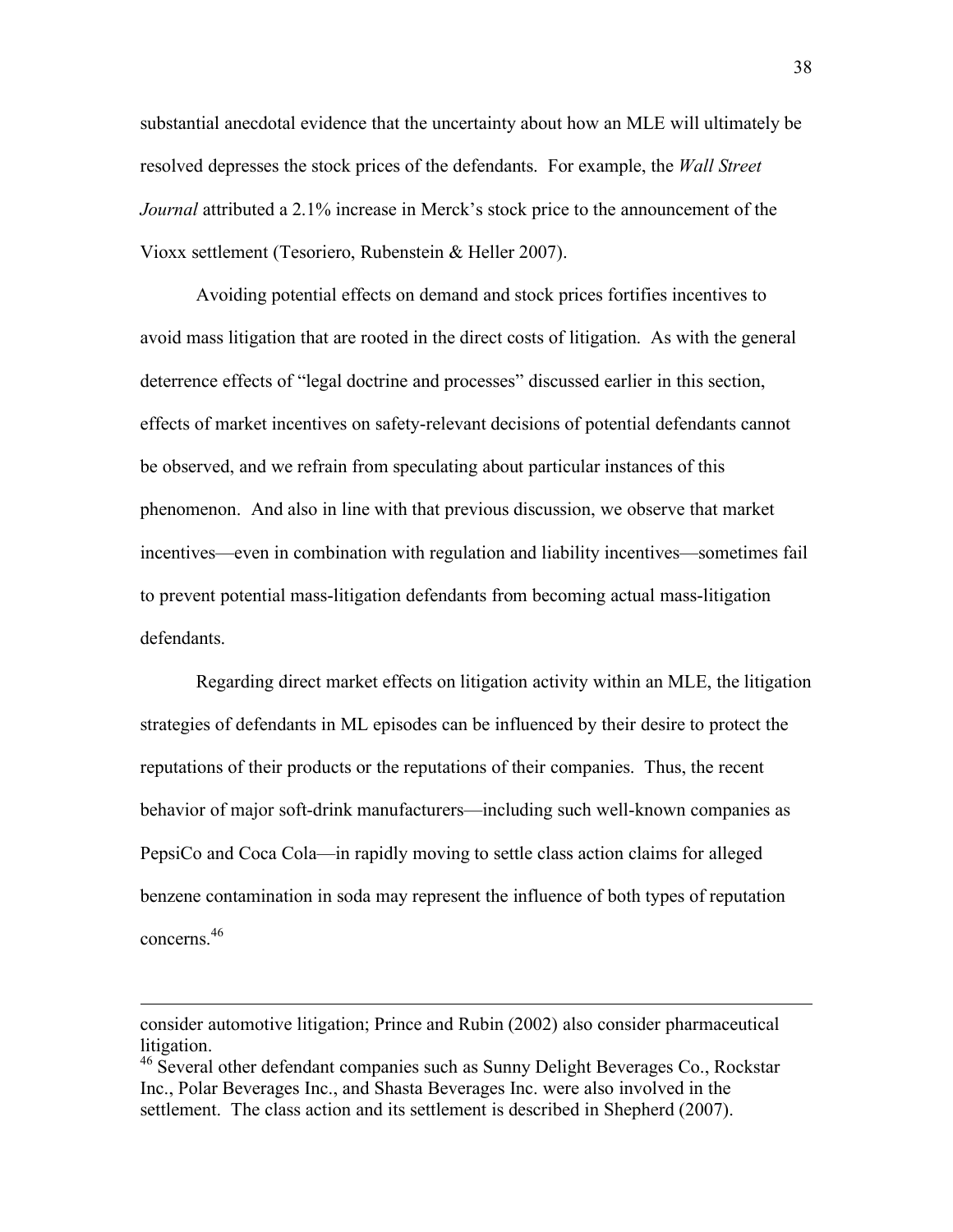substantial anecdotal evidence that the uncertainty about how an MLE will ultimately be resolved depresses the stock prices of the defendants. For example, the *Wall Street Journal* attributed a 2.1% increase in Merck's stock price to the announcement of the Vioxx settlement (Tesoriero, Rubenstein & Heller 2007).

Avoiding potential effects on demand and stock prices fortifies incentives to avoid mass litigation that are rooted in the direct costs of litigation. As with the general deterrence effects of "legal doctrine and processes" discussed earlier in this section, effects of market incentives on safety-relevant decisions of potential defendants cannot be observed, and we refrain from speculating about particular instances of this phenomenon. And also in line with that previous discussion, we observe that market incentives—even in combination with regulation and liability incentives—sometimes fail to prevent potential mass-litigation defendants from becoming actual mass-litigation defendants.

Regarding direct market effects on litigation activity within an MLE, the litigation strategies of defendants in ML episodes can be influenced by their desire to protect the reputations of their products or the reputations of their companies. Thus, the recent behavior of major soft-drink manufacturers—including such well-known companies as PepsiCo and Coca Cola—in rapidly moving to settle class action claims for alleged benzene contamination in soda may represent the influence of both types of reputation concerns.[46]

---

consider automotive litigation; Prince and Rubin (2002) also consider pharmaceutical litigation.

[46] Several other defendant companies such as Sunny Delight Beverages Co., Rockstar Inc., Polar Beverages Inc., and Shasta Beverages Inc. were also involved in the settlement. The class action and its settlement is described in Shepherd (2007).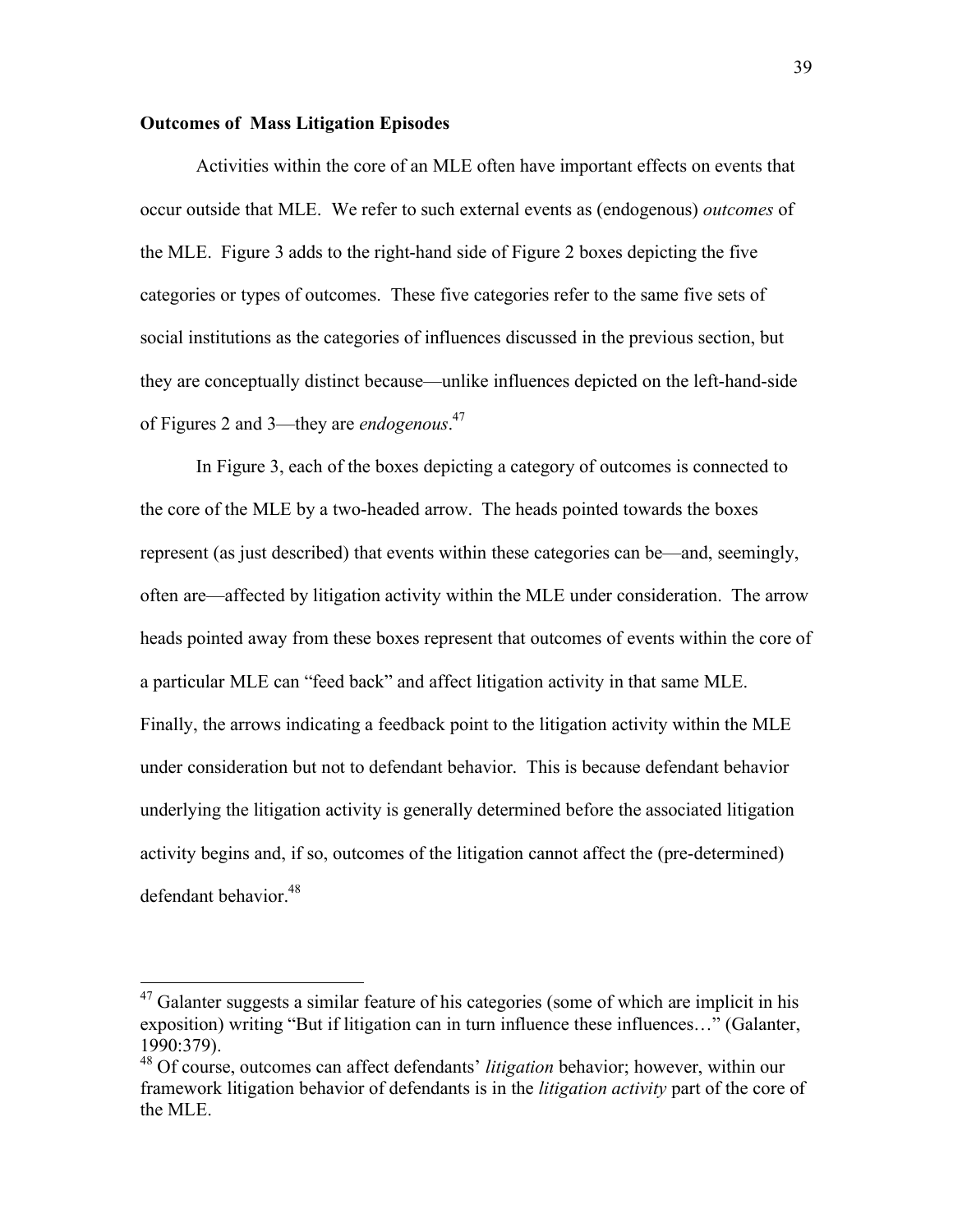**Outcomes of Mass Litigation Episodes**

Activities within the core of an MLE often have important effects on events that occur outside that MLE. We refer to such external events as (endogenous) *outcomes* of the MLE. Figure 3 adds to the right-hand side of Figure 2 boxes depicting the five categories or types of outcomes. These five categories refer to the same five sets of social institutions as the categories of influences discussed in the previous section, but they are conceptually distinct because—unlike influences depicted on the left-hand-side of Figures 2 and 3—they are *endogenous*.[47]

In Figure 3, each of the boxes depicting a category of outcomes is connected to the core of the MLE by a two-headed arrow. The heads pointed towards the boxes represent (as just described) that events within these categories can be—and, seemingly, often are—affected by litigation activity within the MLE under consideration. The arrow heads pointed away from these boxes represent that outcomes of events within the core of a particular MLE can "feed back" and affect litigation activity in that same MLE. Finally, the arrows indicating a feedback point to the litigation activity within the MLE under consideration but not to defendant behavior. This is because defendant behavior underlying the litigation activity is generally determined before the associated litigation activity begins and, if so, outcomes of the litigation cannot affect the (pre-determined) defendant behavior.[48]

---

[47] Galanter suggests a similar feature of his categories (some of which are implicit in his exposition) writing "But if litigation can in turn influence these influences…" (Galanter, 1990:379).

[48] Of course, outcomes can affect defendants' *litigation* behavior; however, within our framework litigation behavior of defendants is in the *litigation activity* part of the core of the MLE.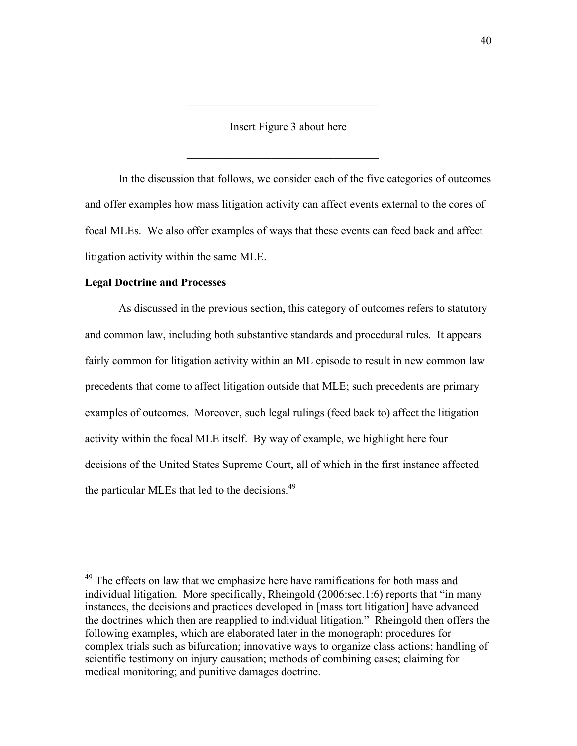Insert Figure 3 about here

In the discussion that follows, we consider each of the five categories of outcomes and offer examples how mass litigation activity can affect events external to the cores of focal MLEs. We also offer examples of ways that these events can feed back and affect litigation activity within the same MLE.

**Legal Doctrine and Processes**

As discussed in the previous section, this category of outcomes refers to statutory and common law, including both substantive standards and procedural rules. It appears fairly common for litigation activity within an ML episode to result in new common law precedents that come to affect litigation outside that MLE; such precedents are primary examples of outcomes. Moreover, such legal rulings (feed back to) affect the litigation activity within the focal MLE itself. By way of example, we highlight here four decisions of the United States Supreme Court, all of which in the first instance affected the particular MLEs that led to the decisions.[49]

[49] The effects on law that we emphasize here have ramifications for both mass and individual litigation. More specifically, Rheingold (2006:sec.1:6) reports that "in many instances, the decisions and practices developed in [mass tort litigation] have advanced the doctrines which then are reapplied to individual litigation." Rheingold then offers the following examples, which are elaborated later in the monograph: procedures for complex trials such as bifurcation; innovative ways to organize class actions; handling of scientific testimony on injury causation; methods of combining cases; claiming for medical monitoring; and punitive damages doctrine.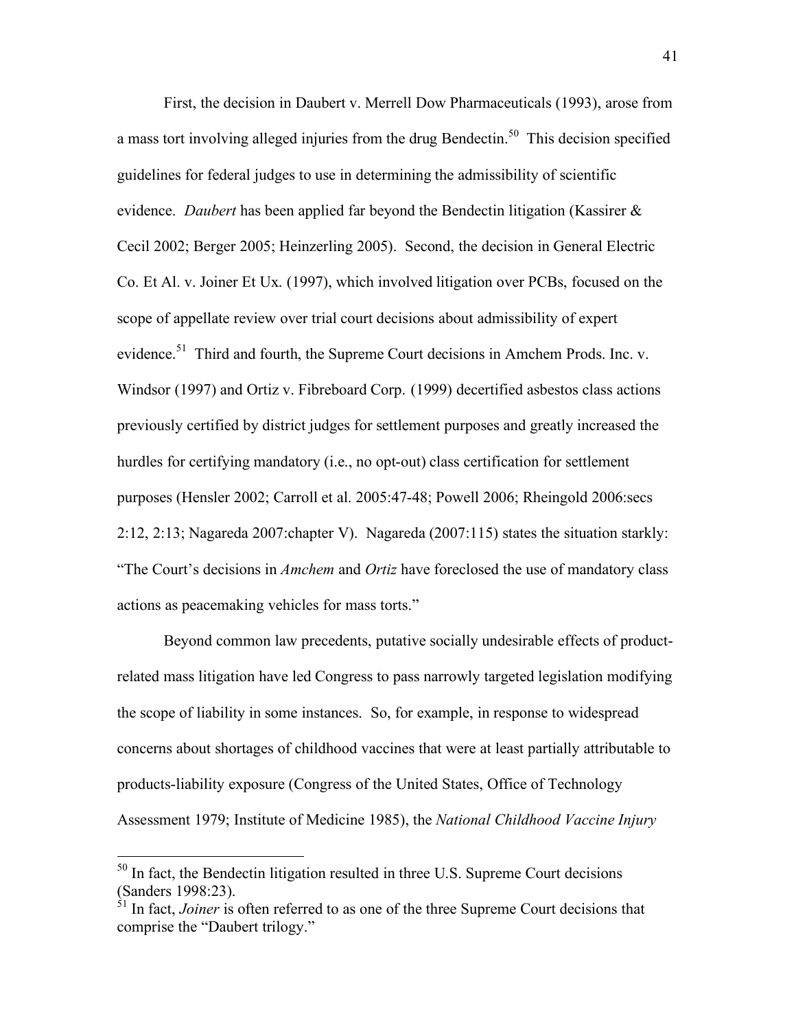First, the decision in Daubert v. Merrell Dow Pharmaceuticals (1993), arose from a mass tort involving alleged injuries from the drug Bendectin.[50] This decision specified guidelines for federal judges to use in determining the admissibility of scientific evidence. *Daubert* has been applied far beyond the Bendectin litigation (Kassirer & Cecil 2002; Berger 2005; Heinzerling 2005). Second, the decision in General Electric Co. Et Al. v. Joiner Et Ux. (1997), which involved litigation over PCBs, focused on the scope of appellate review over trial court decisions about admissibility of expert evidence.[51] Third and fourth, the Supreme Court decisions in Amchem Prods. Inc. v. Windsor (1997) and Ortiz v. Fibreboard Corp. (1999) decertified asbestos class actions previously certified by district judges for settlement purposes and greatly increased the hurdles for certifying mandatory (i.e., no opt-out) class certification for settlement purposes (Hensler 2002; Carroll et al. 2005:47-48; Powell 2006; Rheingold 2006:secs 2:12, 2:13; Nagareda 2007:chapter V). Nagareda (2007:115) states the situation starkly: "The Court's decisions in *Amchem* and *Ortiz* have foreclosed the use of mandatory class actions as peacemaking vehicles for mass torts."

Beyond common law precedents, putative socially undesirable effects of product-related mass litigation have led Congress to pass narrowly targeted legislation modifying the scope of liability in some instances. So, for example, in response to widespread concerns about shortages of childhood vaccines that were at least partially attributable to products-liability exposure (Congress of the United States, Office of Technology Assessment 1979; Institute of Medicine 1985), the *National Childhood Vaccine Injury*

---

[50] In fact, the Bendectin litigation resulted in three U.S. Supreme Court decisions (Sanders 1998:23).

[51] In fact, *Joiner* is often referred to as one of the three Supreme Court decisions that comprise the "Daubert trilogy."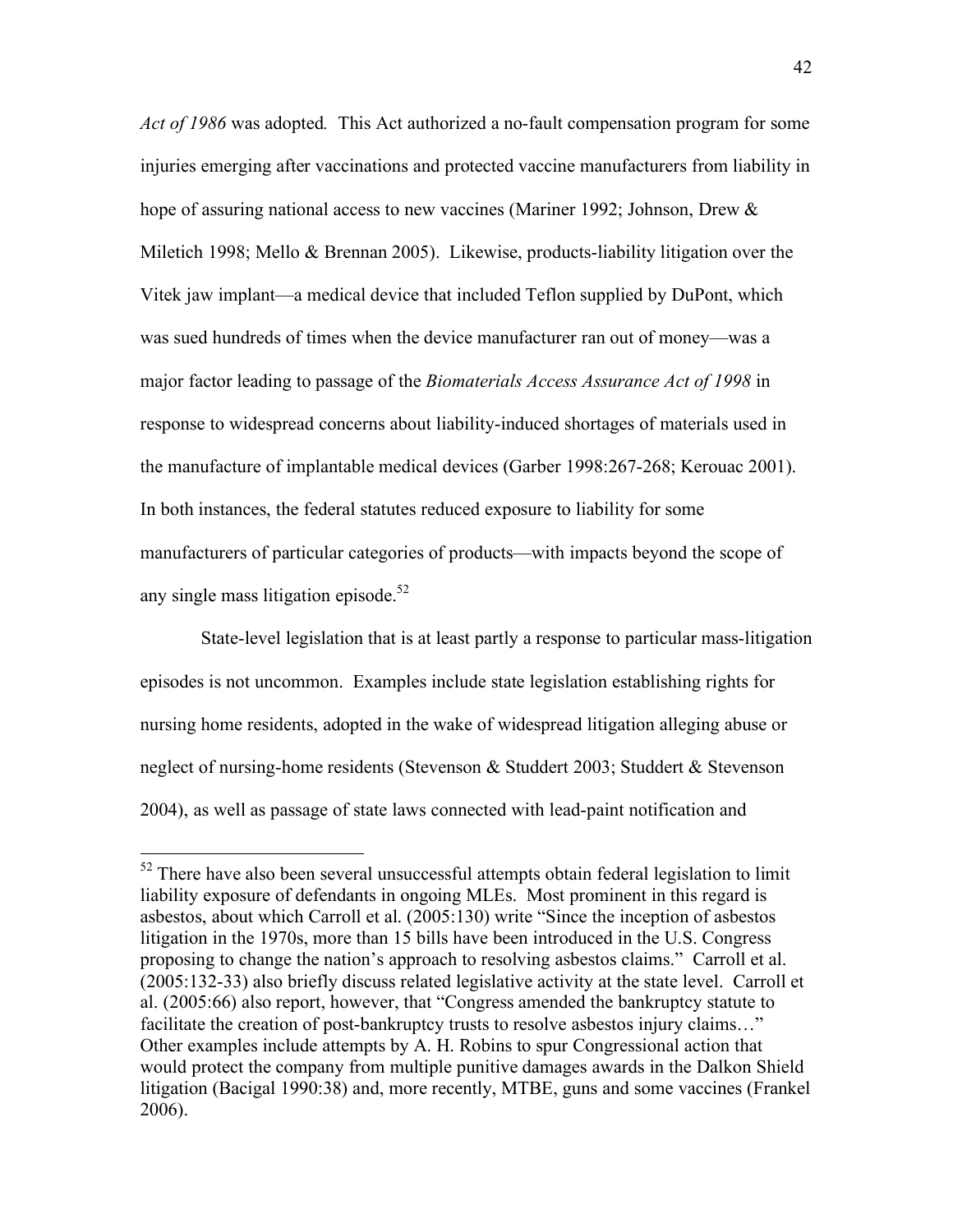*Act of 1986* was adopted*.* This Act authorized a no-fault compensation program for some injuries emerging after vaccinations and protected vaccine manufacturers from liability in hope of assuring national access to new vaccines (Mariner 1992; Johnson, Drew & Miletich 1998; Mello & Brennan 2005). Likewise, products-liability litigation over the Vitek jaw implant—a medical device that included Teflon supplied by DuPont, which was sued hundreds of times when the device manufacturer ran out of money—was a major factor leading to passage of the *Biomaterials Access Assurance Act of 1998* in response to widespread concerns about liability-induced shortages of materials used in the manufacture of implantable medical devices (Garber 1998:267-268; Kerouac 2001). In both instances, the federal statutes reduced exposure to liability for some manufacturers of particular categories of products—with impacts beyond the scope of any single mass litigation episode.[52]

State-level legislation that is at least partly a response to particular mass-litigation episodes is not uncommon. Examples include state legislation establishing rights for nursing home residents, adopted in the wake of widespread litigation alleging abuse or neglect of nursing-home residents (Stevenson & Studdert 2003; Studdert & Stevenson 2004), as well as passage of state laws connected with lead-paint notification and

---

[52] There have also been several unsuccessful attempts obtain federal legislation to limit liability exposure of defendants in ongoing MLEs. Most prominent in this regard is asbestos, about which Carroll et al. (2005:130) write "Since the inception of asbestos litigation in the 1970s, more than 15 bills have been introduced in the U.S. Congress proposing to change the nation's approach to resolving asbestos claims." Carroll et al. (2005:132-33) also briefly discuss related legislative activity at the state level. Carroll et al. (2005:66) also report, however, that "Congress amended the bankruptcy statute to facilitate the creation of post-bankruptcy trusts to resolve asbestos injury claims…" Other examples include attempts by A. H. Robins to spur Congressional action that would protect the company from multiple punitive damages awards in the Dalkon Shield litigation (Bacigal 1990:38) and, more recently, MTBE, guns and some vaccines (Frankel 2006).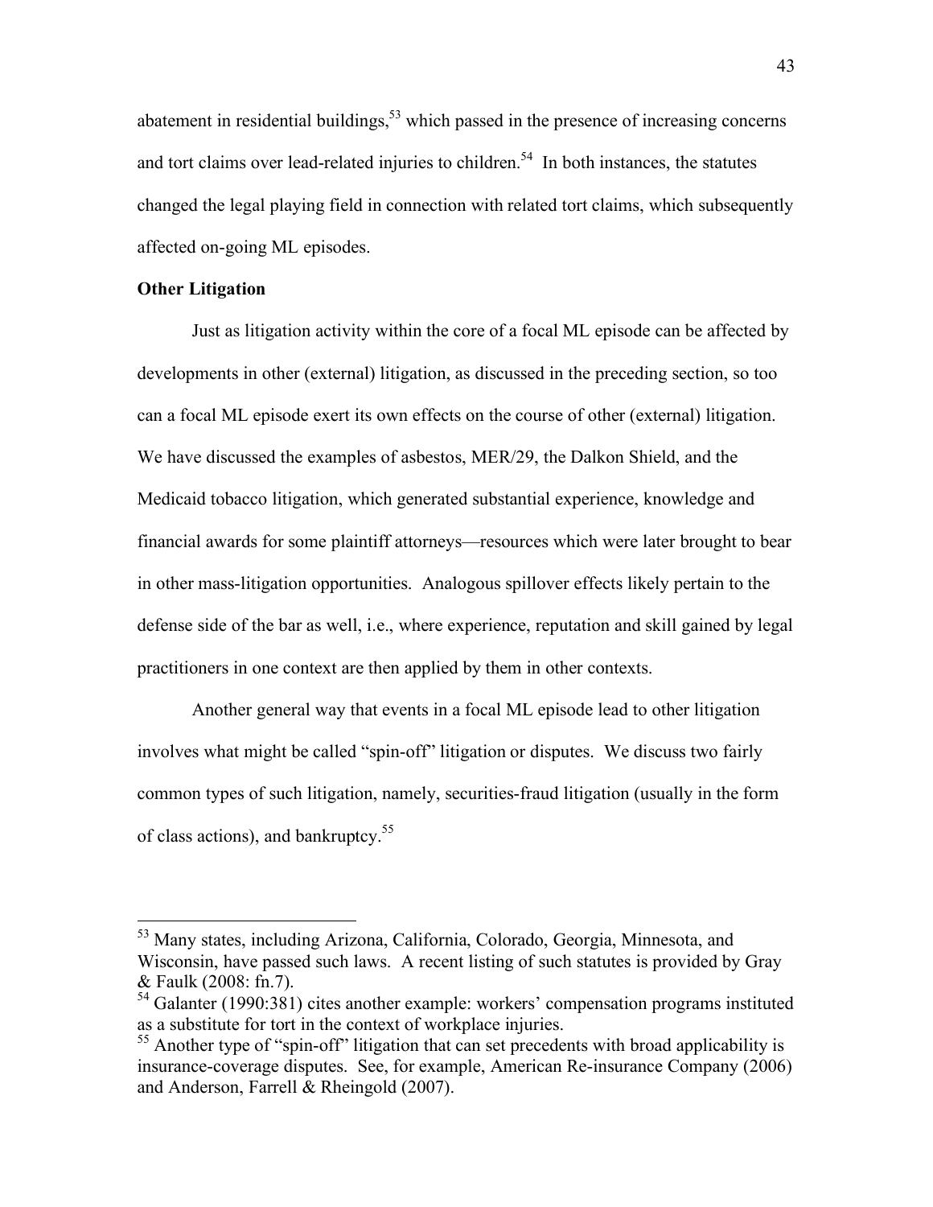abatement in residential buildings,[53] which passed in the presence of increasing concerns and tort claims over lead-related injuries to children.[54] In both instances, the statutes changed the legal playing field in connection with related tort claims, which subsequently affected on-going ML episodes.

**Other Litigation**

Just as litigation activity within the core of a focal ML episode can be affected by developments in other (external) litigation, as discussed in the preceding section, so too can a focal ML episode exert its own effects on the course of other (external) litigation. We have discussed the examples of asbestos, MER/29, the Dalkon Shield, and the Medicaid tobacco litigation, which generated substantial experience, knowledge and financial awards for some plaintiff attorneys—resources which were later brought to bear in other mass-litigation opportunities. Analogous spillover effects likely pertain to the defense side of the bar as well, i.e., where experience, reputation and skill gained by legal practitioners in one context are then applied by them in other contexts.

Another general way that events in a focal ML episode lead to other litigation involves what might be called "spin-off" litigation or disputes. We discuss two fairly common types of such litigation, namely, securities-fraud litigation (usually in the form of class actions), and bankruptcy.[55]

---

[53] Many states, including Arizona, California, Colorado, Georgia, Minnesota, and Wisconsin, have passed such laws. A recent listing of such statutes is provided by Gray & Faulk (2008: fn.7).

[54] Galanter (1990:381) cites another example: workers' compensation programs instituted as a substitute for tort in the context of workplace injuries.

[55] Another type of "spin-off" litigation that can set precedents with broad applicability is insurance-coverage disputes. See, for example, American Re-insurance Company (2006) and Anderson, Farrell & Rheingold (2007).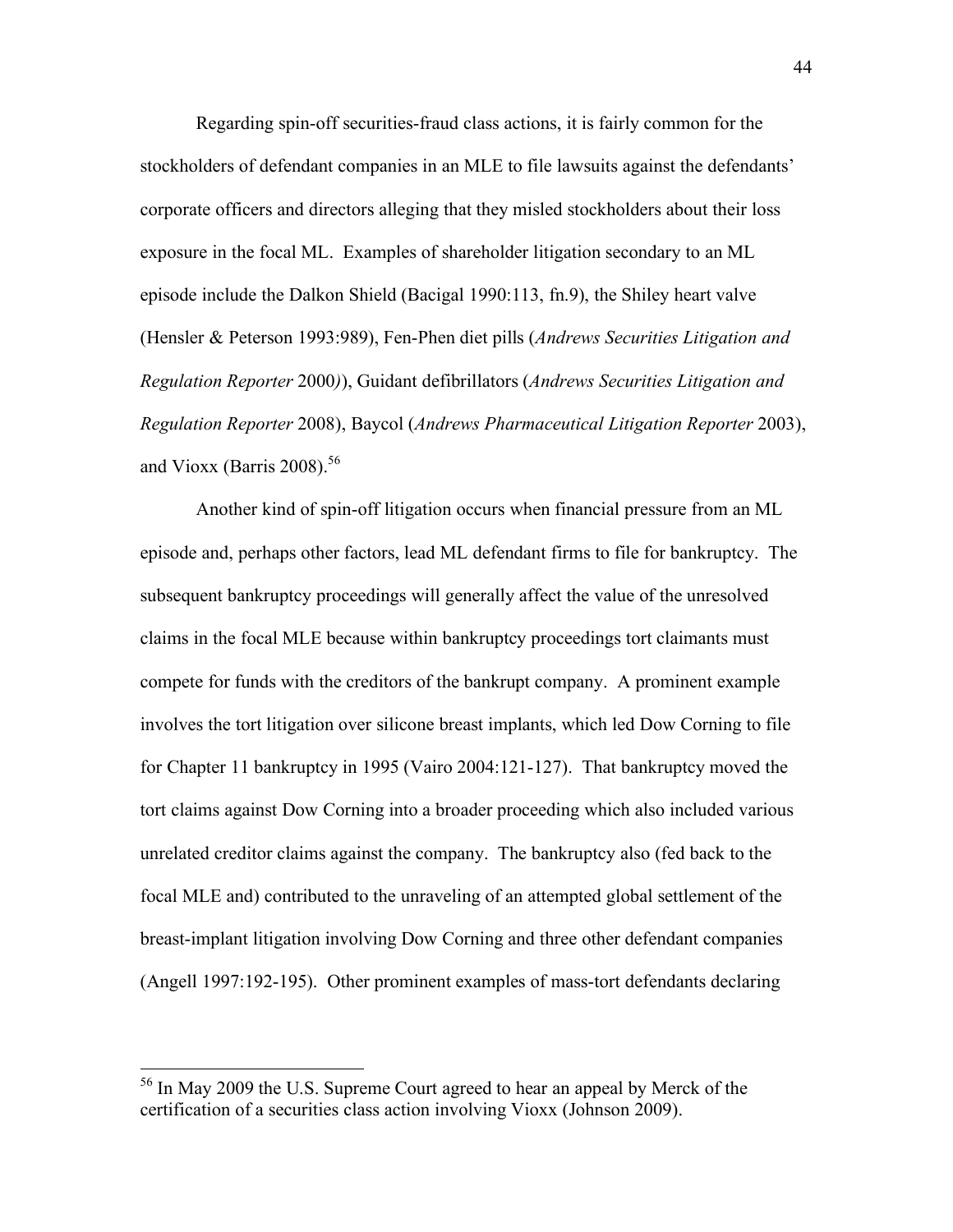Regarding spin-off securities-fraud class actions, it is fairly common for the stockholders of defendant companies in an MLE to file lawsuits against the defendants' corporate officers and directors alleging that they misled stockholders about their loss exposure in the focal ML. Examples of shareholder litigation secondary to an ML episode include the Dalkon Shield (Bacigal 1990:113, fn.9), the Shiley heart valve (Hensler & Peterson 1993:989), Fen-Phen diet pills (*Andrews Securities Litigation and Regulation Reporter* 2000*)*), Guidant defibrillators (*Andrews Securities Litigation and Regulation Reporter* 2008), Baycol (*Andrews Pharmaceutical Litigation Reporter* 2003), and Vioxx (Barris 2008).[56]

Another kind of spin-off litigation occurs when financial pressure from an ML episode and, perhaps other factors, lead ML defendant firms to file for bankruptcy. The subsequent bankruptcy proceedings will generally affect the value of the unresolved claims in the focal MLE because within bankruptcy proceedings tort claimants must compete for funds with the creditors of the bankrupt company. A prominent example involves the tort litigation over silicone breast implants, which led Dow Corning to file for Chapter 11 bankruptcy in 1995 (Vairo 2004:121-127). That bankruptcy moved the tort claims against Dow Corning into a broader proceeding which also included various unrelated creditor claims against the company. The bankruptcy also (fed back to the focal MLE and) contributed to the unraveling of an attempted global settlement of the breast-implant litigation involving Dow Corning and three other defendant companies (Angell 1997:192-195). Other prominent examples of mass-tort defendants declaring

---

[56] In May 2009 the U.S. Supreme Court agreed to hear an appeal by Merck of the certification of a securities class action involving Vioxx (Johnson 2009).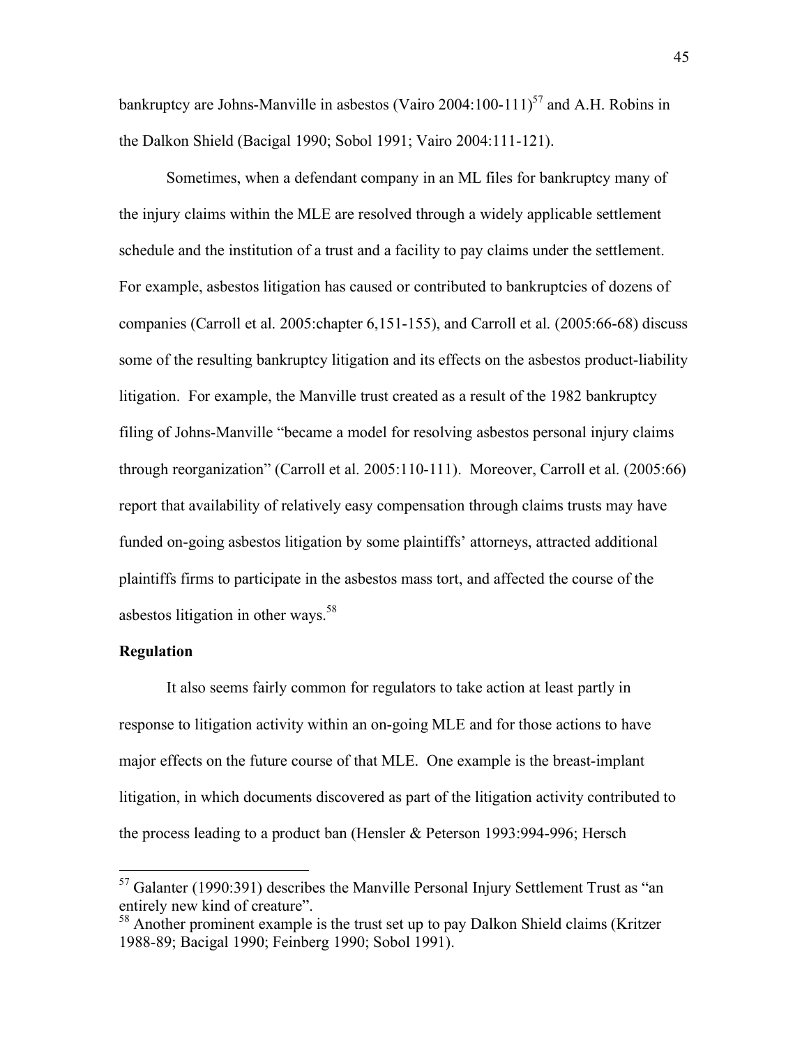bankruptcy are Johns-Manville in asbestos (Vairo 2004:100-111)[57] and A.H. Robins in the Dalkon Shield (Bacigal 1990; Sobol 1991; Vairo 2004:111-121).

Sometimes, when a defendant company in an ML files for bankruptcy many of the injury claims within the MLE are resolved through a widely applicable settlement schedule and the institution of a trust and a facility to pay claims under the settlement. For example, asbestos litigation has caused or contributed to bankruptcies of dozens of companies (Carroll et al. 2005:chapter 6,151-155), and Carroll et al. (2005:66-68) discuss some of the resulting bankruptcy litigation and its effects on the asbestos product-liability litigation. For example, the Manville trust created as a result of the 1982 bankruptcy filing of Johns-Manville "became a model for resolving asbestos personal injury claims through reorganization" (Carroll et al. 2005:110-111). Moreover, Carroll et al. (2005:66) report that availability of relatively easy compensation through claims trusts may have funded on-going asbestos litigation by some plaintiffs' attorneys, attracted additional plaintiffs firms to participate in the asbestos mass tort, and affected the course of the asbestos litigation in other ways.[58]

**Regulation**

It also seems fairly common for regulators to take action at least partly in response to litigation activity within an on-going MLE and for those actions to have major effects on the future course of that MLE. One example is the breast-implant litigation, in which documents discovered as part of the litigation activity contributed to the process leading to a product ban (Hensler & Peterson 1993:994-996; Hersch

---

[57] Galanter (1990:391) describes the Manville Personal Injury Settlement Trust as "an entirely new kind of creature".

[58] Another prominent example is the trust set up to pay Dalkon Shield claims (Kritzer 1988-89; Bacigal 1990; Feinberg 1990; Sobol 1991).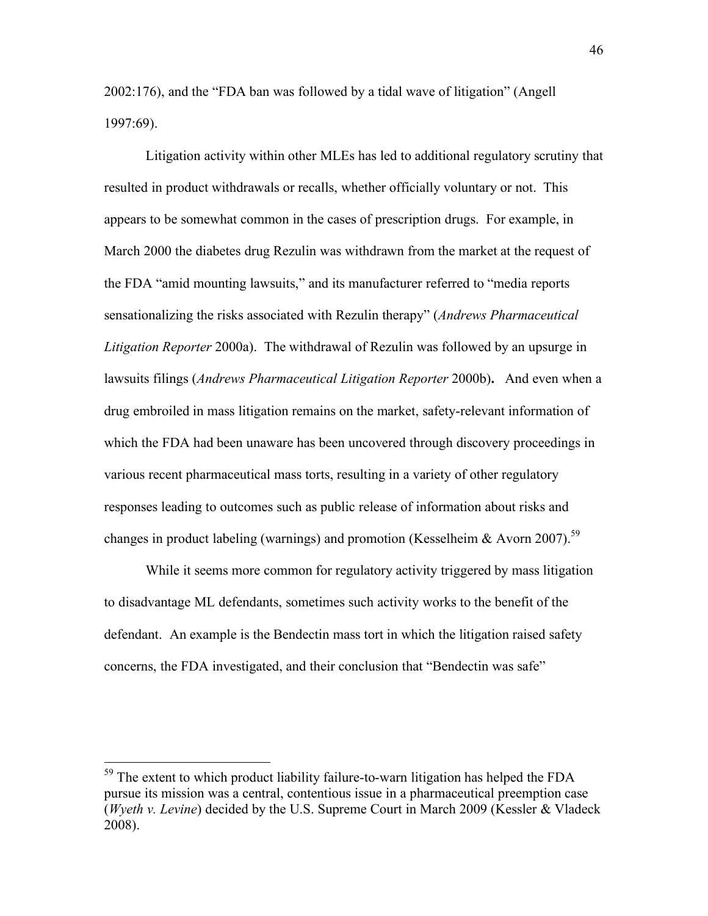2002:176), and the "FDA ban was followed by a tidal wave of litigation" (Angell 1997:69).

Litigation activity within other MLEs has led to additional regulatory scrutiny that resulted in product withdrawals or recalls, whether officially voluntary or not. This appears to be somewhat common in the cases of prescription drugs. For example, in March 2000 the diabetes drug Rezulin was withdrawn from the market at the request of the FDA "amid mounting lawsuits," and its manufacturer referred to "media reports sensationalizing the risks associated with Rezulin therapy" (*Andrews Pharmaceutical Litigation Reporter* 2000a). The withdrawal of Rezulin was followed by an upsurge in lawsuits filings (*Andrews Pharmaceutical Litigation Reporter* 2000b). And even when a drug embroiled in mass litigation remains on the market, safety-relevant information of which the FDA had been unaware has been uncovered through discovery proceedings in various recent pharmaceutical mass torts, resulting in a variety of other regulatory responses leading to outcomes such as public release of information about risks and changes in product labeling (warnings) and promotion (Kesselheim & Avorn 2007).[59]

While it seems more common for regulatory activity triggered by mass litigation to disadvantage ML defendants, sometimes such activity works to the benefit of the defendant. An example is the Bendectin mass tort in which the litigation raised safety concerns, the FDA investigated, and their conclusion that "Bendectin was safe"

[59] The extent to which product liability failure-to-warn litigation has helped the FDA pursue its mission was a central, contentious issue in a pharmaceutical preemption case (*Wyeth v. Levine*) decided by the U.S. Supreme Court in March 2009 (Kessler & Vladeck 2008).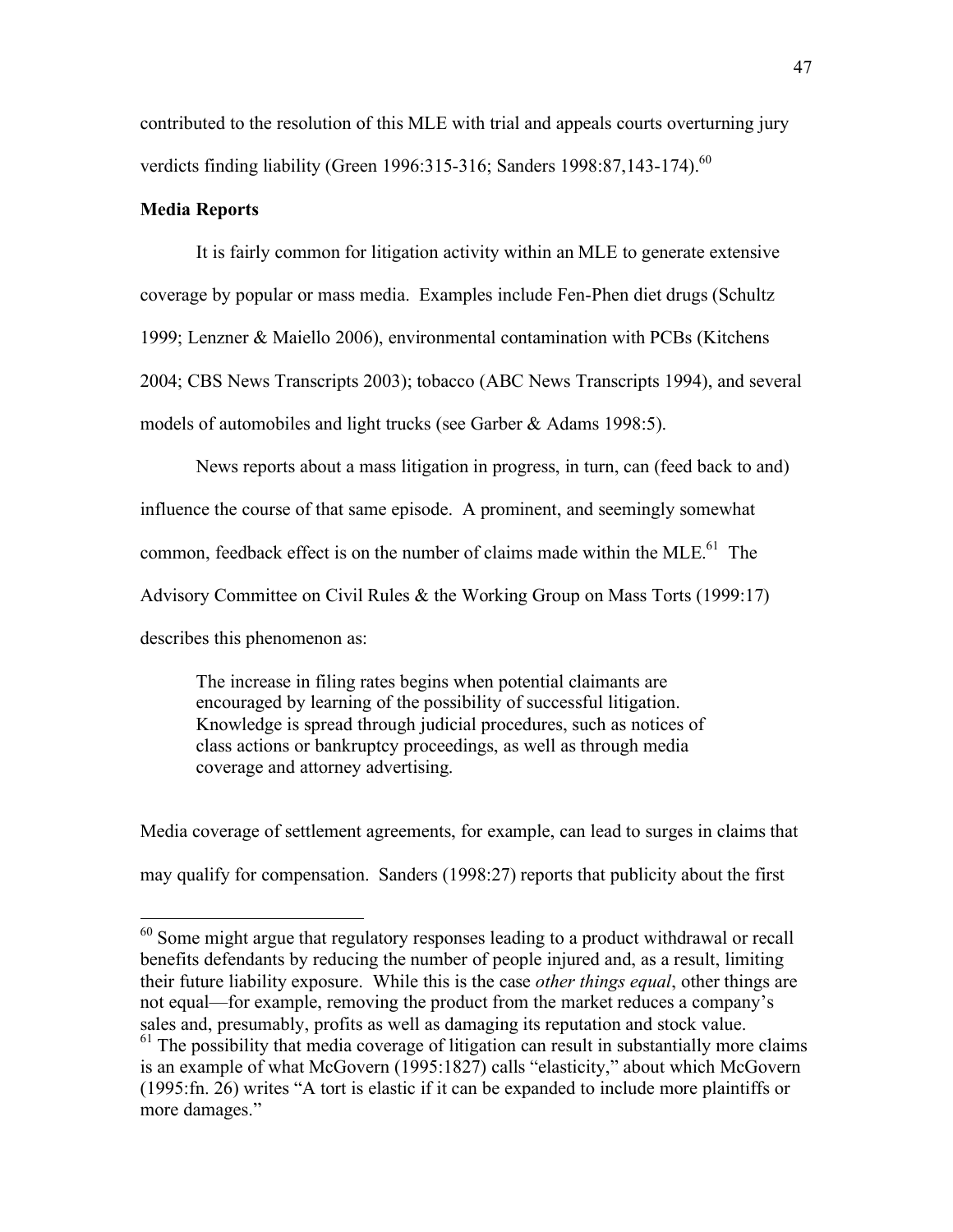contributed to the resolution of this MLE with trial and appeals courts overturning jury verdicts finding liability (Green 1996:315-316; Sanders 1998:87,143-174).[60]

**Media Reports**

It is fairly common for litigation activity within an MLE to generate extensive coverage by popular or mass media. Examples include Fen-Phen diet drugs (Schultz 1999; Lenzner & Maiello 2006), environmental contamination with PCBs (Kitchens 2004; CBS News Transcripts 2003); tobacco (ABC News Transcripts 1994), and several models of automobiles and light trucks (see Garber & Adams 1998:5).

News reports about a mass litigation in progress, in turn, can (feed back to and) influence the course of that same episode. A prominent, and seemingly somewhat common, feedback effect is on the number of claims made within the MLE.[61] The Advisory Committee on Civil Rules & the Working Group on Mass Torts (1999:17) describes this phenomenon as:

> The increase in filing rates begins when potential claimants are encouraged by learning of the possibility of successful litigation. Knowledge is spread through judicial procedures, such as notices of class actions or bankruptcy proceedings, as well as through media coverage and attorney advertising.

Media coverage of settlement agreements, for example, can lead to surges in claims that may qualify for compensation. Sanders (1998:27) reports that publicity about the first

---

[60] Some might argue that regulatory responses leading to a product withdrawal or recall benefits defendants by reducing the number of people injured and, as a result, limiting their future liability exposure. While this is the case *other things equal*, other things are not equal—for example, removing the product from the market reduces a company's sales and, presumably, profits as well as damaging its reputation and stock value.

[61] The possibility that media coverage of litigation can result in substantially more claims is an example of what McGovern (1995:1827) calls "elasticity," about which McGovern (1995:fn. 26) writes "A tort is elastic if it can be expanded to include more plaintiffs or more damages."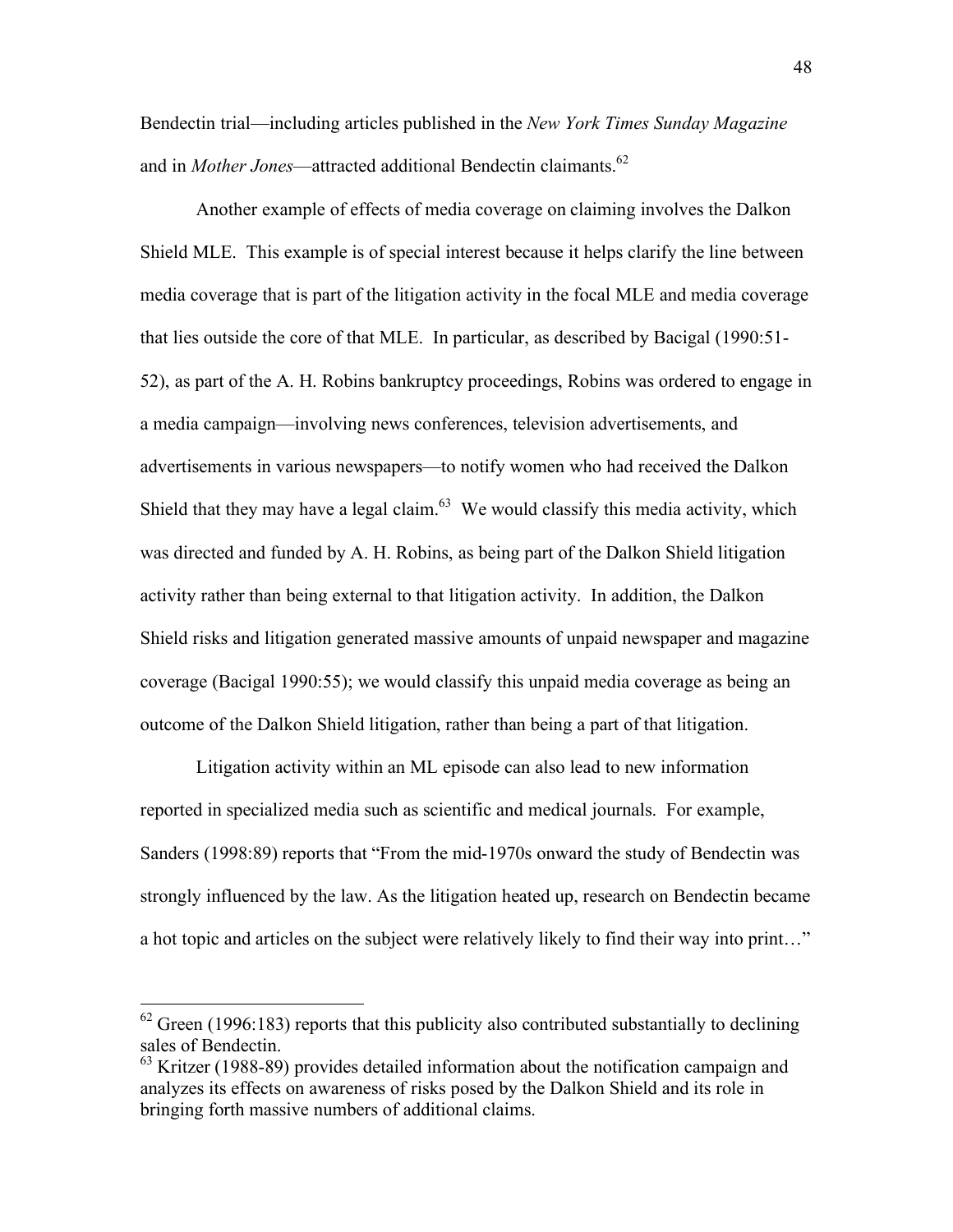Bendectin trial—including articles published in the *New York Times Sunday Magazine* and in *Mother Jones*—attracted additional Bendectin claimants.[62]

Another example of effects of media coverage on claiming involves the Dalkon Shield MLE. This example is of special interest because it helps clarify the line between media coverage that is part of the litigation activity in the focal MLE and media coverage that lies outside the core of that MLE. In particular, as described by Bacigal (1990:51-52), as part of the A. H. Robins bankruptcy proceedings, Robins was ordered to engage in a media campaign—involving news conferences, television advertisements, and advertisements in various newspapers—to notify women who had received the Dalkon Shield that they may have a legal claim.[63] We would classify this media activity, which was directed and funded by A. H. Robins, as being part of the Dalkon Shield litigation activity rather than being external to that litigation activity. In addition, the Dalkon Shield risks and litigation generated massive amounts of unpaid newspaper and magazine coverage (Bacigal 1990:55); we would classify this unpaid media coverage as being an outcome of the Dalkon Shield litigation, rather than being a part of that litigation.

Litigation activity within an ML episode can also lead to new information reported in specialized media such as scientific and medical journals. For example, Sanders (1998:89) reports that "From the mid-1970s onward the study of Bendectin was strongly influenced by the law. As the litigation heated up, research on Bendectin became a hot topic and articles on the subject were relatively likely to find their way into print…"

---

[62] Green (1996:183) reports that this publicity also contributed substantially to declining sales of Bendectin.

[63] Kritzer (1988-89) provides detailed information about the notification campaign and analyzes its effects on awareness of risks posed by the Dalkon Shield and its role in bringing forth massive numbers of additional claims.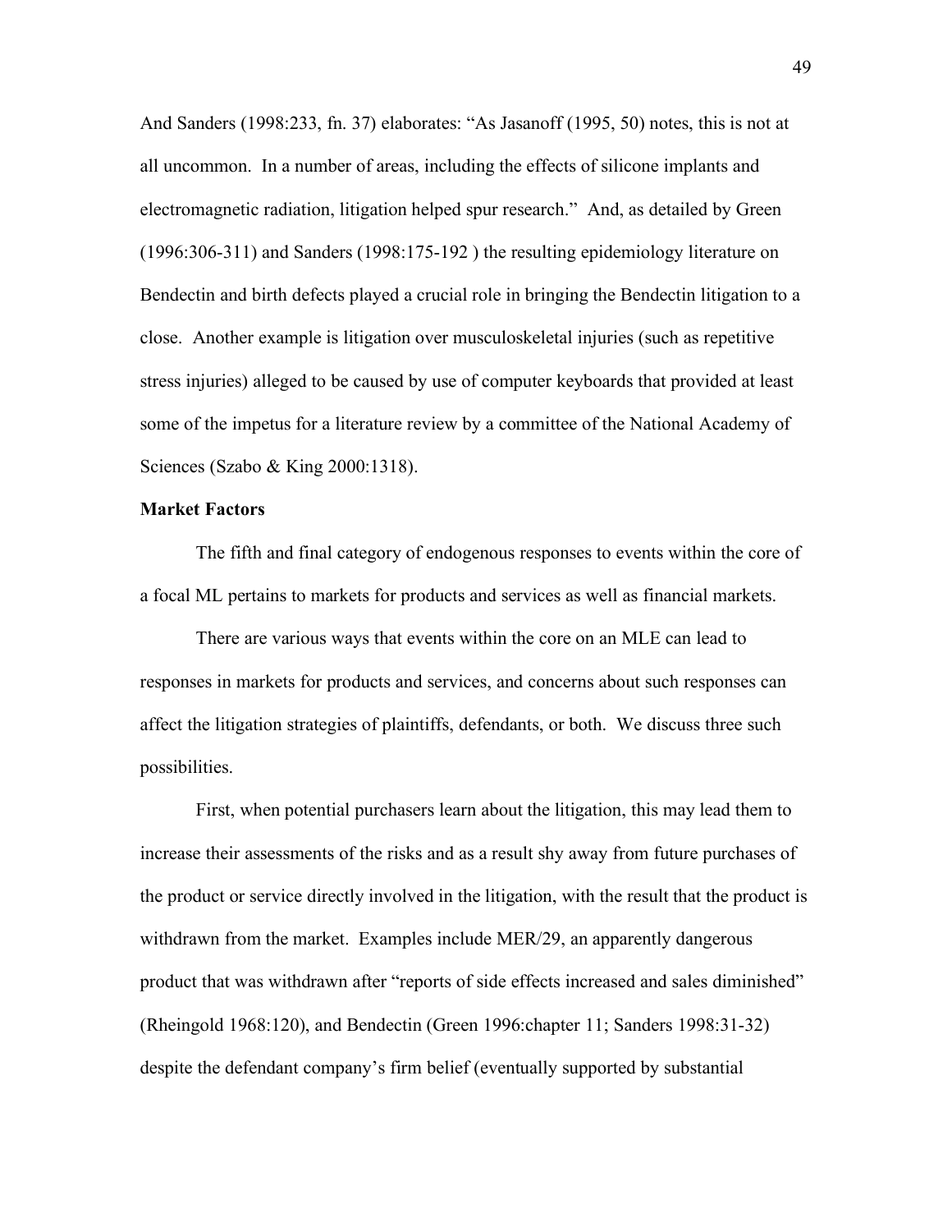And Sanders (1998:233, fn. 37) elaborates: "As Jasanoff (1995, 50) notes, this is not at all uncommon. In a number of areas, including the effects of silicone implants and electromagnetic radiation, litigation helped spur research." And, as detailed by Green (1996:306-311) and Sanders (1998:175-192 ) the resulting epidemiology literature on Bendectin and birth defects played a crucial role in bringing the Bendectin litigation to a close. Another example is litigation over musculoskeletal injuries (such as repetitive stress injuries) alleged to be caused by use of computer keyboards that provided at least some of the impetus for a literature review by a committee of the National Academy of Sciences (Szabo & King 2000:1318).

**Market Factors**

The fifth and final category of endogenous responses to events within the core of a focal ML pertains to markets for products and services as well as financial markets.

There are various ways that events within the core on an MLE can lead to responses in markets for products and services, and concerns about such responses can affect the litigation strategies of plaintiffs, defendants, or both. We discuss three such possibilities.

First, when potential purchasers learn about the litigation, this may lead them to increase their assessments of the risks and as a result shy away from future purchases of the product or service directly involved in the litigation, with the result that the product is withdrawn from the market. Examples include MER/29, an apparently dangerous product that was withdrawn after "reports of side effects increased and sales diminished" (Rheingold 1968:120), and Bendectin (Green 1996:chapter 11; Sanders 1998:31-32) despite the defendant company's firm belief (eventually supported by substantial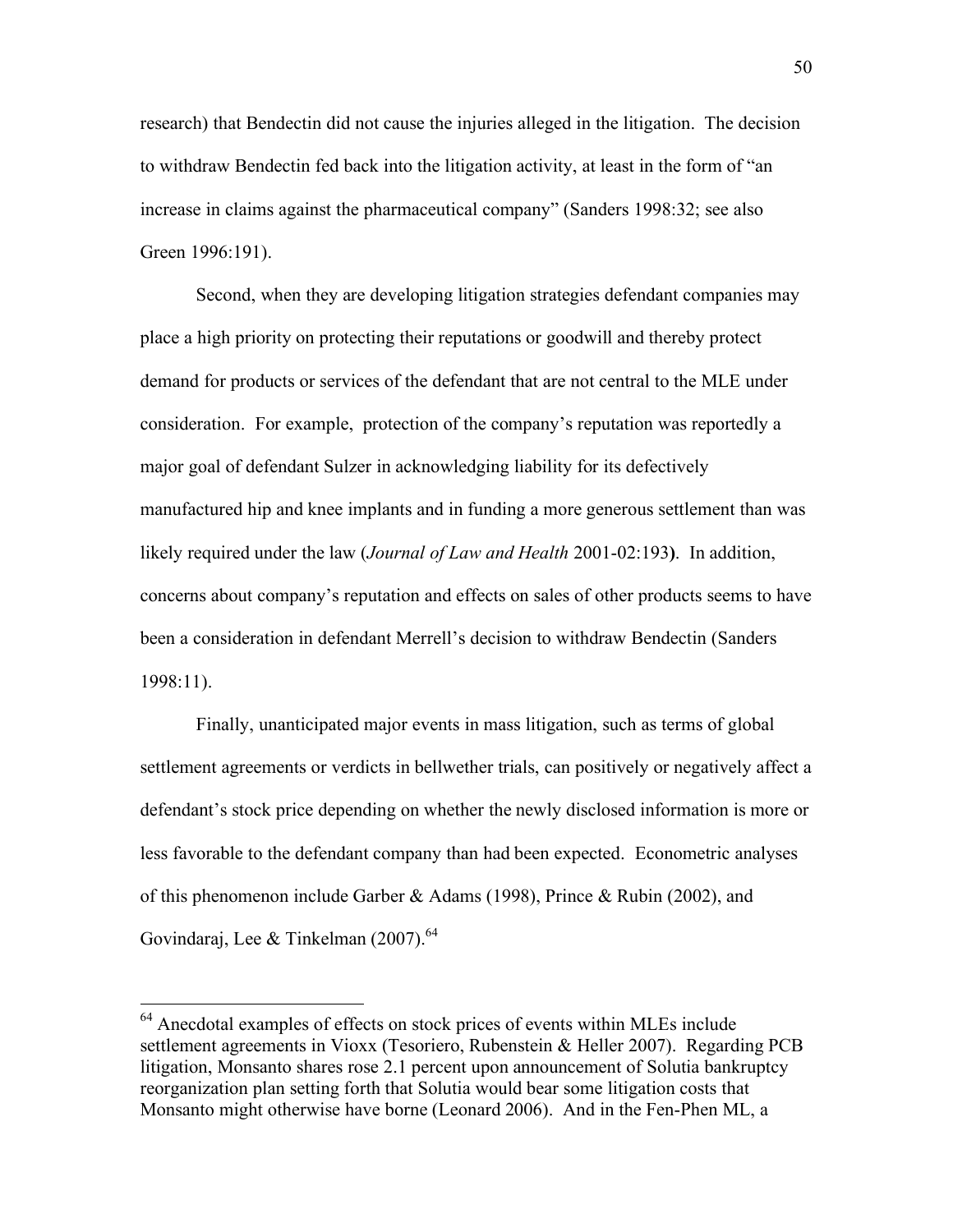research) that Bendectin did not cause the injuries alleged in the litigation. The decision to withdraw Bendectin fed back into the litigation activity, at least in the form of "an increase in claims against the pharmaceutical company" (Sanders 1998:32; see also Green 1996:191).

Second, when they are developing litigation strategies defendant companies may place a high priority on protecting their reputations or goodwill and thereby protect demand for products or services of the defendant that are not central to the MLE under consideration. For example, protection of the company's reputation was reportedly a major goal of defendant Sulzer in acknowledging liability for its defectively manufactured hip and knee implants and in funding a more generous settlement than was likely required under the law (*Journal of Law and Health* 2001-02:193**)**. In addition, concerns about company's reputation and effects on sales of other products seems to have been a consideration in defendant Merrell's decision to withdraw Bendectin (Sanders 1998:11).

Finally, unanticipated major events in mass litigation, such as terms of global settlement agreements or verdicts in bellwether trials, can positively or negatively affect a defendant's stock price depending on whether the newly disclosed information is more or less favorable to the defendant company than had been expected. Econometric analyses of this phenomenon include Garber & Adams (1998), Prince & Rubin (2002), and Govindaraj, Lee & Tinkelman (2007).[64]

---

[64] Anecdotal examples of effects on stock prices of events within MLEs include settlement agreements in Vioxx (Tesoriero, Rubenstein & Heller 2007). Regarding PCB litigation, Monsanto shares rose 2.1 percent upon announcement of Solutia bankruptcy reorganization plan setting forth that Solutia would bear some litigation costs that Monsanto might otherwise have borne (Leonard 2006). And in the Fen-Phen ML, a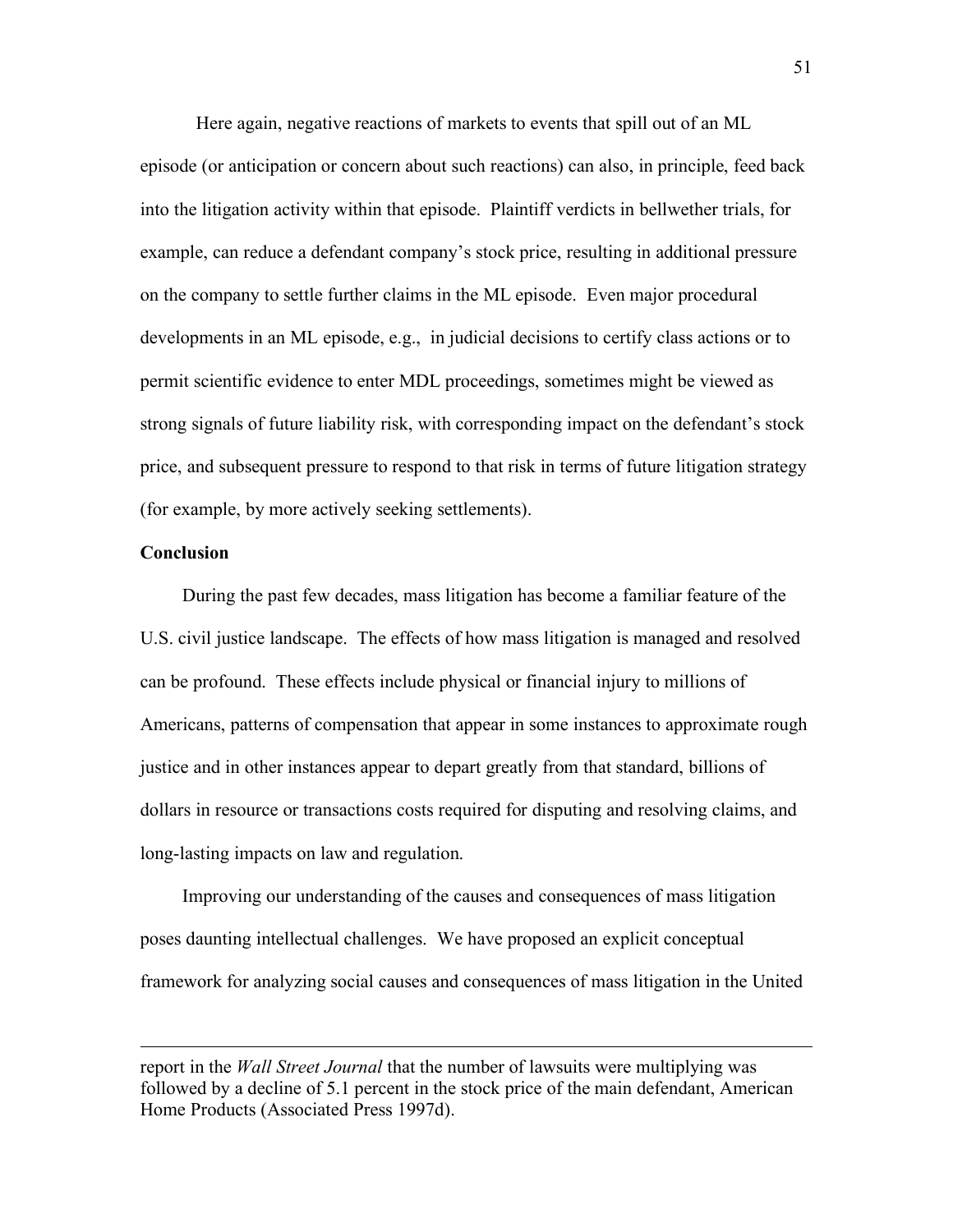Here again, negative reactions of markets to events that spill out of an ML episode (or anticipation or concern about such reactions) can also, in principle, feed back into the litigation activity within that episode. Plaintiff verdicts in bellwether trials, for example, can reduce a defendant company's stock price, resulting in additional pressure on the company to settle further claims in the ML episode. Even major procedural developments in an ML episode, e.g., in judicial decisions to certify class actions or to permit scientific evidence to enter MDL proceedings, sometimes might be viewed as strong signals of future liability risk, with corresponding impact on the defendant's stock price, and subsequent pressure to respond to that risk in terms of future litigation strategy (for example, by more actively seeking settlements).

**Conclusion**

During the past few decades, mass litigation has become a familiar feature of the U.S. civil justice landscape. The effects of how mass litigation is managed and resolved can be profound. These effects include physical or financial injury to millions of Americans, patterns of compensation that appear in some instances to approximate rough justice and in other instances appear to depart greatly from that standard, billions of dollars in resource or transactions costs required for disputing and resolving claims, and long-lasting impacts on law and regulation.

Improving our understanding of the causes and consequences of mass litigation poses daunting intellectual challenges. We have proposed an explicit conceptual framework for analyzing social causes and consequences of mass litigation in the United

---

report in the *Wall Street Journal* that the number of lawsuits were multiplying was followed by a decline of 5.1 percent in the stock price of the main defendant, American Home Products (Associated Press 1997d).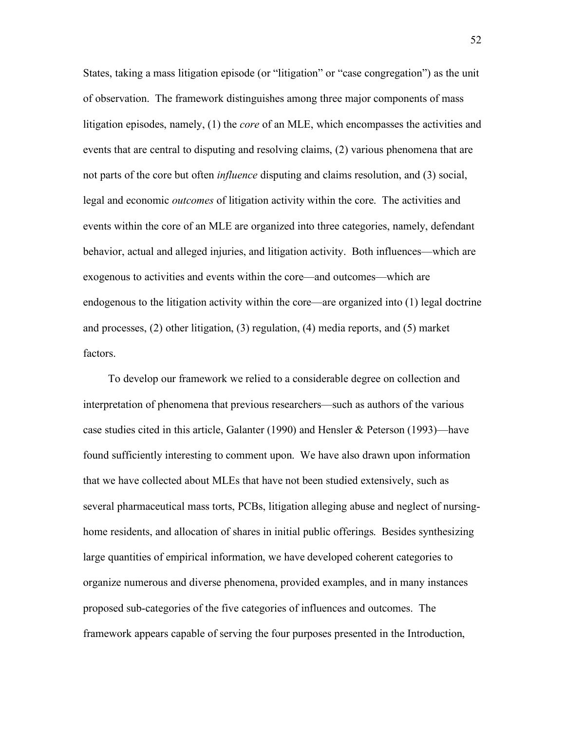States, taking a mass litigation episode (or "litigation" or "case congregation") as the unit of observation. The framework distinguishes among three major components of mass litigation episodes, namely, (1) the *core* of an MLE, which encompasses the activities and events that are central to disputing and resolving claims, (2) various phenomena that are not parts of the core but often *influence* disputing and claims resolution, and (3) social, legal and economic *outcomes* of litigation activity within the core. The activities and events within the core of an MLE are organized into three categories, namely, defendant behavior, actual and alleged injuries, and litigation activity. Both influences—which are exogenous to activities and events within the core—and outcomes—which are endogenous to the litigation activity within the core—are organized into (1) legal doctrine and processes, (2) other litigation, (3) regulation, (4) media reports, and (5) market factors.

To develop our framework we relied to a considerable degree on collection and interpretation of phenomena that previous researchers—such as authors of the various case studies cited in this article, Galanter (1990) and Hensler & Peterson (1993)—have found sufficiently interesting to comment upon. We have also drawn upon information that we have collected about MLEs that have not been studied extensively, such as several pharmaceutical mass torts, PCBs, litigation alleging abuse and neglect of nursing-home residents, and allocation of shares in initial public offerings. Besides synthesizing large quantities of empirical information, we have developed coherent categories to organize numerous and diverse phenomena, provided examples, and in many instances proposed sub-categories of the five categories of influences and outcomes. The framework appears capable of serving the four purposes presented in the Introduction,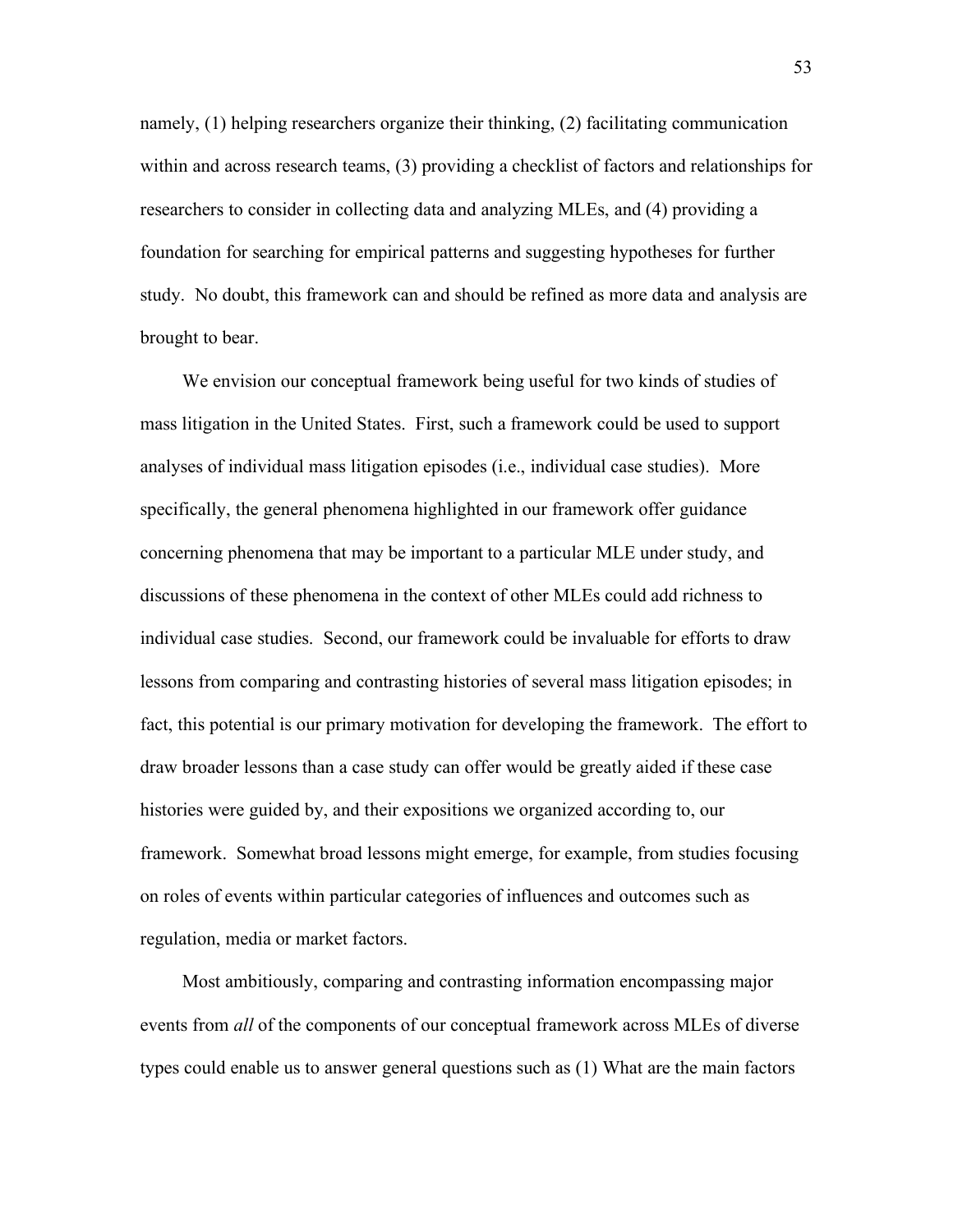namely, (1) helping researchers organize their thinking, (2) facilitating communication within and across research teams, (3) providing a checklist of factors and relationships for researchers to consider in collecting data and analyzing MLEs, and (4) providing a foundation for searching for empirical patterns and suggesting hypotheses for further study. No doubt, this framework can and should be refined as more data and analysis are brought to bear.

We envision our conceptual framework being useful for two kinds of studies of mass litigation in the United States. First, such a framework could be used to support analyses of individual mass litigation episodes (i.e., individual case studies). More specifically, the general phenomena highlighted in our framework offer guidance concerning phenomena that may be important to a particular MLE under study, and discussions of these phenomena in the context of other MLEs could add richness to individual case studies. Second, our framework could be invaluable for efforts to draw lessons from comparing and contrasting histories of several mass litigation episodes; in fact, this potential is our primary motivation for developing the framework. The effort to draw broader lessons than a case study can offer would be greatly aided if these case histories were guided by, and their expositions we organized according to, our framework. Somewhat broad lessons might emerge, for example, from studies focusing on roles of events within particular categories of influences and outcomes such as regulation, media or market factors.

Most ambitiously, comparing and contrasting information encompassing major events from *all* of the components of our conceptual framework across MLEs of diverse types could enable us to answer general questions such as (1) What are the main factors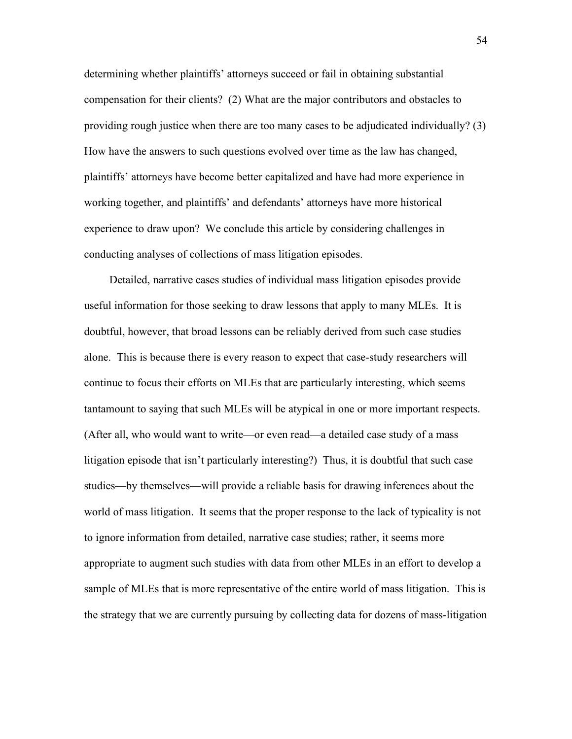determining whether plaintiffs' attorneys succeed or fail in obtaining substantial compensation for their clients? (2) What are the major contributors and obstacles to providing rough justice when there are too many cases to be adjudicated individually? (3) How have the answers to such questions evolved over time as the law has changed, plaintiffs' attorneys have become better capitalized and have had more experience in working together, and plaintiffs' and defendants' attorneys have more historical experience to draw upon? We conclude this article by considering challenges in conducting analyses of collections of mass litigation episodes.

Detailed, narrative cases studies of individual mass litigation episodes provide useful information for those seeking to draw lessons that apply to many MLEs. It is doubtful, however, that broad lessons can be reliably derived from such case studies alone. This is because there is every reason to expect that case-study researchers will continue to focus their efforts on MLEs that are particularly interesting, which seems tantamount to saying that such MLEs will be atypical in one or more important respects. (After all, who would want to write—or even read—a detailed case study of a mass litigation episode that isn't particularly interesting?) Thus, it is doubtful that such case studies—by themselves—will provide a reliable basis for drawing inferences about the world of mass litigation. It seems that the proper response to the lack of typicality is not to ignore information from detailed, narrative case studies; rather, it seems more appropriate to augment such studies with data from other MLEs in an effort to develop a sample of MLEs that is more representative of the entire world of mass litigation. This is the strategy that we are currently pursuing by collecting data for dozens of mass-litigation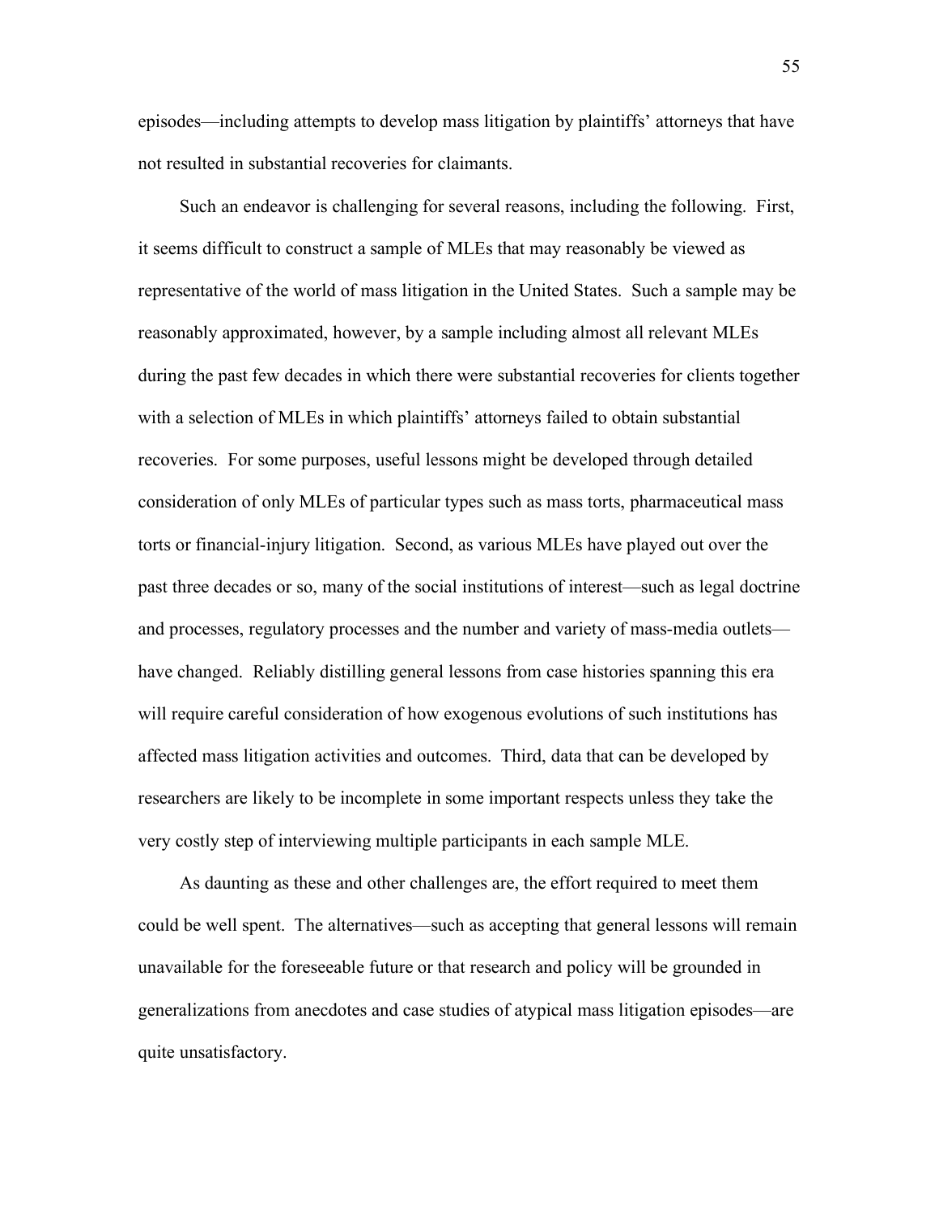episodes—including attempts to develop mass litigation by plaintiffs' attorneys that have not resulted in substantial recoveries for claimants.

Such an endeavor is challenging for several reasons, including the following. First, it seems difficult to construct a sample of MLEs that may reasonably be viewed as representative of the world of mass litigation in the United States. Such a sample may be reasonably approximated, however, by a sample including almost all relevant MLEs during the past few decades in which there were substantial recoveries for clients together with a selection of MLEs in which plaintiffs' attorneys failed to obtain substantial recoveries. For some purposes, useful lessons might be developed through detailed consideration of only MLEs of particular types such as mass torts, pharmaceutical mass torts or financial-injury litigation. Second, as various MLEs have played out over the past three decades or so, many of the social institutions of interest—such as legal doctrine and processes, regulatory processes and the number and variety of mass-media outlets—have changed. Reliably distilling general lessons from case histories spanning this era will require careful consideration of how exogenous evolutions of such institutions has affected mass litigation activities and outcomes. Third, data that can be developed by researchers are likely to be incomplete in some important respects unless they take the very costly step of interviewing multiple participants in each sample MLE.

As daunting as these and other challenges are, the effort required to meet them could be well spent. The alternatives—such as accepting that general lessons will remain unavailable for the foreseeable future or that research and policy will be grounded in generalizations from anecdotes and case studies of atypical mass litigation episodes—are quite unsatisfactory.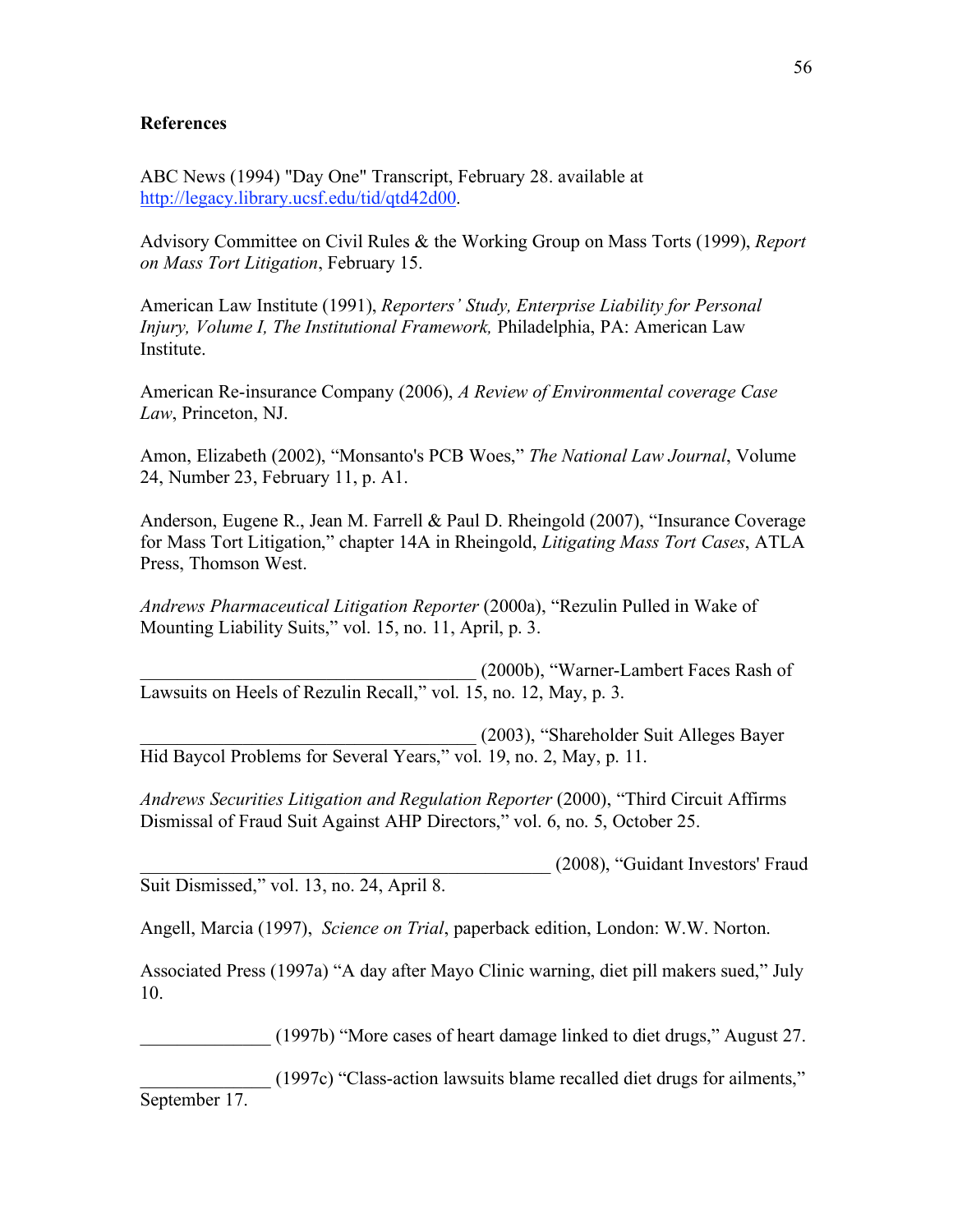**References**

ABC News (1994) "Day One" Transcript, February 28. available at http://legacy.library.ucsf.edu/tid/qtd42d00.

Advisory Committee on Civil Rules & the Working Group on Mass Torts (1999), *Report on Mass Tort Litigation*, February 15.

American Law Institute (1991), *Reporters' Study, Enterprise Liability for Personal Injury, Volume I, The Institutional Framework,* Philadelphia, PA: American Law Institute.

American Re-insurance Company (2006), *A Review of Environmental coverage Case Law*, Princeton, NJ.

Amon, Elizabeth (2002), "Monsanto's PCB Woes," *The National Law Journal*, Volume 24, Number 23, February 11, p. A1.

Anderson, Eugene R., Jean M. Farrell & Paul D. Rheingold (2007), "Insurance Coverage for Mass Tort Litigation," chapter 14A in Rheingold, *Litigating Mass Tort Cases*, ATLA Press, Thomson West.

*Andrews Pharmaceutical Litigation Reporter* (2000a), "Rezulin Pulled in Wake of Mounting Liability Suits," vol. 15, no. 11, April, p. 3.

____________________________________ (2000b), "Warner-Lambert Faces Rash of Lawsuits on Heels of Rezulin Recall," vol. 15, no. 12, May, p. 3.

____________________________________ (2003), "Shareholder Suit Alleges Bayer Hid Baycol Problems for Several Years," vol. 19, no. 2, May, p. 11.

*Andrews Securities Litigation and Regulation Reporter* (2000), "Third Circuit Affirms Dismissal of Fraud Suit Against AHP Directors," vol. 6, no. 5, October 25.

____________________________________________ (2008), "Guidant Investors' Fraud Suit Dismissed," vol. 13, no. 24, April 8.

Angell, Marcia (1997), *Science on Trial*, paperback edition, London: W.W. Norton.

Associated Press (1997a) "A day after Mayo Clinic warning, diet pill makers sued," July 10.

______________ (1997b) "More cases of heart damage linked to diet drugs," August 27.

______________ (1997c) "Class-action lawsuits blame recalled diet drugs for ailments," September 17.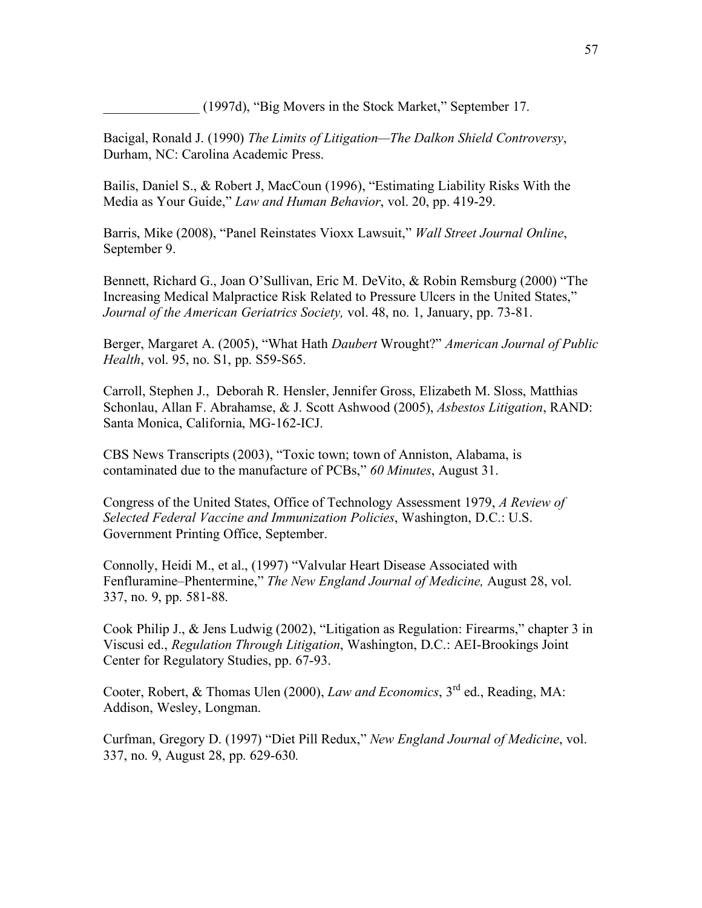______________ (1997d), “Big Movers in the Stock Market,” September 17.

Bacigal, Ronald J. (1990) *The Limits of Litigation—The Dalkon Shield Controversy*, Durham, NC: Carolina Academic Press.

Bailis, Daniel S., & Robert J, MacCoun (1996), “Estimating Liability Risks With the Media as Your Guide,” *Law and Human Behavior*, vol. 20, pp. 419-29.

Barris, Mike (2008), “Panel Reinstates Vioxx Lawsuit,” *Wall Street Journal Online*, September 9.

Bennett, Richard G., Joan O’Sullivan, Eric M. DeVito, & Robin Remsburg (2000) “The Increasing Medical Malpractice Risk Related to Pressure Ulcers in the United States,” *Journal of the American Geriatrics Society,* vol. 48, no. 1, January, pp. 73-81.

Berger, Margaret A. (2005), “What Hath *Daubert* Wrought?” *American Journal of Public Health*, vol. 95, no. S1, pp. S59-S65.

Carroll, Stephen J., Deborah R. Hensler, Jennifer Gross, Elizabeth M. Sloss, Matthias Schonlau, Allan F. Abrahamse, & J. Scott Ashwood (2005), *Asbestos Litigation*, RAND: Santa Monica, California, MG-162-ICJ.

CBS News Transcripts (2003), “Toxic town; town of Anniston, Alabama, is contaminated due to the manufacture of PCBs,” *60 Minutes*, August 31.

Congress of the United States, Office of Technology Assessment 1979, *A Review of Selected Federal Vaccine and Immunization Policies*, Washington, D.C.: U.S. Government Printing Office, September.

Connolly, Heidi M., et al., (1997) “Valvular Heart Disease Associated with Fenfluramine–Phentermine,” *The New England Journal of Medicine,* August 28, vol. 337, no. 9, pp. 581-88.

Cook Philip J., & Jens Ludwig (2002), “Litigation as Regulation: Firearms,” chapter 3 in Viscusi ed., *Regulation Through Litigation*, Washington, D.C.: AEI-Brookings Joint Center for Regulatory Studies, pp. 67-93.

Cooter, Robert, & Thomas Ulen (2000), *Law and Economics*, 3rd ed., Reading, MA: Addison, Wesley, Longman.

Curfman, Gregory D. (1997) “Diet Pill Redux,” *New England Journal of Medicine*, vol. 337, no. 9, August 28, pp. 629-630.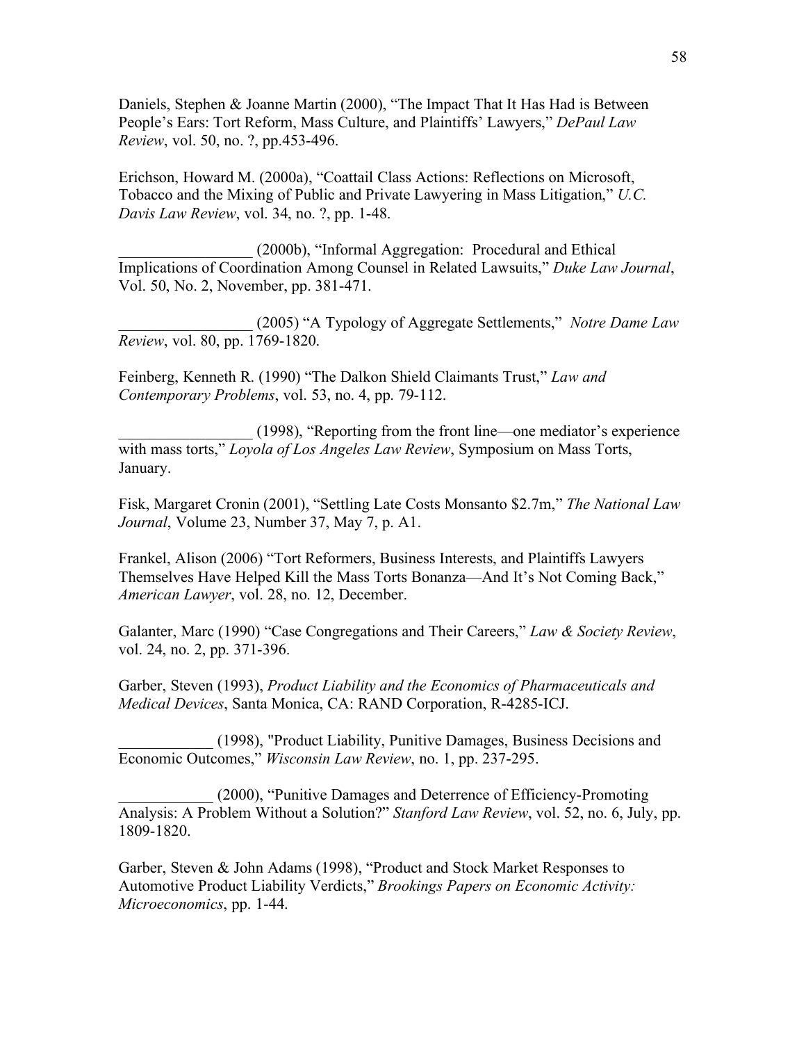Daniels, Stephen & Joanne Martin (2000), "The Impact That It Has Had is Between People's Ears: Tort Reform, Mass Culture, and Plaintiffs' Lawyers," *DePaul Law Review*, vol. 50, no. ?, pp.453-496.

Erichson, Howard M. (2000a), "Coattail Class Actions: Reflections on Microsoft, Tobacco and the Mixing of Public and Private Lawyering in Mass Litigation," *U.C. Davis Law Review*, vol. 34, no. ?, pp. 1-48.

_________________ (2000b), "Informal Aggregation: Procedural and Ethical Implications of Coordination Among Counsel in Related Lawsuits," *Duke Law Journal*, Vol. 50, No. 2, November, pp. 381-471.

_________________ (2005) "A Typology of Aggregate Settlements," *Notre Dame Law Review*, vol. 80, pp. 1769-1820.

Feinberg, Kenneth R. (1990) "The Dalkon Shield Claimants Trust," *Law and Contemporary Problems*, vol. 53, no. 4, pp. 79-112.

_________________ (1998), "Reporting from the front line—one mediator's experience with mass torts," *Loyola of Los Angeles Law Review*, Symposium on Mass Torts, January.

Fisk, Margaret Cronin (2001), "Settling Late Costs Monsanto $2.7m," *The National Law Journal*, Volume 23, Number 37, May 7, p. A1.

Frankel, Alison (2006) "Tort Reformers, Business Interests, and Plaintiffs Lawyers Themselves Have Helped Kill the Mass Torts Bonanza—And It's Not Coming Back," *American Lawyer*, vol. 28, no. 12, December.

Galanter, Marc (1990) "Case Congregations and Their Careers," *Law & Society Review*, vol. 24, no. 2, pp. 371-396.

Garber, Steven (1993), *Product Liability and the Economics of Pharmaceuticals and Medical Devices*, Santa Monica, CA: RAND Corporation, R-4285-ICJ.

____________ (1998), "Product Liability, Punitive Damages, Business Decisions and Economic Outcomes," *Wisconsin Law Review*, no. 1, pp. 237-295.

____________ (2000), "Punitive Damages and Deterrence of Efficiency-Promoting Analysis: A Problem Without a Solution?" *Stanford Law Review*, vol. 52, no. 6, July, pp. 1809-1820.

Garber, Steven & John Adams (1998), "Product and Stock Market Responses to Automotive Product Liability Verdicts," *Brookings Papers on Economic Activity: Microeconomics*, pp. 1-44.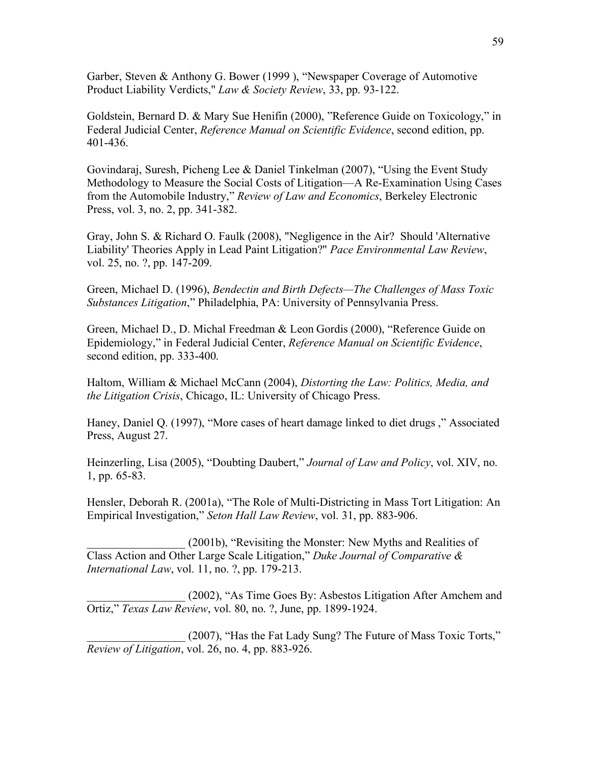Garber, Steven & Anthony G. Bower (1999 ), "Newspaper Coverage of Automotive Product Liability Verdicts," *Law & Society Review*, 33, pp. 93-122.

Goldstein, Bernard D. & Mary Sue Henifin (2000), "Reference Guide on Toxicology," in Federal Judicial Center, *Reference Manual on Scientific Evidence*, second edition, pp. 401-436.

Govindaraj, Suresh, Picheng Lee & Daniel Tinkelman (2007), "Using the Event Study Methodology to Measure the Social Costs of Litigation—A Re-Examination Using Cases from the Automobile Industry," *Review of Law and Economics*, Berkeley Electronic Press, vol. 3, no. 2, pp. 341-382.

Gray, John S. & Richard O. Faulk (2008), "Negligence in the Air? Should 'Alternative Liability' Theories Apply in Lead Paint Litigation?" *Pace Environmental Law Review*, vol. 25, no. ?, pp. 147-209.

Green, Michael D. (1996), *Bendectin and Birth Defects—The Challenges of Mass Toxic Substances Litigation*," Philadelphia, PA: University of Pennsylvania Press.

Green, Michael D., D. Michal Freedman & Leon Gordis (2000), "Reference Guide on Epidemiology," in Federal Judicial Center, *Reference Manual on Scientific Evidence*, second edition, pp. 333-400.

Haltom, William & Michael McCann (2004), *Distorting the Law: Politics, Media, and the Litigation Crisis*, Chicago, IL: University of Chicago Press.

Haney, Daniel Q. (1997), "More cases of heart damage linked to diet drugs ," Associated Press, August 27.

Heinzerling, Lisa (2005), "Doubting Daubert," *Journal of Law and Policy*, vol. XIV, no. 1, pp. 65-83.

Hensler, Deborah R. (2001a), "The Role of Multi-Districting in Mass Tort Litigation: An Empirical Investigation," *Seton Hall Law Review*, vol. 31, pp. 883-906.

_________________ (2001b), "Revisiting the Monster: New Myths and Realities of Class Action and Other Large Scale Litigation," *Duke Journal of Comparative & International Law*, vol. 11, no. ?, pp. 179-213.

_________________ (2002), "As Time Goes By: Asbestos Litigation After Amchem and Ortiz," *Texas Law Review*, vol. 80, no. ?, June, pp. 1899-1924.

_________________ (2007), "Has the Fat Lady Sung? The Future of Mass Toxic Torts," *Review of Litigation*, vol. 26, no. 4, pp. 883-926.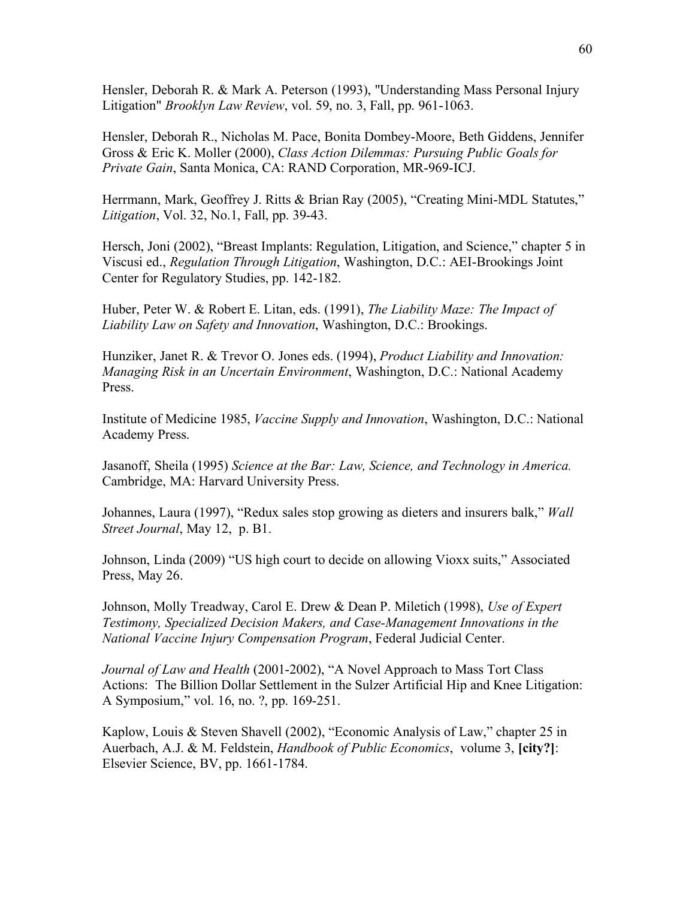Hensler, Deborah R. & Mark A. Peterson (1993), "Understanding Mass Personal Injury Litigation" *Brooklyn Law Review*, vol. 59, no. 3, Fall, pp. 961-1063.

Hensler, Deborah R., Nicholas M. Pace, Bonita Dombey-Moore, Beth Giddens, Jennifer Gross & Eric K. Moller (2000), *Class Action Dilemmas: Pursuing Public Goals for Private Gain*, Santa Monica, CA: RAND Corporation, MR-969-ICJ.

Herrmann, Mark, Geoffrey J. Ritts & Brian Ray (2005), "Creating Mini-MDL Statutes," *Litigation*, Vol. 32, No.1, Fall, pp. 39-43.

Hersch, Joni (2002), "Breast Implants: Regulation, Litigation, and Science," chapter 5 in Viscusi ed., *Regulation Through Litigation*, Washington, D.C.: AEI-Brookings Joint Center for Regulatory Studies, pp. 142-182.

Huber, Peter W. & Robert E. Litan, eds. (1991), *The Liability Maze: The Impact of Liability Law on Safety and Innovation*, Washington, D.C.: Brookings.

Hunziker, Janet R. & Trevor O. Jones eds. (1994), *Product Liability and Innovation: Managing Risk in an Uncertain Environment*, Washington, D.C.: National Academy Press.

Institute of Medicine 1985, *Vaccine Supply and Innovation*, Washington, D.C.: National Academy Press.

Jasanoff, Sheila (1995) *Science at the Bar: Law, Science, and Technology in America.* Cambridge, MA: Harvard University Press.

Johannes, Laura (1997), "Redux sales stop growing as dieters and insurers balk," *Wall Street Journal*, May 12, p. B1.

Johnson, Linda (2009) "US high court to decide on allowing Vioxx suits," Associated Press, May 26.

Johnson, Molly Treadway, Carol E. Drew & Dean P. Miletich (1998), *Use of Expert Testimony, Specialized Decision Makers, and Case-Management Innovations in the National Vaccine Injury Compensation Program*, Federal Judicial Center.

*Journal of Law and Health* (2001-2002), "A Novel Approach to Mass Tort Class Actions: The Billion Dollar Settlement in the Sulzer Artificial Hip and Knee Litigation: A Symposium," vol. 16, no. ?, pp. 169-251.

Kaplow, Louis & Steven Shavell (2002), "Economic Analysis of Law," chapter 25 in Auerbach, A.J. & M. Feldstein, *Handbook of Public Economics*, volume 3, **[city?]**: Elsevier Science, BV, pp. 1661-1784.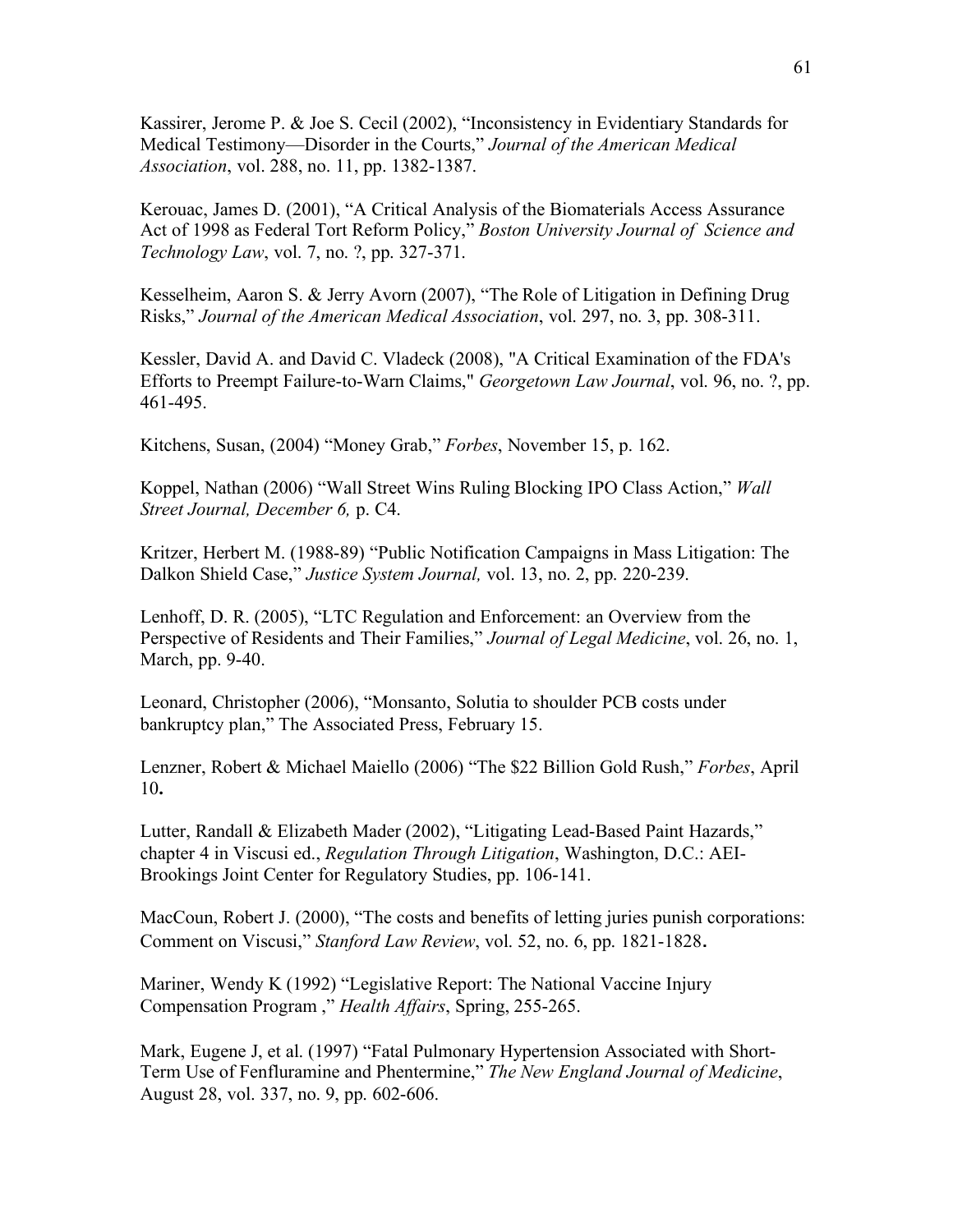Kassirer, Jerome P. & Joe S. Cecil (2002), "Inconsistency in Evidentiary Standards for Medical Testimony—Disorder in the Courts," *Journal of the American Medical Association*, vol. 288, no. 11, pp. 1382-1387.

Kerouac, James D. (2001), "A Critical Analysis of the Biomaterials Access Assurance Act of 1998 as Federal Tort Reform Policy," *Boston University Journal of Science and Technology Law*, vol. 7, no. ?, pp. 327-371.

Kesselheim, Aaron S. & Jerry Avorn (2007), "The Role of Litigation in Defining Drug Risks," *Journal of the American Medical Association*, vol. 297, no. 3, pp. 308-311.

Kessler, David A. and David C. Vladeck (2008), "A Critical Examination of the FDA's Efforts to Preempt Failure-to-Warn Claims," *Georgetown Law Journal*, vol. 96, no. ?, pp. 461-495.

Kitchens, Susan, (2004) "Money Grab," *Forbes*, November 15, p. 162.

Koppel, Nathan (2006) "Wall Street Wins Ruling Blocking IPO Class Action," *Wall Street Journal, December 6,* p. C4.

Kritzer, Herbert M. (1988-89) "Public Notification Campaigns in Mass Litigation: The Dalkon Shield Case," *Justice System Journal,* vol. 13, no. 2, pp. 220-239.

Lenhoff, D. R. (2005), "LTC Regulation and Enforcement: an Overview from the Perspective of Residents and Their Families," *Journal of Legal Medicine*, vol. 26, no. 1, March, pp. 9-40.

Leonard, Christopher (2006), "Monsanto, Solutia to shoulder PCB costs under bankruptcy plan," The Associated Press, February 15.

Lenzner, Robert & Michael Maiello (2006) "The $22 Billion Gold Rush," *Forbes*, April 10**.**

Lutter, Randall & Elizabeth Mader (2002), "Litigating Lead-Based Paint Hazards," chapter 4 in Viscusi ed., *Regulation Through Litigation*, Washington, D.C.: AEI-Brookings Joint Center for Regulatory Studies, pp. 106-141.

MacCoun, Robert J. (2000), "The costs and benefits of letting juries punish corporations: Comment on Viscusi," *Stanford Law Review*, vol. 52, no. 6, pp. 1821-1828**.**

Mariner, Wendy K (1992) "Legislative Report: The National Vaccine Injury Compensation Program ," *Health Affairs*, Spring, 255-265.

Mark, Eugene J, et al. (1997) "Fatal Pulmonary Hypertension Associated with Short-Term Use of Fenfluramine and Phentermine," *The New England Journal of Medicine*, August 28, vol. 337, no. 9, pp. 602-606.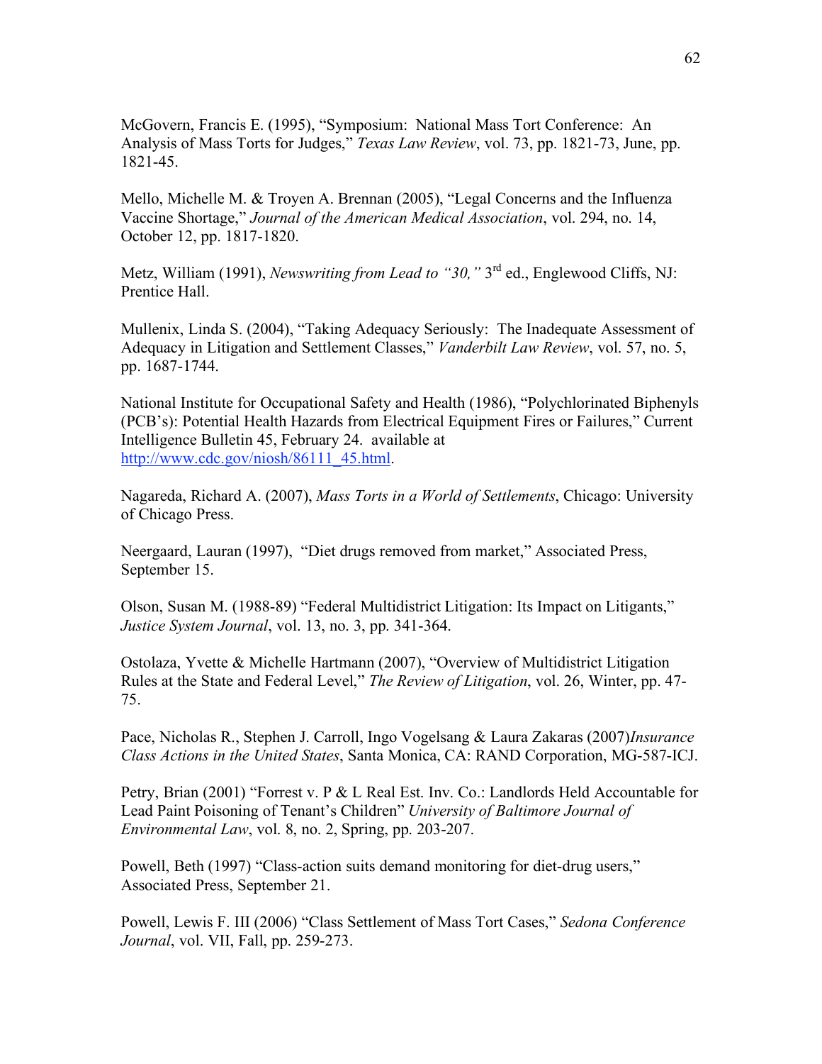McGovern, Francis E. (1995), "Symposium: National Mass Tort Conference: An Analysis of Mass Torts for Judges," *Texas Law Review*, vol. 73, pp. 1821-73, June, pp. 1821-45.

Mello, Michelle M. & Troyen A. Brennan (2005), "Legal Concerns and the Influenza Vaccine Shortage," *Journal of the American Medical Association*, vol. 294, no. 14, October 12, pp. 1817-1820.

Metz, William (1991), *Newswriting from Lead to "30,"* 3rd ed., Englewood Cliffs, NJ: Prentice Hall.

Mullenix, Linda S. (2004), "Taking Adequacy Seriously: The Inadequate Assessment of Adequacy in Litigation and Settlement Classes," *Vanderbilt Law Review*, vol. 57, no. 5, pp. 1687-1744.

National Institute for Occupational Safety and Health (1986), "Polychlorinated Biphenyls (PCB's): Potential Health Hazards from Electrical Equipment Fires or Failures," Current Intelligence Bulletin 45, February 24. available at http://www.cdc.gov/niosh/86111_45.html.

Nagareda, Richard A. (2007), *Mass Torts in a World of Settlements*, Chicago: University of Chicago Press.

Neergaard, Lauran (1997), "Diet drugs removed from market," Associated Press, September 15.

Olson, Susan M. (1988-89) "Federal Multidistrict Litigation: Its Impact on Litigants," *Justice System Journal*, vol. 13, no. 3, pp. 341-364.

Ostolaza, Yvette & Michelle Hartmann (2007), "Overview of Multidistrict Litigation Rules at the State and Federal Level," *The Review of Litigation*, vol. 26, Winter, pp. 47-75.

Pace, Nicholas R., Stephen J. Carroll, Ingo Vogelsang & Laura Zakaras (2007)*Insurance Class Actions in the United States*, Santa Monica, CA: RAND Corporation, MG-587-ICJ.

Petry, Brian (2001) "Forrest v. P & L Real Est. Inv. Co.: Landlords Held Accountable for Lead Paint Poisoning of Tenant's Children" *University of Baltimore Journal of Environmental Law*, vol. 8, no. 2, Spring, pp. 203-207.

Powell, Beth (1997) "Class-action suits demand monitoring for diet-drug users," Associated Press, September 21.

Powell, Lewis F. III (2006) "Class Settlement of Mass Tort Cases," *Sedona Conference Journal*, vol. VII, Fall, pp. 259-273.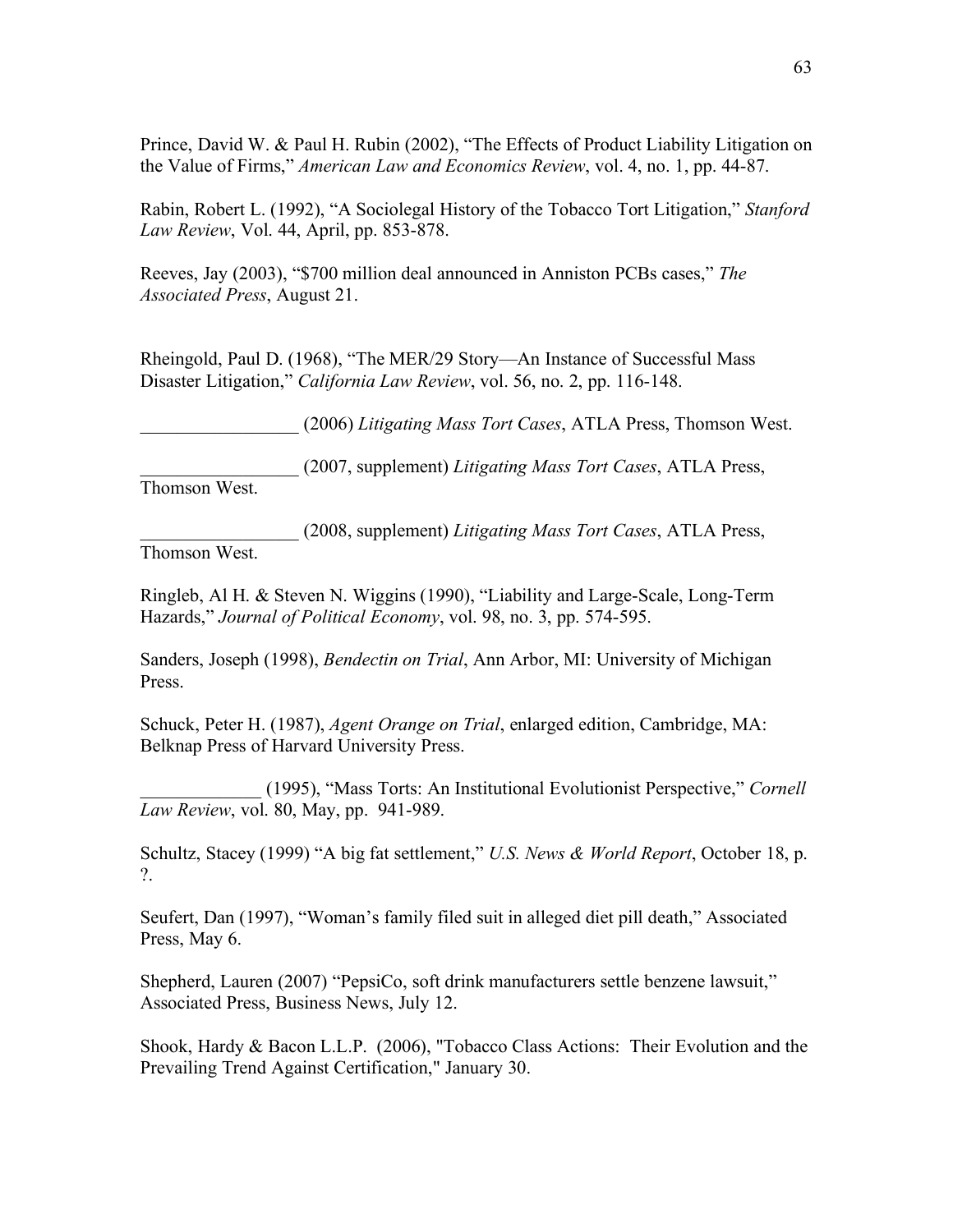Prince, David W. & Paul H. Rubin (2002), "The Effects of Product Liability Litigation on the Value of Firms," *American Law and Economics Review*, vol. 4, no. 1, pp. 44-87.

Rabin, Robert L. (1992), "A Sociolegal History of the Tobacco Tort Litigation," *Stanford Law Review*, Vol. 44, April, pp. 853-878.

Reeves, Jay (2003), "$700 million deal announced in Anniston PCBs cases," *The Associated Press*, August 21.

Rheingold, Paul D. (1968), "The MER/29 Story—An Instance of Successful Mass Disaster Litigation," *California Law Review*, vol. 56, no. 2, pp. 116-148.

_________________ (2006) *Litigating Mass Tort Cases*, ATLA Press, Thomson West.

_________________ (2007, supplement) *Litigating Mass Tort Cases*, ATLA Press, Thomson West.

_________________ (2008, supplement) *Litigating Mass Tort Cases*, ATLA Press, Thomson West.

Ringleb, Al H. & Steven N. Wiggins (1990), "Liability and Large-Scale, Long-Term Hazards," *Journal of Political Economy*, vol. 98, no. 3, pp. 574-595.

Sanders, Joseph (1998), *Bendectin on Trial*, Ann Arbor, MI: University of Michigan Press.

Schuck, Peter H. (1987), *Agent Orange on Trial*, enlarged edition, Cambridge, MA: Belknap Press of Harvard University Press.

_____________ (1995), "Mass Torts: An Institutional Evolutionist Perspective," *Cornell Law Review*, vol. 80, May, pp. 941-989.

Schultz, Stacey (1999) "A big fat settlement," *U.S. News & World Report*, October 18, p. ?.

Seufert, Dan (1997), "Woman's family filed suit in alleged diet pill death," Associated Press, May 6.

Shepherd, Lauren (2007) "PepsiCo, soft drink manufacturers settle benzene lawsuit," Associated Press, Business News, July 12.

Shook, Hardy & Bacon L.L.P. (2006), "Tobacco Class Actions: Their Evolution and the Prevailing Trend Against Certification," January 30.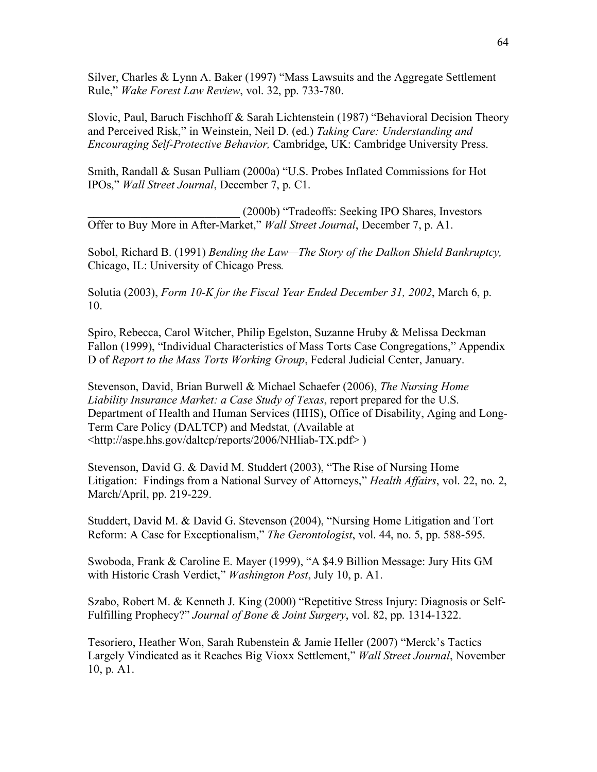Silver, Charles & Lynn A. Baker (1997) "Mass Lawsuits and the Aggregate Settlement Rule," *Wake Forest Law Review*, vol. 32, pp. 733-780.

Slovic, Paul, Baruch Fischhoff & Sarah Lichtenstein (1987) "Behavioral Decision Theory and Perceived Risk," in Weinstein, Neil D. (ed.) *Taking Care: Understanding and Encouraging Self-Protective Behavior,* Cambridge, UK: Cambridge University Press.

Smith, Randall & Susan Pulliam (2000a) "U.S. Probes Inflated Commissions for Hot IPOs," *Wall Street Journal*, December 7, p. C1.

__________________________ (2000b) "Tradeoffs: Seeking IPO Shares, Investors Offer to Buy More in After-Market," *Wall Street Journal*, December 7, p. A1.

Sobol, Richard B. (1991) *Bending the Law—The Story of the Dalkon Shield Bankruptcy,* Chicago, IL: University of Chicago Press*.*

Solutia (2003), *Form 10-K for the Fiscal Year Ended December 31, 2002*, March 6, p. 10.

Spiro, Rebecca, Carol Witcher, Philip Egelston, Suzanne Hruby & Melissa Deckman Fallon (1999), "Individual Characteristics of Mass Torts Case Congregations," Appendix D of *Report to the Mass Torts Working Group*, Federal Judicial Center, January.

Stevenson, David, Brian Burwell & Michael Schaefer (2006), *The Nursing Home Liability Insurance Market: a Case Study of Texas*, report prepared for the U.S. Department of Health and Human Services (HHS), Office of Disability, Aging and Long-Term Care Policy (DALTCP) and Medstat*,* (Available at <http://aspe.hhs.gov/daltcp/reports/2006/NHliab-TX.pdf> )

Stevenson, David G. & David M. Studdert (2003), "The Rise of Nursing Home Litigation: Findings from a National Survey of Attorneys," *Health Affairs*, vol. 22, no. 2, March/April, pp. 219-229.

Studdert, David M. & David G. Stevenson (2004), "Nursing Home Litigation and Tort Reform: A Case for Exceptionalism," *The Gerontologist*, vol. 44, no. 5, pp. 588-595.

Swoboda, Frank & Caroline E. Mayer (1999), "A $4.9 Billion Message: Jury Hits GM with Historic Crash Verdict," *Washington Post*, July 10, p. A1.

Szabo, Robert M. & Kenneth J. King (2000) "Repetitive Stress Injury: Diagnosis or Self-Fulfilling Prophecy?" *Journal of Bone & Joint Surgery*, vol. 82, pp. 1314-1322.

Tesoriero, Heather Won, Sarah Rubenstein & Jamie Heller (2007) "Merck's Tactics Largely Vindicated as it Reaches Big Vioxx Settlement," *Wall Street Journal*, November 10, p. A1.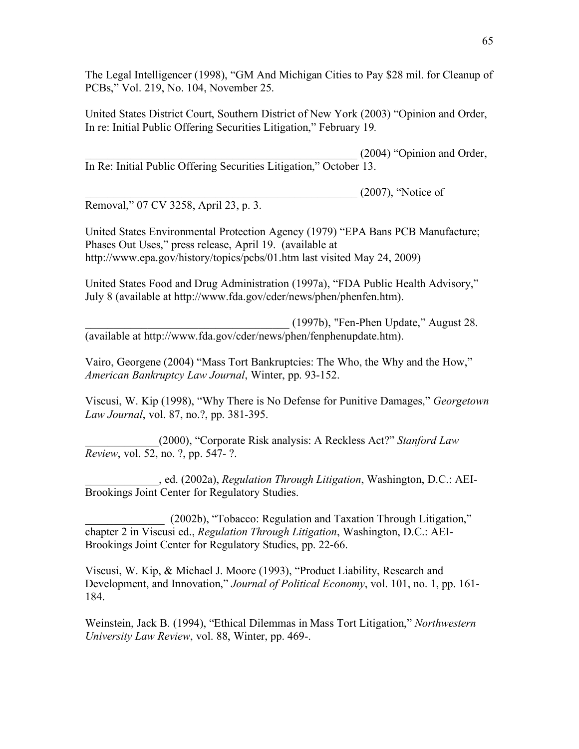The Legal Intelligencer (1998), “GM And Michigan Cities to Pay $28 mil. for Cleanup of PCBs,” Vol. 219, No. 104, November 25.

United States District Court, Southern District of New York (2003) “Opinion and Order, In re: Initial Public Offering Securities Litigation,” February 19.

__________________________________________________ (2004) “Opinion and Order, In Re: Initial Public Offering Securities Litigation,” October 13.

__________________________________________________ (2007), “Notice of Removal,” 07 CV 3258, April 23, p. 3.

United States Environmental Protection Agency (1979) “EPA Bans PCB Manufacture; Phases Out Uses,” press release, April 19. (available at http://www.epa.gov/history/topics/pcbs/01.htm last visited May 24, 2009)

United States Food and Drug Administration (1997a), “FDA Public Health Advisory,” July 8 (available at http://www.fda.gov/cder/news/phen/phenfen.htm).

_____________________________________ (1997b), "Fen-Phen Update,” August 28. (available at http://www.fda.gov/cder/news/phen/fenphenupdate.htm).

Vairo, Georgene (2004) “Mass Tort Bankruptcies: The Who, the Why and the How,” *American Bankruptcy Law Journal*, Winter, pp. 93-152.

Viscusi, W. Kip (1998), “Why There is No Defense for Punitive Damages,” *Georgetown Law Journal*, vol. 87, no.?, pp. 381-395.

_____________(2000), “Corporate Risk analysis: A Reckless Act?” *Stanford Law Review*, vol. 52, no. ?, pp. 547- ?.

_____________, ed. (2002a), *Regulation Through Litigation*, Washington, D.C.: AEI-Brookings Joint Center for Regulatory Studies.

______________ (2002b), “Tobacco: Regulation and Taxation Through Litigation,” chapter 2 in Viscusi ed., *Regulation Through Litigation*, Washington, D.C.: AEI-Brookings Joint Center for Regulatory Studies, pp. 22-66.

Viscusi, W. Kip, & Michael J. Moore (1993), “Product Liability, Research and Development, and Innovation,” *Journal of Political Economy*, vol. 101, no. 1, pp. 161-184.

Weinstein, Jack B. (1994), “Ethical Dilemmas in Mass Tort Litigation,” *Northwestern University Law Review*, vol. 88, Winter, pp. 469-.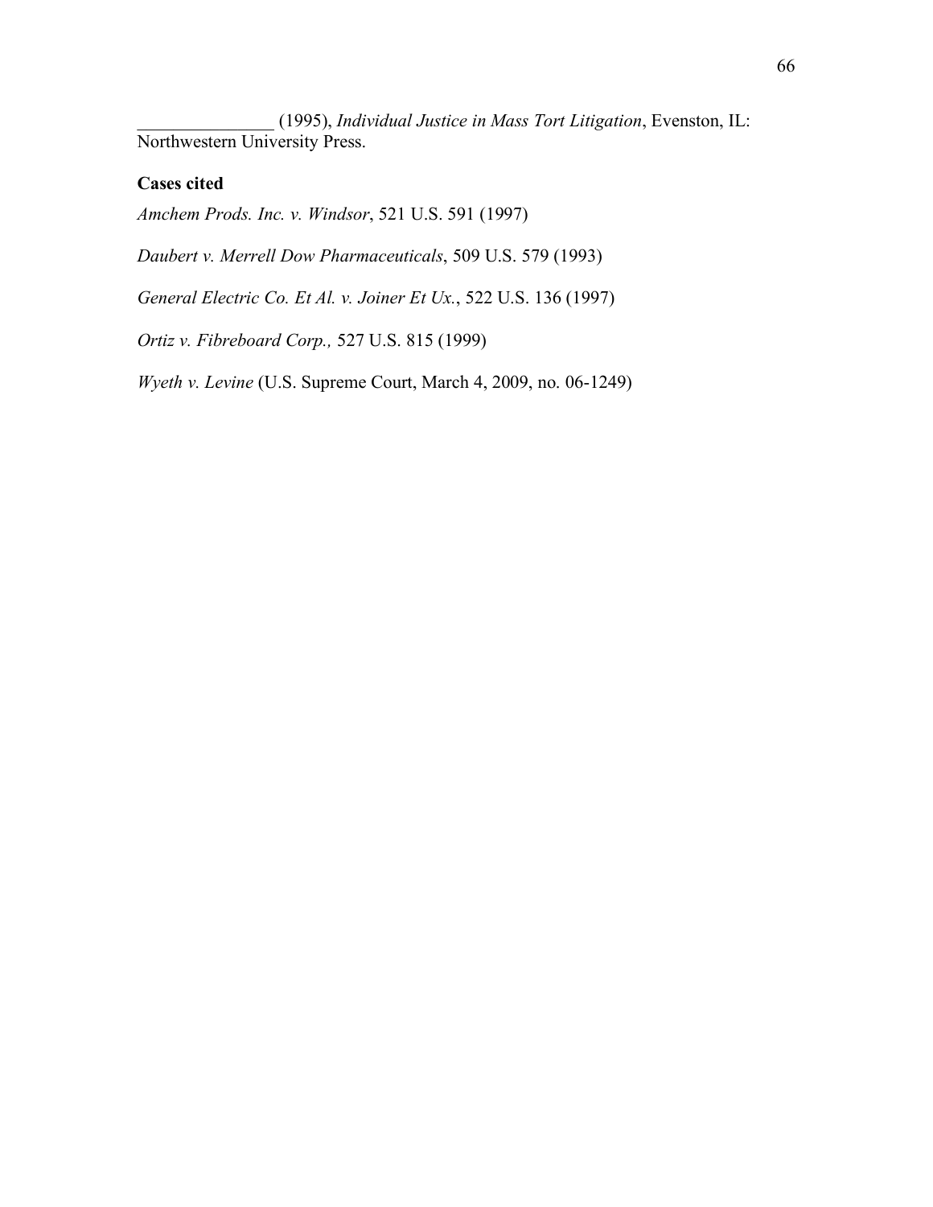_______________ (1995), *Individual Justice in Mass Tort Litigation*, Evenston, IL: Northwestern University Press.

**Cases cited**

*Amchem Prods. Inc. v. Windsor*, 521 U.S. 591 (1997)

*Daubert v. Merrell Dow Pharmaceuticals*, 509 U.S. 579 (1993)

*General Electric Co. Et Al. v. Joiner Et Ux.*, 522 U.S. 136 (1997)

*Ortiz v. Fibreboard Corp.,* 527 U.S. 815 (1999)

*Wyeth v. Levine* (U.S. Supreme Court, March 4, 2009, no. 06-1249)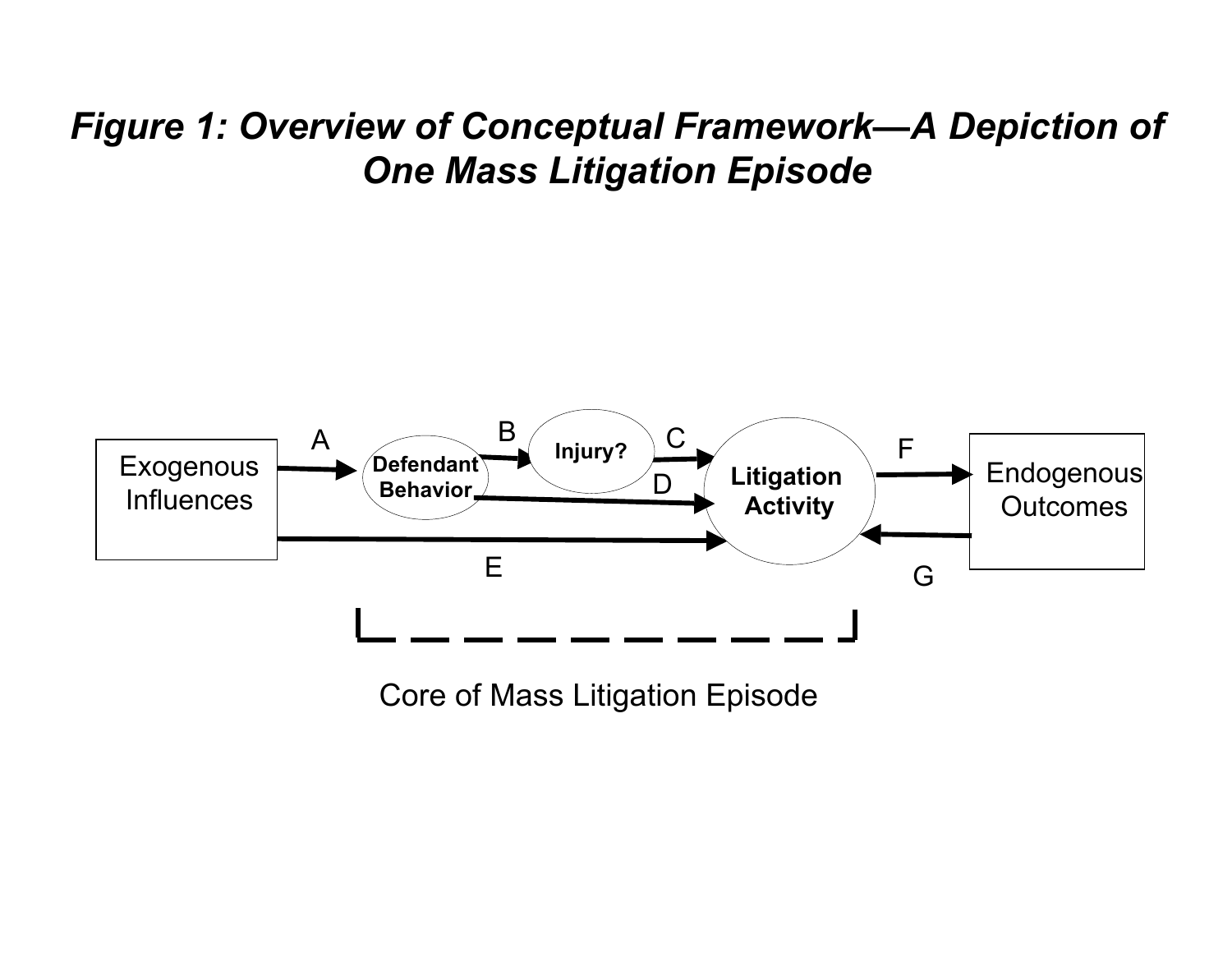# *Figure 1: Overview of Conceptual Framework—A Depiction of One Mass Litigation Episode*

Exogenous Influences

A

Defendant Behavior

B

Injury?

C

D

E

Litigation Activity

F

G

Endogenous Outcomes

Core of Mass Litigation Episode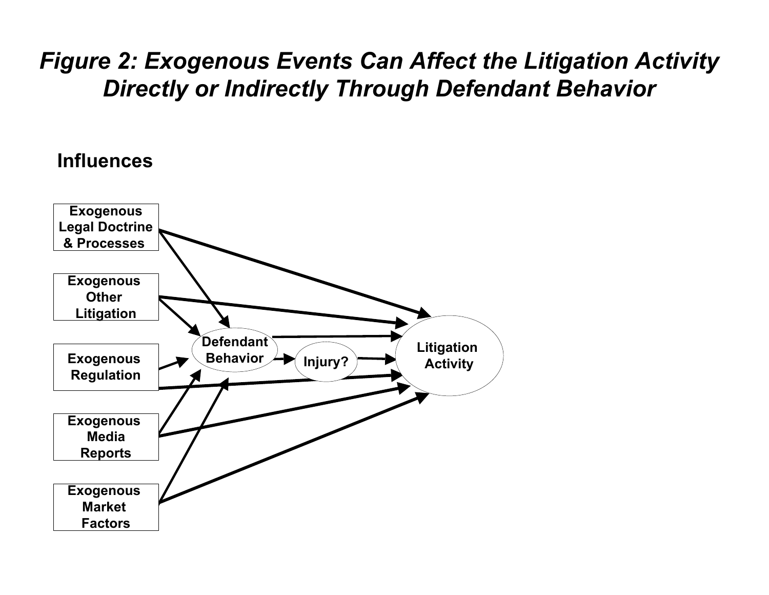# *Figure 2: Exogenous Events Can Affect the Litigation Activity Directly or Indirectly Through Defendant Behavior*

**Influences**

- Exogenous Legal Doctrine & Processes
- Exogenous Other Litigation
- Exogenous Regulation
- Exogenous Media Reports
- Exogenous Market Factors

Defendant Behavior → Injury? → Litigation Activity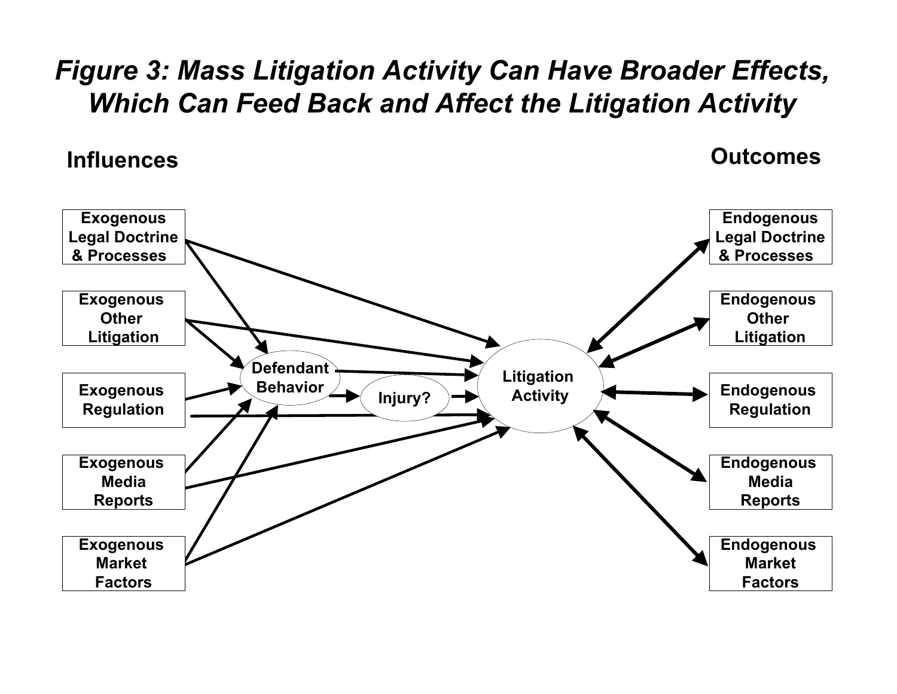*Figure 3: Mass Litigation Activity Can Have Broader Effects, Which Can Feed Back and Affect the Litigation Activity*

**Influences**

**Outcomes**

**Exogenous Legal Doctrine & Processes**

**Exogenous Other Litigation**

**Exogenous Regulation**

**Exogenous Media Reports**

**Exogenous Market Factors**

**Defendant Behavior**

**Injury?**

**Litigation Activity**

**Endogenous Legal Doctrine & Processes**

**Endogenous Other Litigation**

**Endogenous Regulation**

**Endogenous Media Reports**

**Endogenous Market Factors**